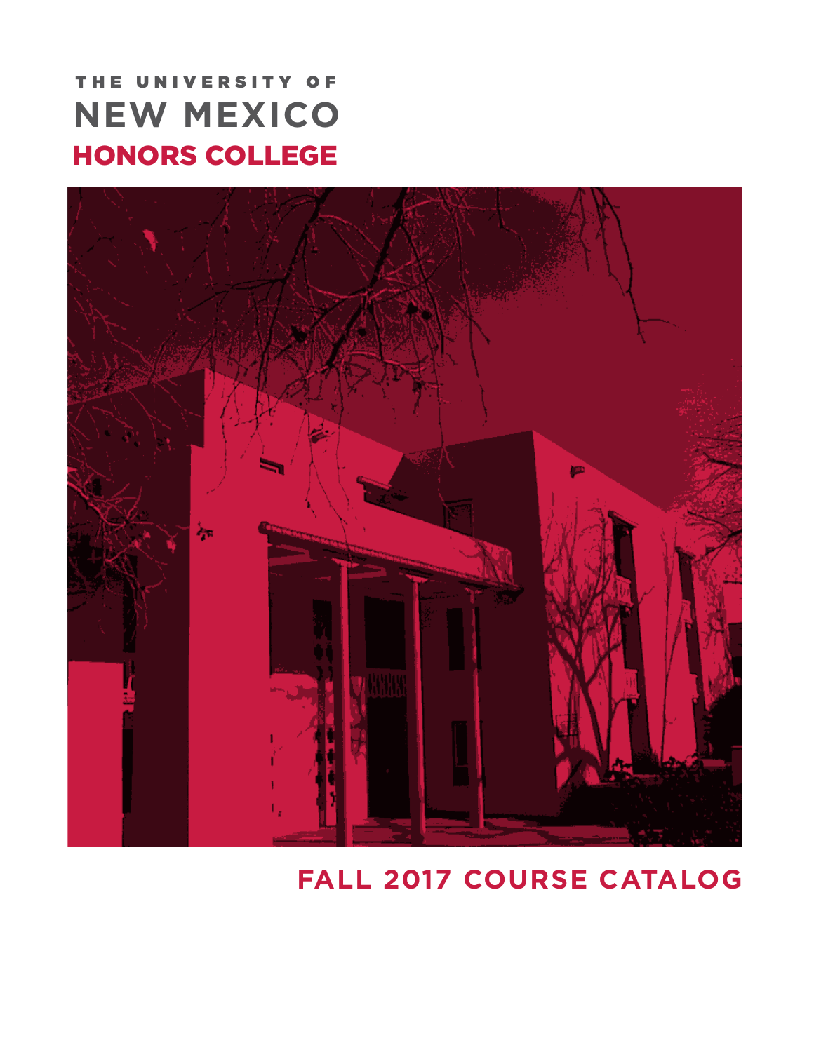THE UNIVERSITY OF

# NEW MEXICO

## HONORS COLLEGE

## FALL 2017 COURSE CATALOG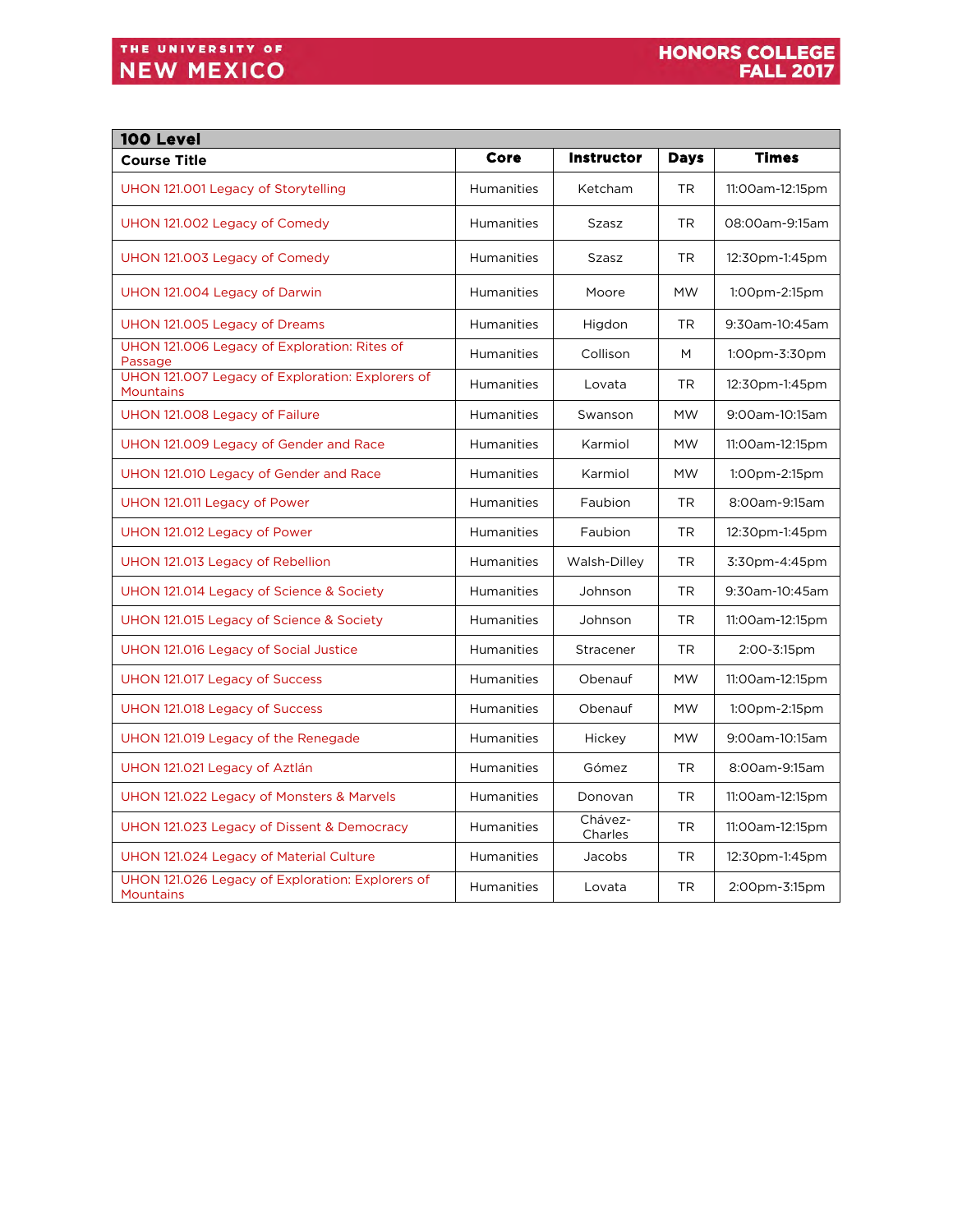## 100 Level

| Course Title | Core | Instructor | Days | Times |
|---|---|---|---|---|
| UHON 121.001 Legacy of Storytelling | Humanities | Ketcham | TR | 11:00am-12:15pm |
| UHON 121.002 Legacy of Comedy | Humanities | Szasz | TR | 08:00am-9:15am |
| UHON 121.003 Legacy of Comedy | Humanities | Szasz | TR | 12:30pm-1:45pm |
| UHON 121.004 Legacy of Darwin | Humanities | Moore | MW | 1:00pm-2:15pm |
| UHON 121.005 Legacy of Dreams | Humanities | Higdon | TR | 9:30am-10:45am |
| UHON 121.006 Legacy of Exploration: Rites of Passage | Humanities | Collison | M | 1:00pm-3:30pm |
| UHON 121.007 Legacy of Exploration: Explorers of Mountains | Humanities | Lovata | TR | 12:30pm-1:45pm |
| UHON 121.008 Legacy of Failure | Humanities | Swanson | MW | 9:00am-10:15am |
| UHON 121.009 Legacy of Gender and Race | Humanities | Karmiol | MW | 11:00am-12:15pm |
| UHON 121.010 Legacy of Gender and Race | Humanities | Karmiol | MW | 1:00pm-2:15pm |
| UHON 121.011 Legacy of Power | Humanities | Faubion | TR | 8:00am-9:15am |
| UHON 121.012 Legacy of Power | Humanities | Faubion | TR | 12:30pm-1:45pm |
| UHON 121.013 Legacy of Rebellion | Humanities | Walsh-Dilley | TR | 3:30pm-4:45pm |
| UHON 121.014 Legacy of Science & Society | Humanities | Johnson | TR | 9:30am-10:45am |
| UHON 121.015 Legacy of Science & Society | Humanities | Johnson | TR | 11:00am-12:15pm |
| UHON 121.016 Legacy of Social Justice | Humanities | Stracener | TR | 2:00-3:15pm |
| UHON 121.017 Legacy of Success | Humanities | Obenauf | MW | 11:00am-12:15pm |
| UHON 121.018 Legacy of Success | Humanities | Obenauf | MW | 1:00pm-2:15pm |
| UHON 121.019 Legacy of the Renegade | Humanities | Hickey | MW | 9:00am-10:15am |
| UHON 121.021 Legacy of Aztlán | Humanities | Gómez | TR | 8:00am-9:15am |
| UHON 121.022 Legacy of Monsters & Marvels | Humanities | Donovan | TR | 11:00am-12:15pm |
| UHON 121.023 Legacy of Dissent & Democracy | Humanities | Chávez-Charles | TR | 11:00am-12:15pm |
| UHON 121.024 Legacy of Material Culture | Humanities | Jacobs | TR | 12:30pm-1:45pm |
| UHON 121.026 Legacy of Exploration: Explorers of Mountains | Humanities | Lovata | TR | 2:00pm-3:15pm |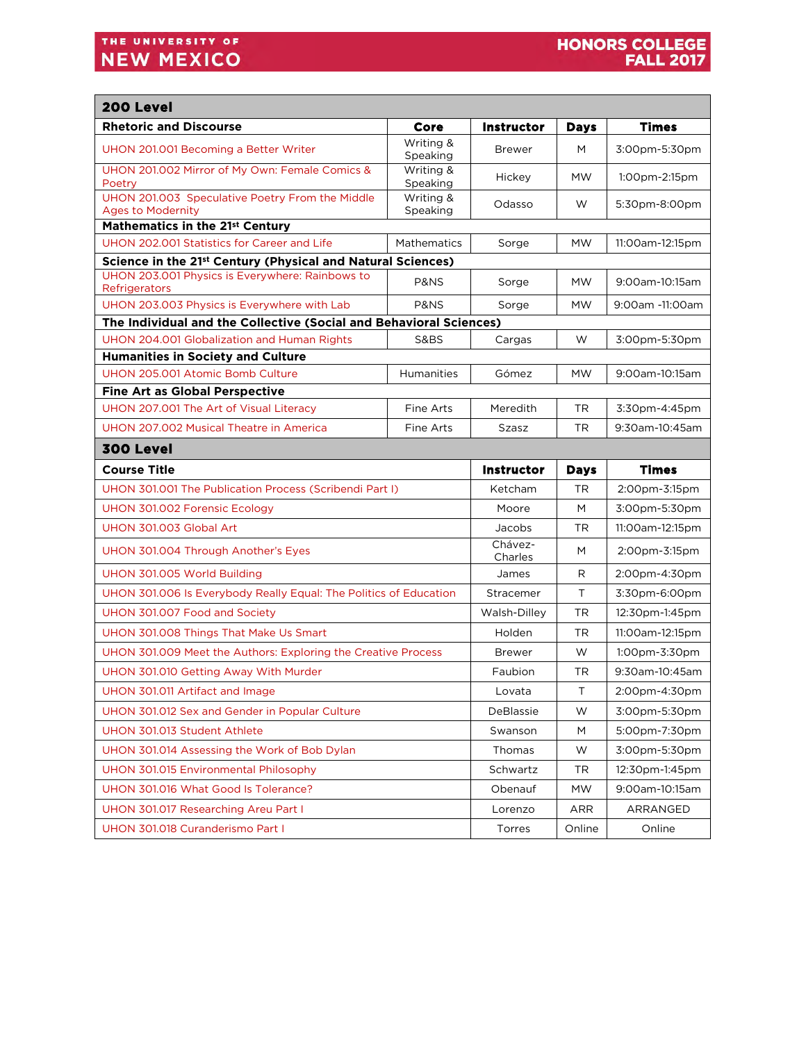THE UNIVERSITY OF NEW MEXICO

HONORS COLLEGE FALL 2017

| 200 Level | | | | |
|---|---|---|---|---|
| **Rhetoric and Discourse** | **Core** | **Instructor** | **Days** | **Times** |
| UHON 201.001 Becoming a Better Writer | Writing & Speaking | Brewer | M | 3:00pm-5:30pm |
| UHON 201.002 Mirror of My Own: Female Comics & Poetry | Writing & Speaking | Hickey | MW | 1:00pm-2:15pm |
| UHON 201.003 Speculative Poetry From the Middle Ages to Modernity | Writing & Speaking | Odasso | W | 5:30pm-8:00pm |
| **Mathematics in the 21st Century** | | | | |
| UHON 202.001 Statistics for Career and Life | Mathematics | Sorge | MW | 11:00am-12:15pm |
| **Science in the 21st Century (Physical and Natural Sciences)** | | | | |
| UHON 203.001 Physics is Everywhere: Rainbows to Refrigerators | P&NS | Sorge | MW | 9:00am-10:15am |
| UHON 203.003 Physics is Everywhere with Lab | P&NS | Sorge | MW | 9:00am -11:00am |
| **The Individual and the Collective (Social and Behavioral Sciences)** | | | | |
| UHON 204.001 Globalization and Human Rights | S&BS | Cargas | W | 3:00pm-5:30pm |
| **Humanities in Society and Culture** | | | | |
| UHON 205.001 Atomic Bomb Culture | Humanities | Gómez | MW | 9:00am-10:15am |
| **Fine Art as Global Perspective** | | | | |
| UHON 207.001 The Art of Visual Literacy | Fine Arts | Meredith | TR | 3:30pm-4:45pm |
| UHON 207.002 Musical Theatre in America | Fine Arts | Szasz | TR | 9:30am-10:45am |

| 300 Level | | | |
|---|---|---|---|
| **Course Title** | **Instructor** | **Days** | **Times** |
| UHON 301.001 The Publication Process (Scribendi Part I) | Ketcham | TR | 2:00pm-3:15pm |
| UHON 301.002 Forensic Ecology | Moore | M | 3:00pm-5:30pm |
| UHON 301.003 Global Art | Jacobs | TR | 11:00am-12:15pm |
| UHON 301.004 Through Another's Eyes | Chávez-Charles | M | 2:00pm-3:15pm |
| UHON 301.005 World Building | James | R | 2:00pm-4:30pm |
| UHON 301.006 Is Everybody Really Equal: The Politics of Education | Stracemer | T | 3:30pm-6:00pm |
| UHON 301.007 Food and Society | Walsh-Dilley | TR | 12:30pm-1:45pm |
| UHON 301.008 Things That Make Us Smart | Holden | TR | 11:00am-12:15pm |
| UHON 301.009 Meet the Authors: Exploring the Creative Process | Brewer | W | 1:00pm-3:30pm |
| UHON 301.010 Getting Away With Murder | Faubion | TR | 9:30am-10:45am |
| UHON 301.011 Artifact and Image | Lovata | T | 2:00pm-4:30pm |
| UHON 301.012 Sex and Gender in Popular Culture | DeBlassie | W | 3:00pm-5:30pm |
| UHON 301.013 Student Athlete | Swanson | M | 5:00pm-7:30pm |
| UHON 301.014 Assessing the Work of Bob Dylan | Thomas | W | 3:00pm-5:30pm |
| UHON 301.015 Environmental Philosophy | Schwartz | TR | 12:30pm-1:45pm |
| UHON 301.016 What Good Is Tolerance? | Obenauf | MW | 9:00am-10:15am |
| UHON 301.017 Researching Areu Part I | Lorenzo | ARR | ARRANGED |
| UHON 301.018 Curanderismo Part I | Torres | Online | Online |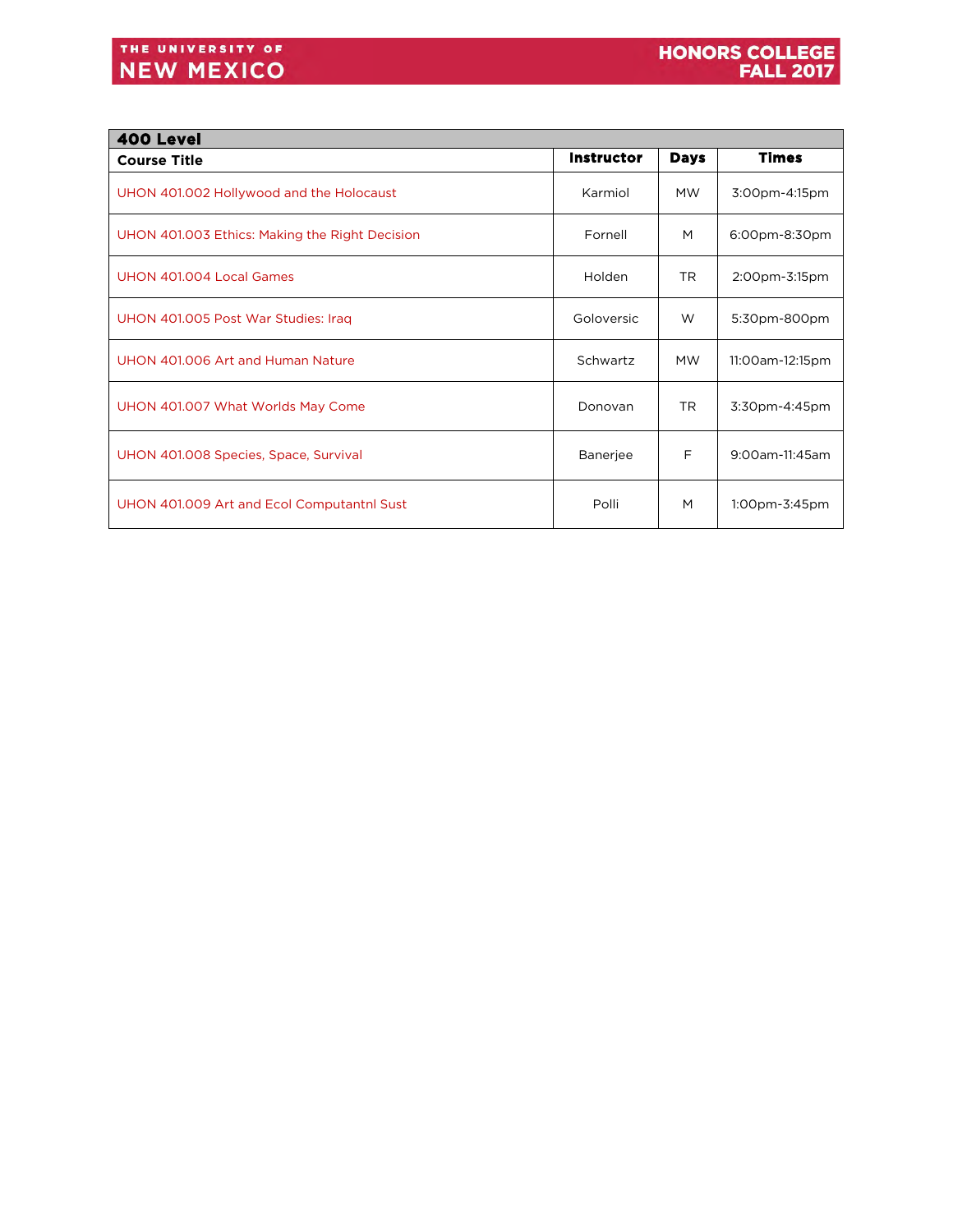| 400 Level | | | |
|---|---|---|---|
| **Course Title** | **Instructor** | **Days** | **Times** |
| UHON 401.002 Hollywood and the Holocaust | Karmiol | MW | 3:00pm-4:15pm |
| UHON 401.003 Ethics: Making the Right Decision | Fornell | M | 6:00pm-8:30pm |
| UHON 401.004 Local Games | Holden | TR | 2:00pm-3:15pm |
| UHON 401.005 Post War Studies: Iraq | Goloversic | W | 5:30pm-800pm |
| UHON 401.006 Art and Human Nature | Schwartz | MW | 11:00am-12:15pm |
| UHON 401.007 What Worlds May Come | Donovan | TR | 3:30pm-4:45pm |
| UHON 401.008 Species, Space, Survival | Banerjee | F | 9:00am-11:45am |
| UHON 401.009 Art and Ecol Computantnl Sust | Polli | M | 1:00pm-3:45pm |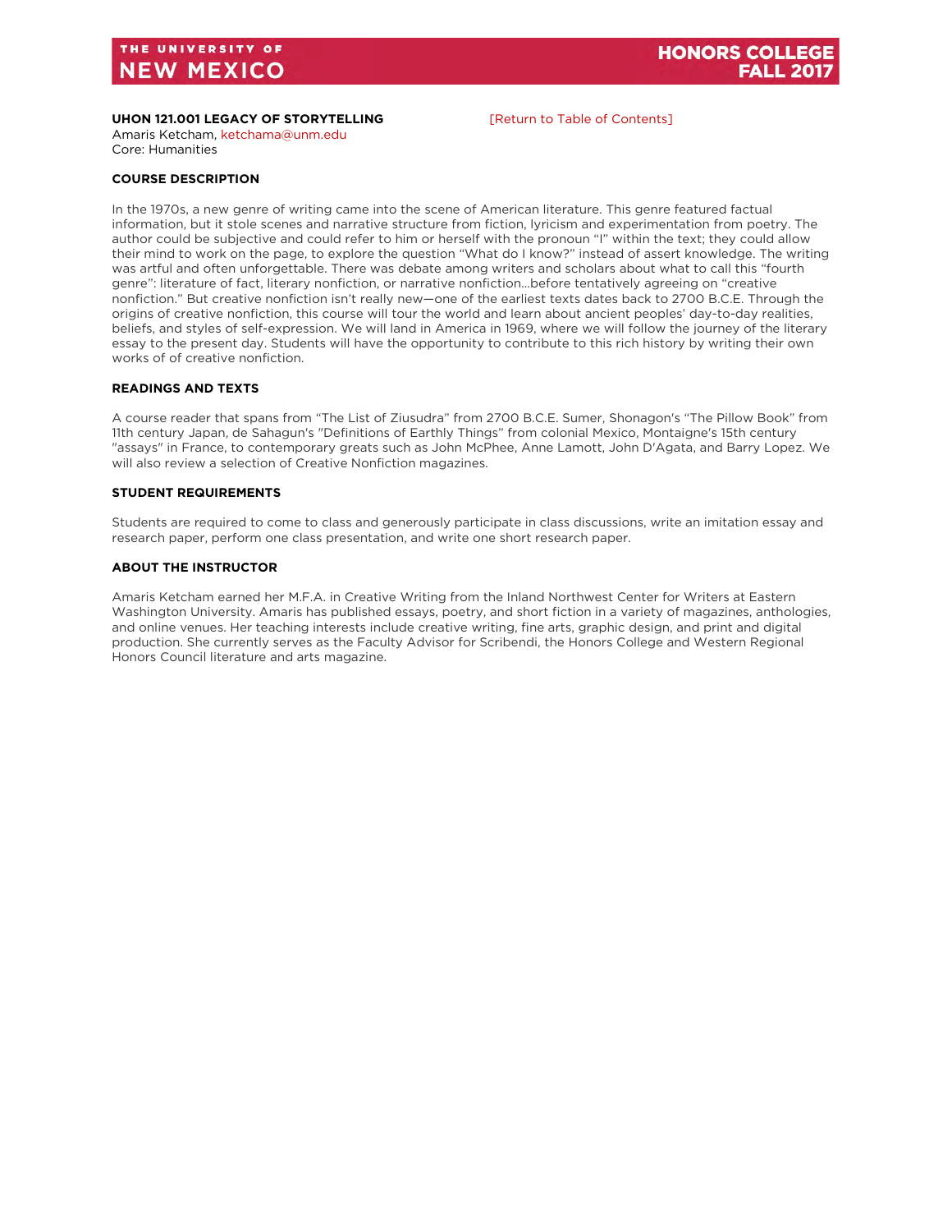**UHON 121.001 LEGACY OF STORYTELLING** [Return to Table of Contents]

Amaris Ketcham, ketchama@unm.edu
Core: Humanities

## COURSE DESCRIPTION

In the 1970s, a new genre of writing came into the scene of American literature. This genre featured factual information, but it stole scenes and narrative structure from fiction, lyricism and experimentation from poetry. The author could be subjective and could refer to him or herself with the pronoun "I" within the text; they could allow their mind to work on the page, to explore the question "What do I know?" instead of assert knowledge. The writing was artful and often unforgettable. There was debate among writers and scholars about what to call this "fourth genre": literature of fact, literary nonfiction, or narrative nonfiction...before tentatively agreeing on "creative nonfiction." But creative nonfiction isn't really new—one of the earliest texts dates back to 2700 B.C.E. Through the origins of creative nonfiction, this course will tour the world and learn about ancient peoples' day-to-day realities, beliefs, and styles of self-expression. We will land in America in 1969, where we will follow the journey of the literary essay to the present day. Students will have the opportunity to contribute to this rich history by writing their own works of of creative nonfiction.

## READINGS AND TEXTS

A course reader that spans from "The List of Ziusudra" from 2700 B.C.E. Sumer, Shonagon's "The Pillow Book" from 11th century Japan, de Sahagun's "Definitions of Earthly Things" from colonial Mexico, Montaigne's 15th century "assays" in France, to contemporary greats such as John McPhee, Anne Lamott, John D'Agata, and Barry Lopez. We will also review a selection of Creative Nonfiction magazines.

## STUDENT REQUIREMENTS

Students are required to come to class and generously participate in class discussions, write an imitation essay and research paper, perform one class presentation, and write one short research paper.

## ABOUT THE INSTRUCTOR

Amaris Ketcham earned her M.F.A. in Creative Writing from the Inland Northwest Center for Writers at Eastern Washington University. Amaris has published essays, poetry, and short fiction in a variety of magazines, anthologies, and online venues. Her teaching interests include creative writing, fine arts, graphic design, and print and digital production. She currently serves as the Faculty Advisor for Scribendi, the Honors College and Western Regional Honors Council literature and arts magazine.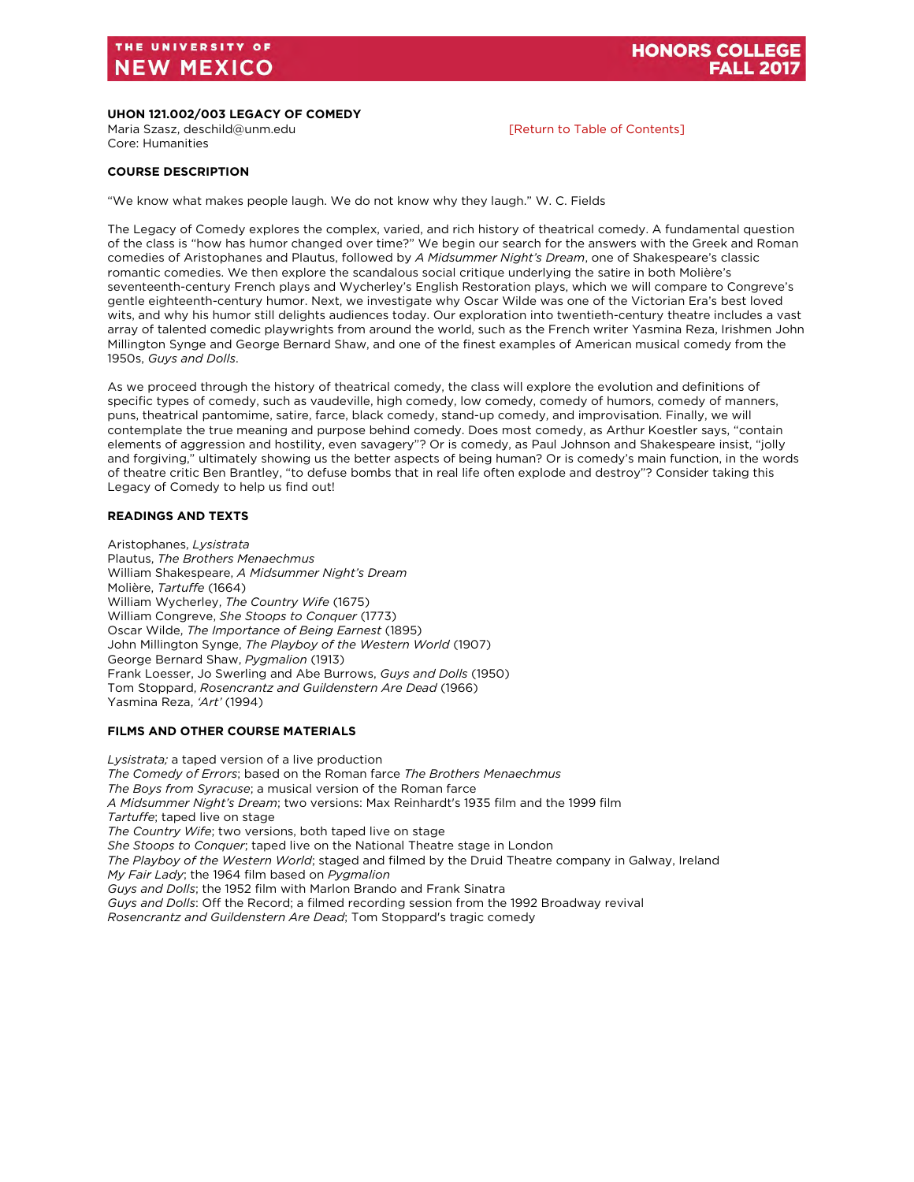**UHON 121.002/003 LEGACY OF COMEDY**
Maria Szasz, deschild@unm.edu
Core: Humanities

[Return to Table of Contents]

**COURSE DESCRIPTION**

"We know what makes people laugh. We do not know why they laugh." W. C. Fields

The Legacy of Comedy explores the complex, varied, and rich history of theatrical comedy. A fundamental question of the class is "how has humor changed over time?" We begin our search for the answers with the Greek and Roman comedies of Aristophanes and Plautus, followed by *A Midsummer Night's Dream*, one of Shakespeare's classic romantic comedies. We then explore the scandalous social critique underlying the satire in both Molière's seventeenth-century French plays and Wycherley's English Restoration plays, which we will compare to Congreve's gentle eighteenth-century humor. Next, we investigate why Oscar Wilde was one of the Victorian Era's best loved wits, and why his humor still delights audiences today. Our exploration into twentieth-century theatre includes a vast array of talented comedic playwrights from around the world, such as the French writer Yasmina Reza, Irishmen John Millington Synge and George Bernard Shaw, and one of the finest examples of American musical comedy from the 1950s, *Guys and Dolls*.

As we proceed through the history of theatrical comedy, the class will explore the evolution and definitions of specific types of comedy, such as vaudeville, high comedy, low comedy, comedy of humors, comedy of manners, puns, theatrical pantomime, satire, farce, black comedy, stand-up comedy, and improvisation. Finally, we will contemplate the true meaning and purpose behind comedy. Does most comedy, as Arthur Koestler says, "contain elements of aggression and hostility, even savagery"? Or is comedy, as Paul Johnson and Shakespeare insist, "jolly and forgiving," ultimately showing us the better aspects of being human? Or is comedy's main function, in the words of theatre critic Ben Brantley, "to defuse bombs that in real life often explode and destroy"? Consider taking this Legacy of Comedy to help us find out!

**READINGS AND TEXTS**

Aristophanes, *Lysistrata*
Plautus, *The Brothers Menaechmus*
William Shakespeare, *A Midsummer Night's Dream*
Molière, *Tartuffe* (1664)
William Wycherley, *The Country Wife* (1675)
William Congreve, *She Stoops to Conquer* (1773)
Oscar Wilde, *The Importance of Being Earnest* (1895)
John Millington Synge, *The Playboy of the Western World* (1907)
George Bernard Shaw, *Pygmalion* (1913)
Frank Loesser, Jo Swerling and Abe Burrows, *Guys and Dolls* (1950)
Tom Stoppard, *Rosencrantz and Guildenstern Are Dead* (1966)
Yasmina Reza, *'Art'* (1994)

**FILMS AND OTHER COURSE MATERIALS**

*Lysistrata;* a taped version of a live production
*The Comedy of Errors*; based on the Roman farce *The Brothers Menaechmus*
*The Boys from Syracuse*; a musical version of the Roman farce
*A Midsummer Night's Dream*; two versions: Max Reinhardt's 1935 film and the 1999 film
*Tartuffe*; taped live on stage
*The Country Wife*; two versions, both taped live on stage
*She Stoops to Conquer*; taped live on the National Theatre stage in London
*The Playboy of the Western World*; staged and filmed by the Druid Theatre company in Galway, Ireland
*My Fair Lady*; the 1964 film based on *Pygmalion*
*Guys and Dolls*; the 1952 film with Marlon Brando and Frank Sinatra
*Guys and Dolls*: Off the Record; a filmed recording session from the 1992 Broadway revival
*Rosencrantz and Guildenstern Are Dead*; Tom Stoppard's tragic comedy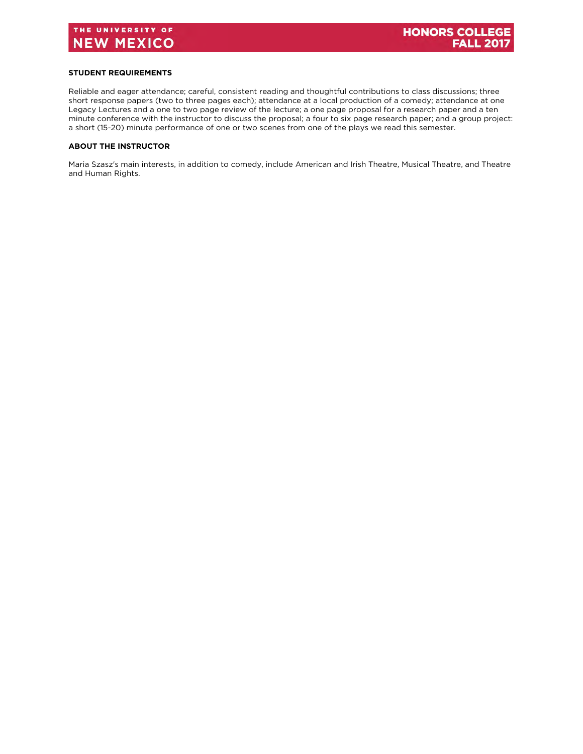**STUDENT REQUIREMENTS**

Reliable and eager attendance; careful, consistent reading and thoughtful contributions to class discussions; three short response papers (two to three pages each); attendance at a local production of a comedy; attendance at one Legacy Lectures and a one to two page review of the lecture; a one page proposal for a research paper and a ten minute conference with the instructor to discuss the proposal; a four to six page research paper; and a group project: a short (15-20) minute performance of one or two scenes from one of the plays we read this semester.

**ABOUT THE INSTRUCTOR**

Maria Szasz's main interests, in addition to comedy, include American and Irish Theatre, Musical Theatre, and Theatre and Human Rights.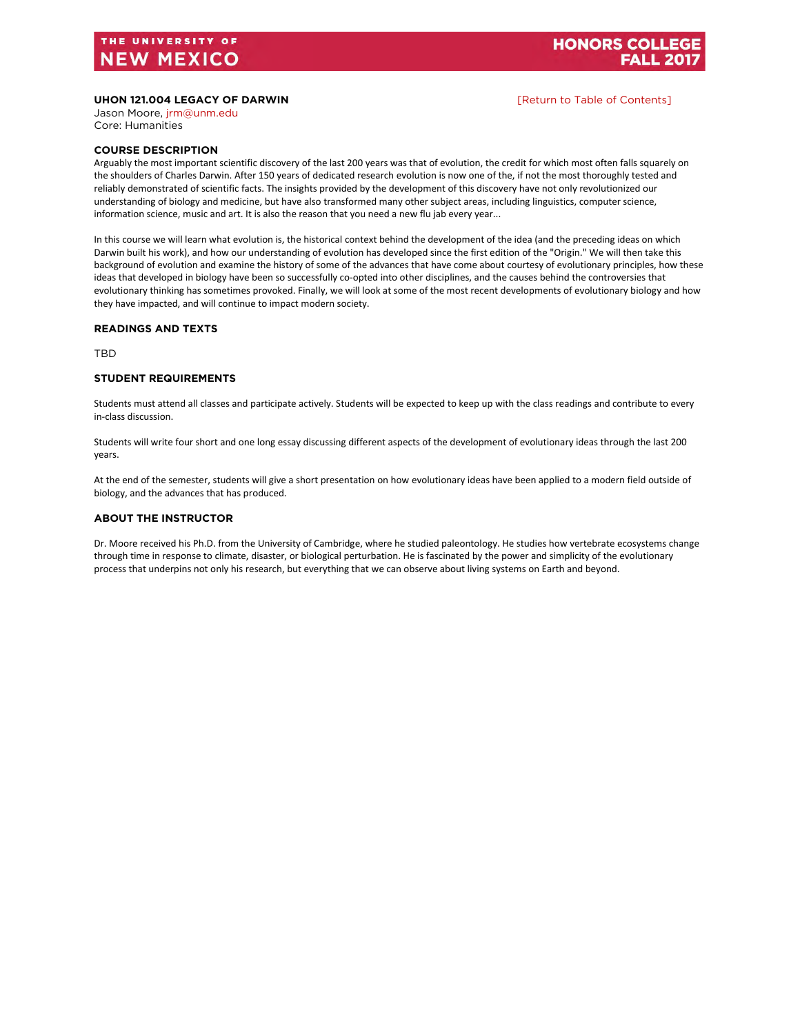## UHON 121.004 LEGACY OF DARWIN

[Return to Table of Contents]

Jason Moore, jrm@unm.edu
Core: Humanities

### COURSE DESCRIPTION

Arguably the most important scientific discovery of the last 200 years was that of evolution, the credit for which most often falls squarely on the shoulders of Charles Darwin. After 150 years of dedicated research evolution is now one of the, if not the most thoroughly tested and reliably demonstrated of scientific facts. The insights provided by the development of this discovery have not only revolutionized our understanding of biology and medicine, but have also transformed many other subject areas, including linguistics, computer science, information science, music and art. It is also the reason that you need a new flu jab every year...

In this course we will learn what evolution is, the historical context behind the development of the idea (and the preceding ideas on which Darwin built his work), and how our understanding of evolution has developed since the first edition of the "Origin." We will then take this background of evolution and examine the history of some of the advances that have come about courtesy of evolutionary principles, how these ideas that developed in biology have been so successfully co-opted into other disciplines, and the causes behind the controversies that evolutionary thinking has sometimes provoked. Finally, we will look at some of the most recent developments of evolutionary biology and how they have impacted, and will continue to impact modern society.

### READINGS AND TEXTS

TBD

### STUDENT REQUIREMENTS

Students must attend all classes and participate actively. Students will be expected to keep up with the class readings and contribute to every in-class discussion.

Students will write four short and one long essay discussing different aspects of the development of evolutionary ideas through the last 200 years.

At the end of the semester, students will give a short presentation on how evolutionary ideas have been applied to a modern field outside of biology, and the advances that has produced.

### ABOUT THE INSTRUCTOR

Dr. Moore received his Ph.D. from the University of Cambridge, where he studied paleontology. He studies how vertebrate ecosystems change through time in response to climate, disaster, or biological perturbation. He is fascinated by the power and simplicity of the evolutionary process that underpins not only his research, but everything that we can observe about living systems on Earth and beyond.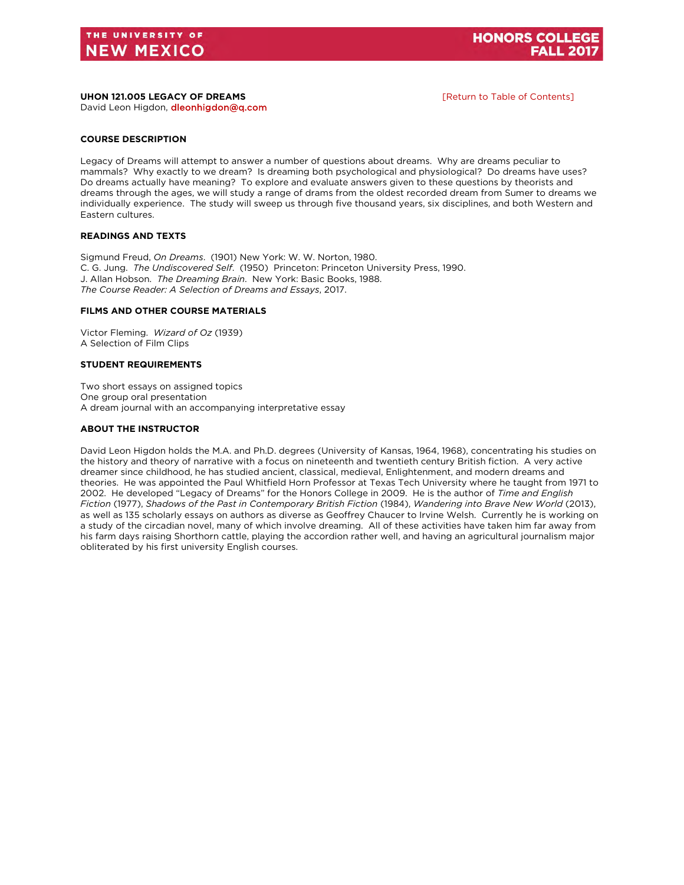**UHON 121.005 LEGACY OF DREAMS** [Return to Table of Contents]
David Leon Higdon, dleonhigdon@q.com

**COURSE DESCRIPTION**

Legacy of Dreams will attempt to answer a number of questions about dreams. Why are dreams peculiar to mammals? Why exactly to we dream? Is dreaming both psychological and physiological? Do dreams have uses? Do dreams actually have meaning? To explore and evaluate answers given to these questions by theorists and dreams through the ages, we will study a range of drams from the oldest recorded dream from Sumer to dreams we individually experience. The study will sweep us through five thousand years, six disciplines, and both Western and Eastern cultures.

**READINGS AND TEXTS**

Sigmund Freud, *On Dreams*. (1901) New York: W. W. Norton, 1980.
C. G. Jung. *The Undiscovered Self*. (1950) Princeton: Princeton University Press, 1990.
J. Allan Hobson. *The Dreaming Brain*. New York: Basic Books, 1988.
*The Course Reader: A Selection of Dreams and Essays*, 2017.

**FILMS AND OTHER COURSE MATERIALS**

Victor Fleming. *Wizard of Oz* (1939)
A Selection of Film Clips

**STUDENT REQUIREMENTS**

Two short essays on assigned topics
One group oral presentation
A dream journal with an accompanying interpretative essay

**ABOUT THE INSTRUCTOR**

David Leon Higdon holds the M.A. and Ph.D. degrees (University of Kansas, 1964, 1968), concentrating his studies on the history and theory of narrative with a focus on nineteenth and twentieth century British fiction. A very active dreamer since childhood, he has studied ancient, classical, medieval, Enlightenment, and modern dreams and theories. He was appointed the Paul Whitfield Horn Professor at Texas Tech University where he taught from 1971 to 2002. He developed "Legacy of Dreams" for the Honors College in 2009. He is the author of *Time and English Fiction* (1977), *Shadows of the Past in Contemporary British Fiction* (1984), *Wandering into Brave New World* (2013), as well as 135 scholarly essays on authors as diverse as Geoffrey Chaucer to Irvine Welsh. Currently he is working on a study of the circadian novel, many of which involve dreaming. All of these activities have taken him far away from his farm days raising Shorthorn cattle, playing the accordion rather well, and having an agricultural journalism major obliterated by his first university English courses.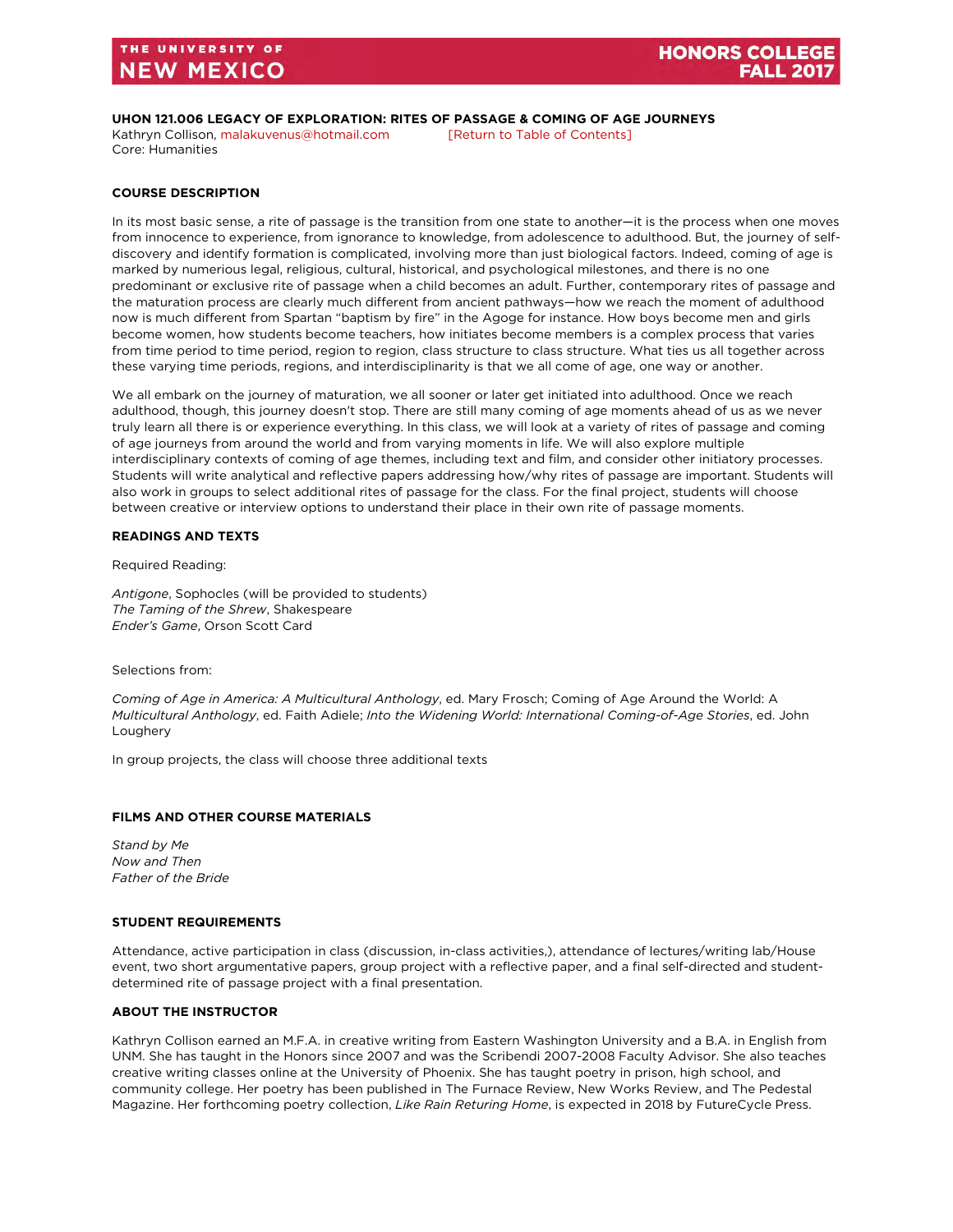**UHON 121.006 LEGACY OF EXPLORATION: RITES OF PASSAGE & COMING OF AGE JOURNEYS**
Kathryn Collison, malakuvenus@hotmail.com [Return to Table of Contents]
Core: Humanities

**COURSE DESCRIPTION**

In its most basic sense, a rite of passage is the transition from one state to another—it is the process when one moves from innocence to experience, from ignorance to knowledge, from adolescence to adulthood. But, the journey of self-discovery and identify formation is complicated, involving more than just biological factors. Indeed, coming of age is marked by numerious legal, religious, cultural, historical, and psychological milestones, and there is no one predominant or exclusive rite of passage when a child becomes an adult. Further, contemporary rites of passage and the maturation process are clearly much different from ancient pathways—how we reach the moment of adulthood now is much different from Spartan "baptism by fire" in the Agoge for instance. How boys become men and girls become women, how students become teachers, how initiates become members is a complex process that varies from time period to time period, region to region, class structure to class structure. What ties us all together across these varying time periods, regions, and interdisciplinarity is that we all come of age, one way or another.

We all embark on the journey of maturation, we all sooner or later get initiated into adulthood. Once we reach adulthood, though, this journey doesn't stop. There are still many coming of age moments ahead of us as we never truly learn all there is or experience everything. In this class, we will look at a variety of rites of passage and coming of age journeys from around the world and from varying moments in life. We will also explore multiple interdisciplinary contexts of coming of age themes, including text and film, and consider other initiatory processes. Students will write analytical and reflective papers addressing how/why rites of passage are important. Students will also work in groups to select additional rites of passage for the class. For the final project, students will choose between creative or interview options to understand their place in their own rite of passage moments.

**READINGS AND TEXTS**

Required Reading:

*Antigone*, Sophocles (will be provided to students)
*The Taming of the Shrew*, Shakespeare
*Ender's Game*, Orson Scott Card

Selections from:

*Coming of Age in America: A Multicultural Anthology*, ed. Mary Frosch; Coming of Age Around the World: A *Multicultural Anthology*, ed. Faith Adiele; *Into the Widening World: International Coming-of-Age Stories*, ed. John Loughery

In group projects, the class will choose three additional texts

**FILMS AND OTHER COURSE MATERIALS**

*Stand by Me*
*Now and Then*
*Father of the Bride*

**STUDENT REQUIREMENTS**

Attendance, active participation in class (discussion, in-class activities,), attendance of lectures/writing lab/House event, two short argumentative papers, group project with a reflective paper, and a final self-directed and student-determined rite of passage project with a final presentation.

**ABOUT THE INSTRUCTOR**

Kathryn Collison earned an M.F.A. in creative writing from Eastern Washington University and a B.A. in English from UNM. She has taught in the Honors since 2007 and was the Scribendi 2007-2008 Faculty Advisor. She also teaches creative writing classes online at the University of Phoenix. She has taught poetry in prison, high school, and community college. Her poetry has been published in The Furnace Review, New Works Review, and The Pedestal Magazine. Her forthcoming poetry collection, *Like Rain Returing Home*, is expected in 2018 by FutureCycle Press.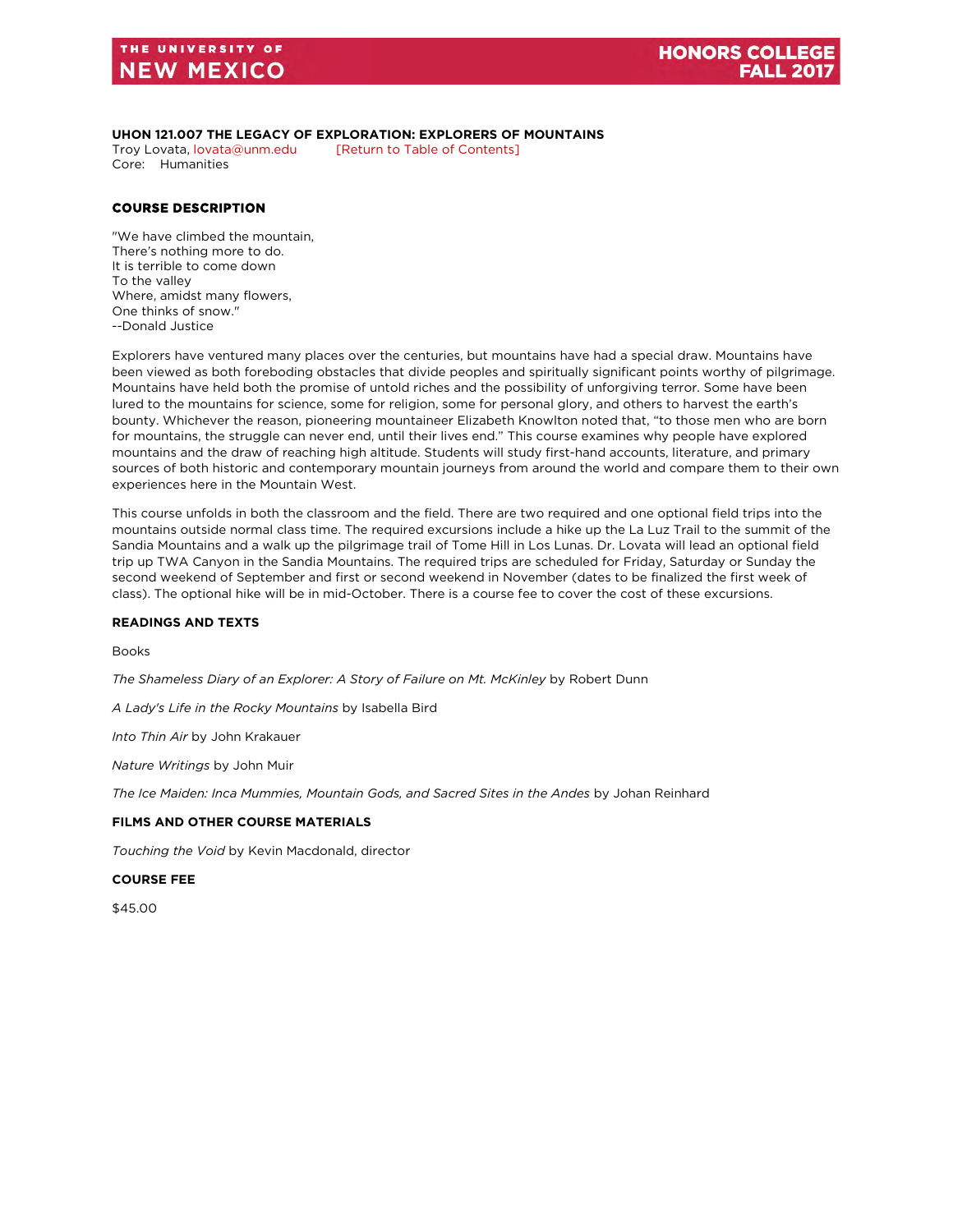### UHON 121.007 THE LEGACY OF EXPLORATION: EXPLORERS OF MOUNTAINS

Troy Lovata, lovata@unm.edu [Return to Table of Contents]
Core: Humanities

#### COURSE DESCRIPTION

"We have climbed the mountain,
There's nothing more to do.
It is terrible to come down
To the valley
Where, amidst many flowers,
One thinks of snow."
--Donald Justice

Explorers have ventured many places over the centuries, but mountains have had a special draw. Mountains have been viewed as both foreboding obstacles that divide peoples and spiritually significant points worthy of pilgrimage. Mountains have held both the promise of untold riches and the possibility of unforgiving terror. Some have been lured to the mountains for science, some for religion, some for personal glory, and others to harvest the earth's bounty. Whichever the reason, pioneering mountaineer Elizabeth Knowlton noted that, "to those men who are born for mountains, the struggle can never end, until their lives end." This course examines why people have explored mountains and the draw of reaching high altitude. Students will study first-hand accounts, literature, and primary sources of both historic and contemporary mountain journeys from around the world and compare them to their own experiences here in the Mountain West.

This course unfolds in both the classroom and the field. There are two required and one optional field trips into the mountains outside normal class time. The required excursions include a hike up the La Luz Trail to the summit of the Sandia Mountains and a walk up the pilgrimage trail of Tome Hill in Los Lunas. Dr. Lovata will lead an optional field trip up TWA Canyon in the Sandia Mountains. The required trips are scheduled for Friday, Saturday or Sunday the second weekend of September and first or second weekend in November (dates to be finalized the first week of class). The optional hike will be in mid-October. There is a course fee to cover the cost of these excursions.

#### READINGS AND TEXTS

Books

*The Shameless Diary of an Explorer: A Story of Failure on Mt. McKinley* by Robert Dunn

*A Lady's Life in the Rocky Mountains* by Isabella Bird

*Into Thin Air* by John Krakauer

*Nature Writings* by John Muir

*The Ice Maiden: Inca Mummies, Mountain Gods, and Sacred Sites in the Andes* by Johan Reinhard

#### FILMS AND OTHER COURSE MATERIALS

*Touching the Void* by Kevin Macdonald, director

#### COURSE FEE

$45.00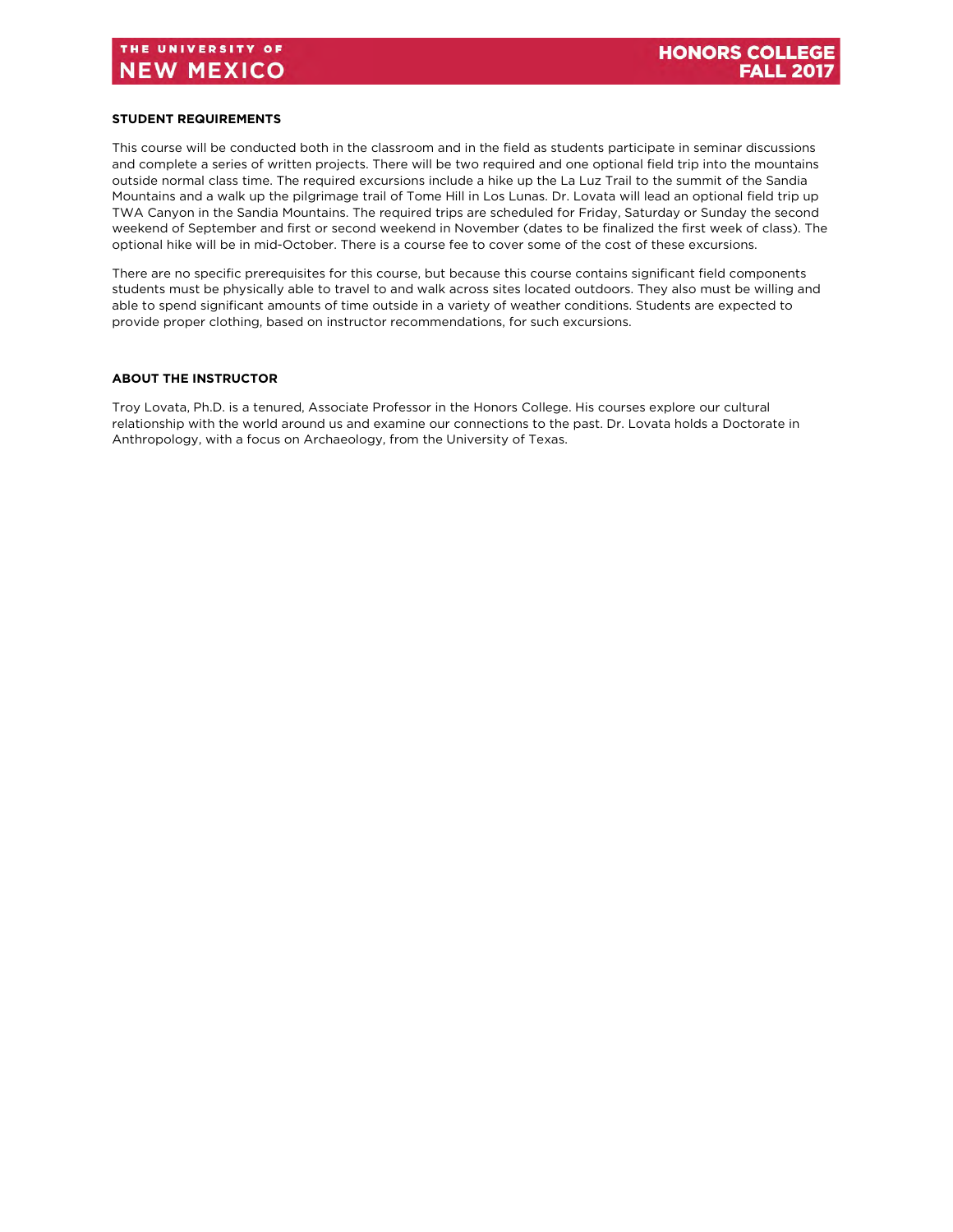### STUDENT REQUIREMENTS

This course will be conducted both in the classroom and in the field as students participate in seminar discussions and complete a series of written projects. There will be two required and one optional field trip into the mountains outside normal class time. The required excursions include a hike up the La Luz Trail to the summit of the Sandia Mountains and a walk up the pilgrimage trail of Tome Hill in Los Lunas. Dr. Lovata will lead an optional field trip up TWA Canyon in the Sandia Mountains. The required trips are scheduled for Friday, Saturday or Sunday the second weekend of September and first or second weekend in November (dates to be finalized the first week of class). The optional hike will be in mid-October. There is a course fee to cover some of the cost of these excursions.

There are no specific prerequisites for this course, but because this course contains significant field components students must be physically able to travel to and walk across sites located outdoors. They also must be willing and able to spend significant amounts of time outside in a variety of weather conditions. Students are expected to provide proper clothing, based on instructor recommendations, for such excursions.

### ABOUT THE INSTRUCTOR

Troy Lovata, Ph.D. is a tenured, Associate Professor in the Honors College. His courses explore our cultural relationship with the world around us and examine our connections to the past. Dr. Lovata holds a Doctorate in Anthropology, with a focus on Archaeology, from the University of Texas.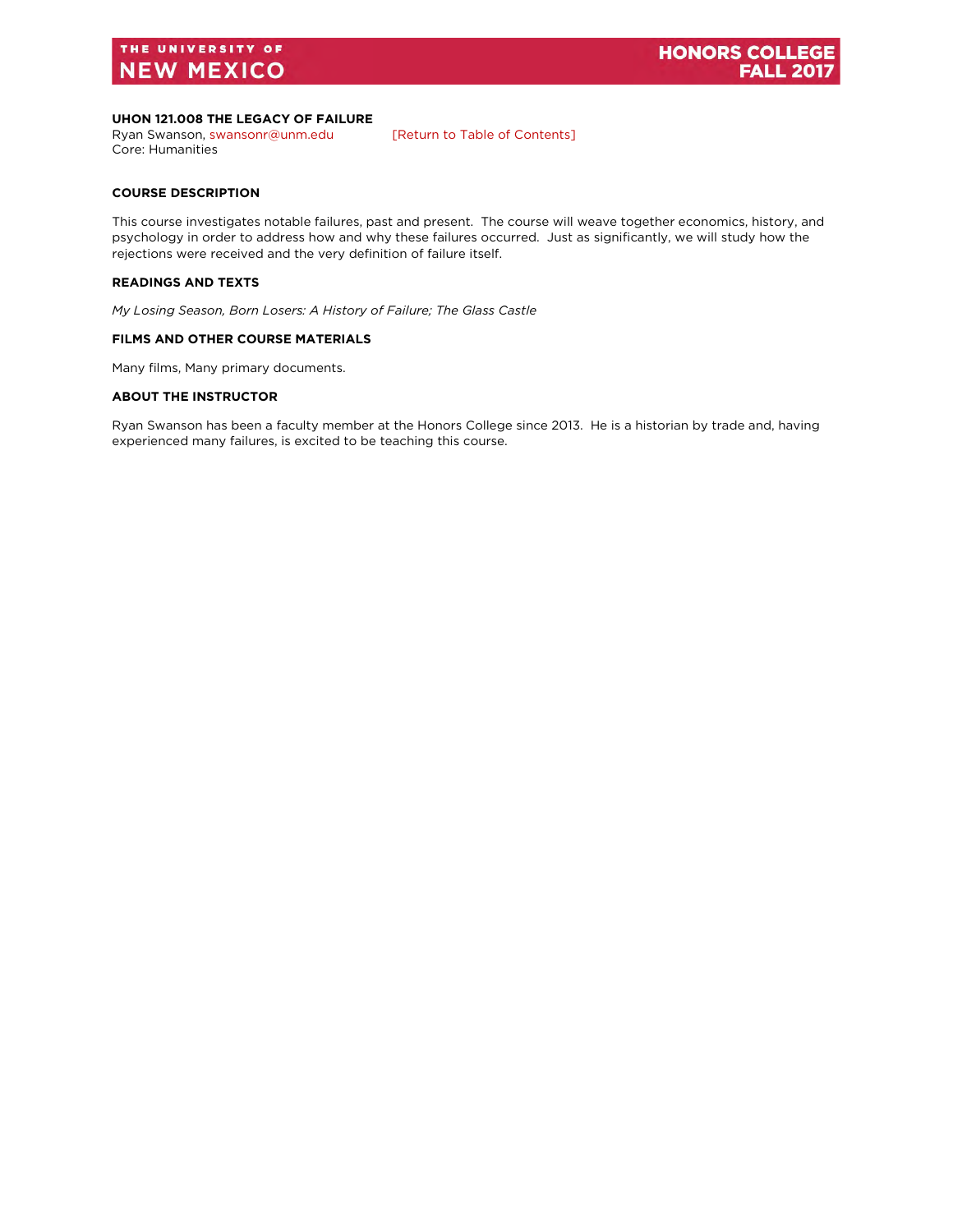**UHON 121.008 THE LEGACY OF FAILURE**
Ryan Swanson, swansonr@unm.edu [Return to Table of Contents]
Core: Humanities

**COURSE DESCRIPTION**

This course investigates notable failures, past and present. The course will weave together economics, history, and psychology in order to address how and why these failures occurred. Just as significantly, we will study how the rejections were received and the very definition of failure itself.

**READINGS AND TEXTS**

*My Losing Season, Born Losers: A History of Failure; The Glass Castle*

**FILMS AND OTHER COURSE MATERIALS**

Many films, Many primary documents.

**ABOUT THE INSTRUCTOR**

Ryan Swanson has been a faculty member at the Honors College since 2013. He is a historian by trade and, having experienced many failures, is excited to be teaching this course.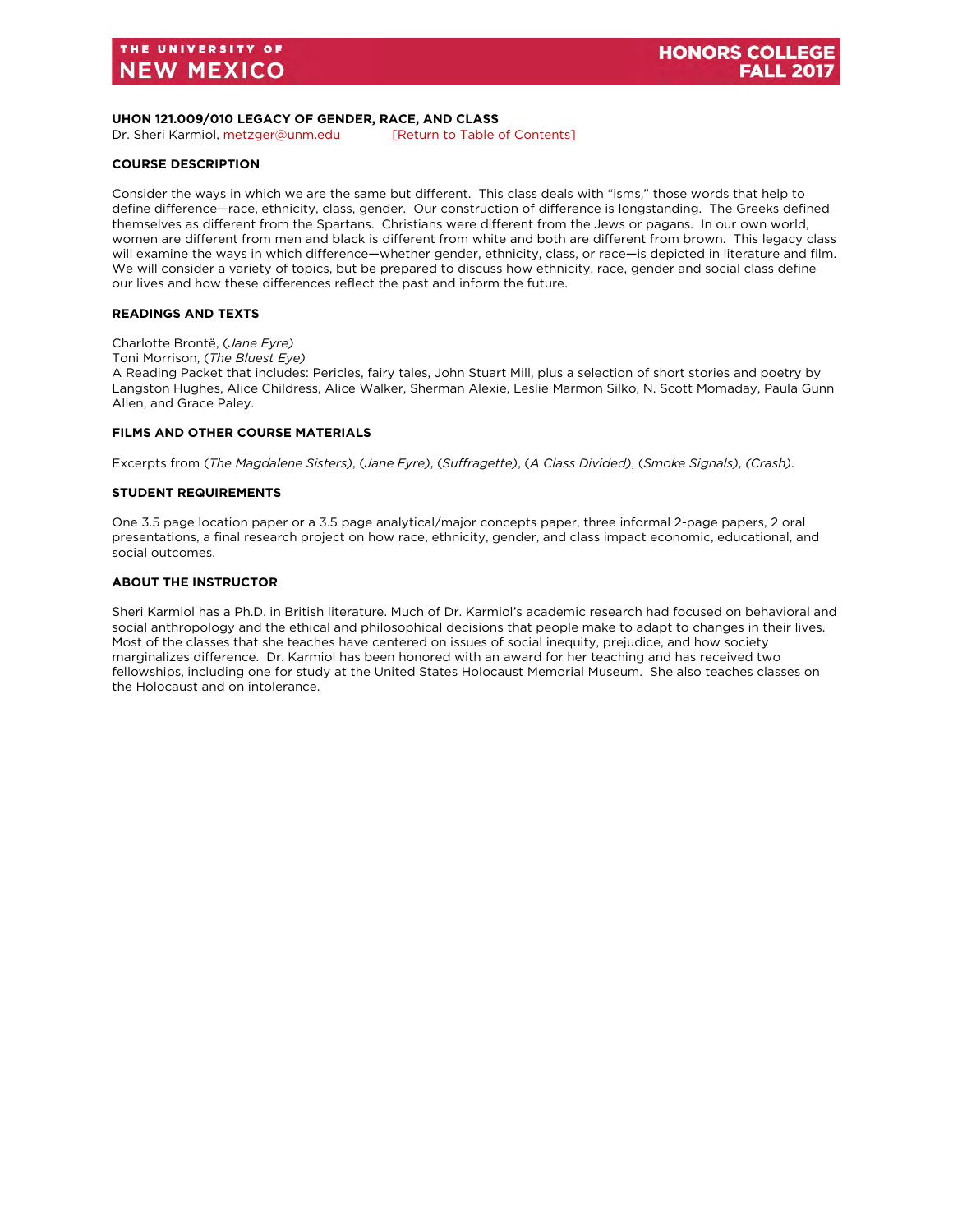**UHON 121.009/010 LEGACY OF GENDER, RACE, AND CLASS**
Dr. Sheri Karmiol, metzger@unm.edu [Return to Table of Contents]

**COURSE DESCRIPTION**

Consider the ways in which we are the same but different. This class deals with "isms," those words that help to define difference—race, ethnicity, class, gender. Our construction of difference is longstanding. The Greeks defined themselves as different from the Spartans. Christians were different from the Jews or pagans. In our own world, women are different from men and black is different from white and both are different from brown. This legacy class will examine the ways in which difference—whether gender, ethnicity, class, or race—is depicted in literature and film. We will consider a variety of topics, but be prepared to discuss how ethnicity, race, gender and social class define our lives and how these differences reflect the past and inform the future.

**READINGS AND TEXTS**

Charlotte Brontë, (*Jane Eyre)*
Toni Morrison, (*The Bluest Eye)*
A Reading Packet that includes: Pericles, fairy tales, John Stuart Mill, plus a selection of short stories and poetry by Langston Hughes, Alice Childress, Alice Walker, Sherman Alexie, Leslie Marmon Silko, N. Scott Momaday, Paula Gunn Allen, and Grace Paley.

**FILMS AND OTHER COURSE MATERIALS**

Excerpts from (*The Magdalene Sisters*), (*Jane Eyre*), (*Suffragette*), (*A Class Divided*), (*Smoke Signals*), *(Crash)*.

**STUDENT REQUIREMENTS**

One 3.5 page location paper or a 3.5 page analytical/major concepts paper, three informal 2-page papers, 2 oral presentations, a final research project on how race, ethnicity, gender, and class impact economic, educational, and social outcomes.

**ABOUT THE INSTRUCTOR**

Sheri Karmiol has a Ph.D. in British literature. Much of Dr. Karmiol's academic research had focused on behavioral and social anthropology and the ethical and philosophical decisions that people make to adapt to changes in their lives. Most of the classes that she teaches have centered on issues of social inequity, prejudice, and how society marginalizes difference. Dr. Karmiol has been honored with an award for her teaching and has received two fellowships, including one for study at the United States Holocaust Memorial Museum. She also teaches classes on the Holocaust and on intolerance.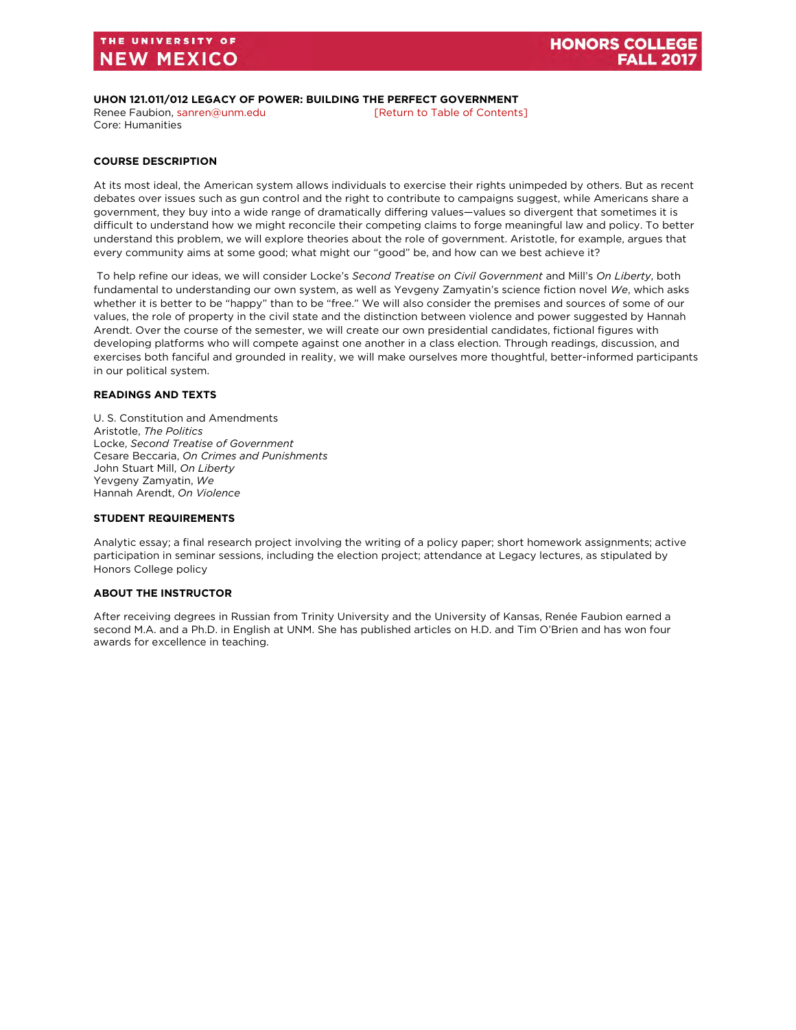**UHON 121.011/012 LEGACY OF POWER: BUILDING THE PERFECT GOVERNMENT**
Renee Faubion, sanren@unm.edu [Return to Table of Contents]
Core: Humanities

**COURSE DESCRIPTION**

At its most ideal, the American system allows individuals to exercise their rights unimpeded by others. But as recent debates over issues such as gun control and the right to contribute to campaigns suggest, while Americans share a government, they buy into a wide range of dramatically differing values—values so divergent that sometimes it is difficult to understand how we might reconcile their competing claims to forge meaningful law and policy. To better understand this problem, we will explore theories about the role of government. Aristotle, for example, argues that every community aims at some good; what might our "good" be, and how can we best achieve it?

To help refine our ideas, we will consider Locke's *Second Treatise on Civil Government* and Mill's *On Liberty*, both fundamental to understanding our own system, as well as Yevgeny Zamyatin's science fiction novel *We*, which asks whether it is better to be "happy" than to be "free." We will also consider the premises and sources of some of our values, the role of property in the civil state and the distinction between violence and power suggested by Hannah Arendt. Over the course of the semester, we will create our own presidential candidates, fictional figures with developing platforms who will compete against one another in a class election. Through readings, discussion, and exercises both fanciful and grounded in reality, we will make ourselves more thoughtful, better-informed participants in our political system.

**READINGS AND TEXTS**

U. S. Constitution and Amendments
Aristotle, *The Politics*
Locke, *Second Treatise of Government*
Cesare Beccaria, *On Crimes and Punishments*
John Stuart Mill, *On Liberty*
Yevgeny Zamyatin, *We*
Hannah Arendt, *On Violence*

**STUDENT REQUIREMENTS**

Analytic essay; a final research project involving the writing of a policy paper; short homework assignments; active participation in seminar sessions, including the election project; attendance at Legacy lectures, as stipulated by Honors College policy

**ABOUT THE INSTRUCTOR**

After receiving degrees in Russian from Trinity University and the University of Kansas, Renée Faubion earned a second M.A. and a Ph.D. in English at UNM. She has published articles on H.D. and Tim O'Brien and has won four awards for excellence in teaching.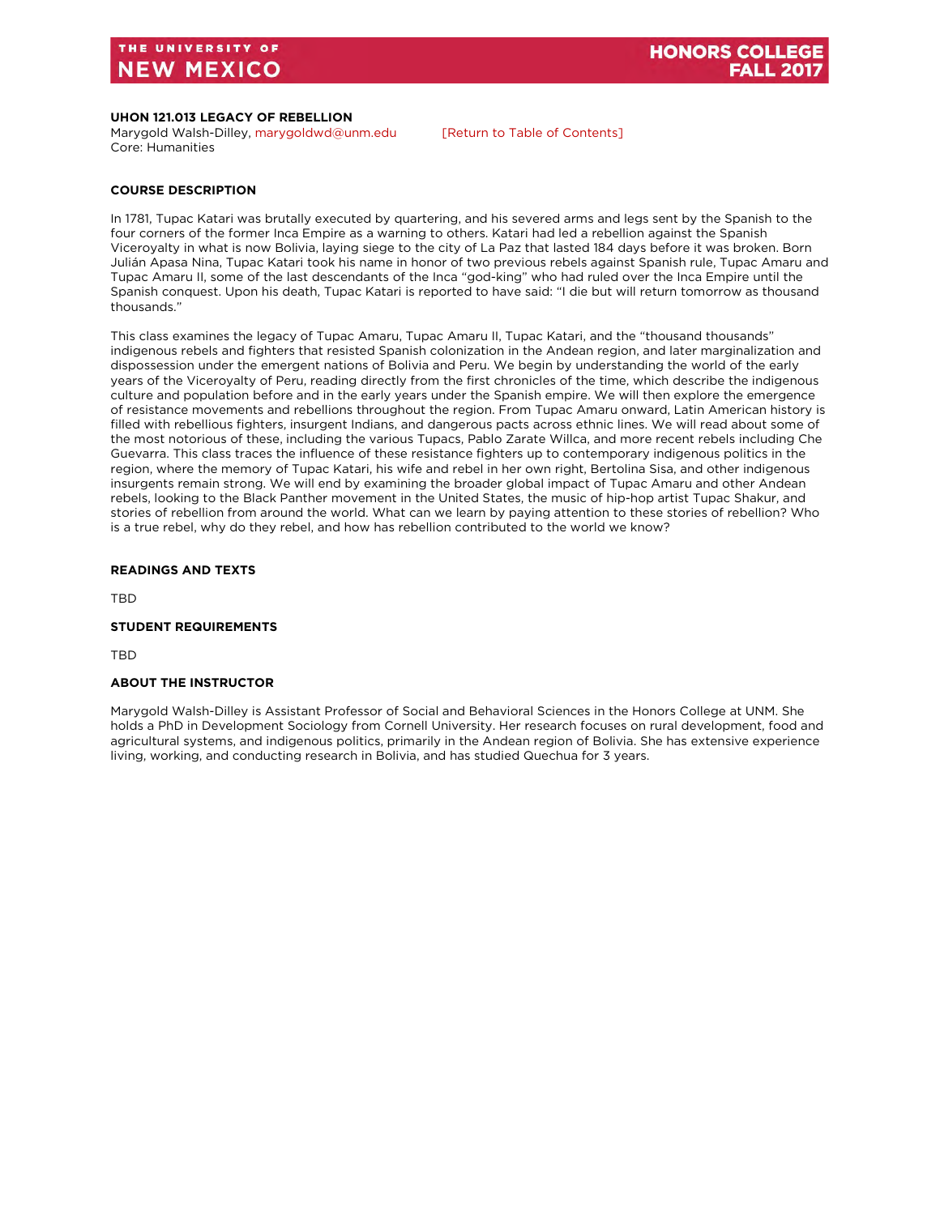**UHON 121.013 LEGACY OF REBELLION**
Marygold Walsh-Dilley, marygoldwd@unm.edu [Return to Table of Contents]
Core: Humanities

**COURSE DESCRIPTION**

In 1781, Tupac Katari was brutally executed by quartering, and his severed arms and legs sent by the Spanish to the four corners of the former Inca Empire as a warning to others. Katari had led a rebellion against the Spanish Viceroyalty in what is now Bolivia, laying siege to the city of La Paz that lasted 184 days before it was broken. Born Julián Apasa Nina, Tupac Katari took his name in honor of two previous rebels against Spanish rule, Tupac Amaru and Tupac Amaru II, some of the last descendants of the Inca "god-king" who had ruled over the Inca Empire until the Spanish conquest. Upon his death, Tupac Katari is reported to have said: "I die but will return tomorrow as thousand thousands."

This class examines the legacy of Tupac Amaru, Tupac Amaru II, Tupac Katari, and the "thousand thousands" indigenous rebels and fighters that resisted Spanish colonization in the Andean region, and later marginalization and dispossession under the emergent nations of Bolivia and Peru. We begin by understanding the world of the early years of the Viceroyalty of Peru, reading directly from the first chronicles of the time, which describe the indigenous culture and population before and in the early years under the Spanish empire. We will then explore the emergence of resistance movements and rebellions throughout the region. From Tupac Amaru onward, Latin American history is filled with rebellious fighters, insurgent Indians, and dangerous pacts across ethnic lines. We will read about some of the most notorious of these, including the various Tupacs, Pablo Zarate Willca, and more recent rebels including Che Guevarra. This class traces the influence of these resistance fighters up to contemporary indigenous politics in the region, where the memory of Tupac Katari, his wife and rebel in her own right, Bertolina Sisa, and other indigenous insurgents remain strong. We will end by examining the broader global impact of Tupac Amaru and other Andean rebels, looking to the Black Panther movement in the United States, the music of hip-hop artist Tupac Shakur, and stories of rebellion from around the world. What can we learn by paying attention to these stories of rebellion? Who is a true rebel, why do they rebel, and how has rebellion contributed to the world we know?

**READINGS AND TEXTS**

TBD

**STUDENT REQUIREMENTS**

TBD

**ABOUT THE INSTRUCTOR**

Marygold Walsh-Dilley is Assistant Professor of Social and Behavioral Sciences in the Honors College at UNM. She holds a PhD in Development Sociology from Cornell University. Her research focuses on rural development, food and agricultural systems, and indigenous politics, primarily in the Andean region of Bolivia. She has extensive experience living, working, and conducting research in Bolivia, and has studied Quechua for 3 years.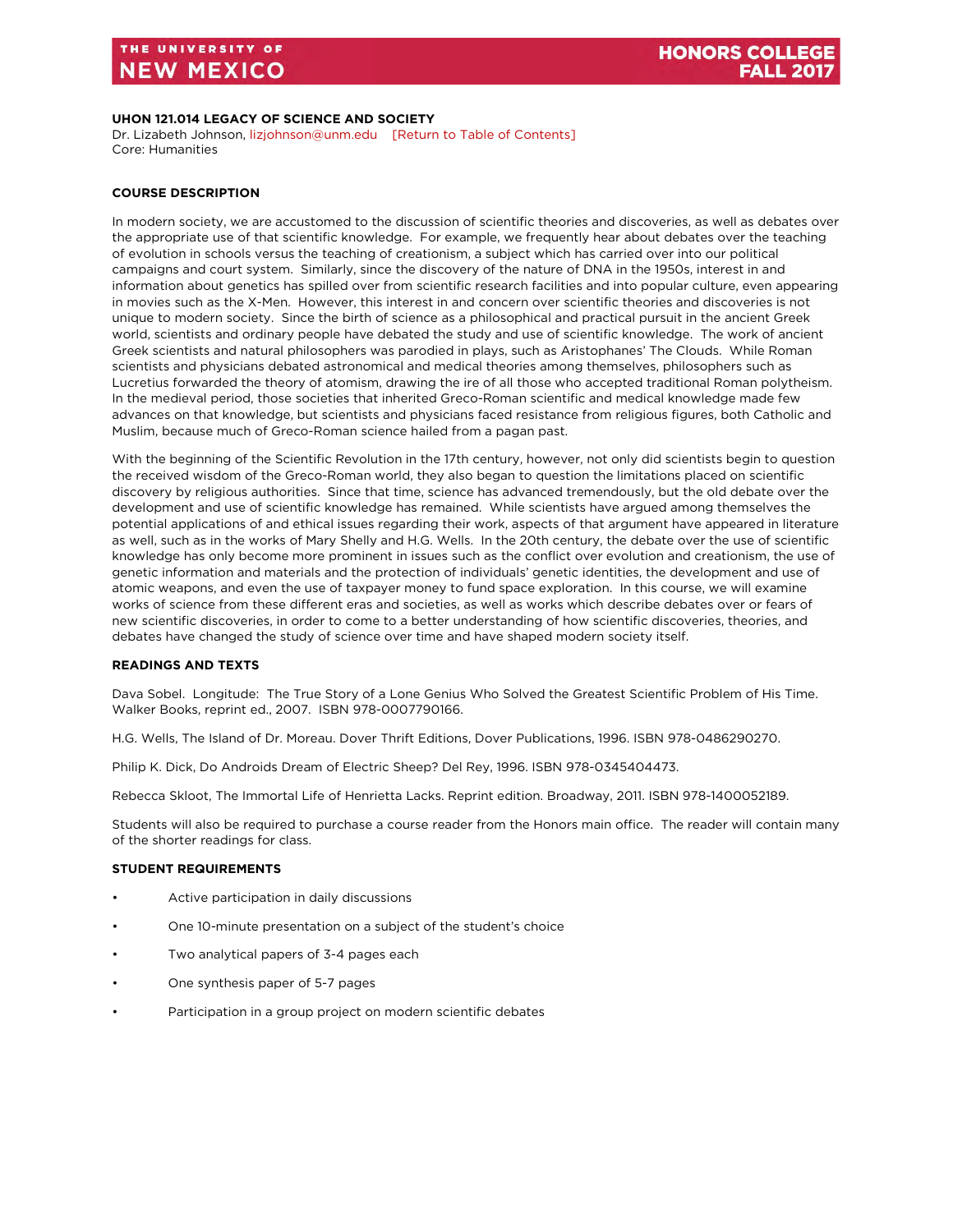**UHON 121.014 LEGACY OF SCIENCE AND SOCIETY**
Dr. Lizabeth Johnson, lizjohnson@unm.edu [Return to Table of Contents]
Core: Humanities

**COURSE DESCRIPTION**

In modern society, we are accustomed to the discussion of scientific theories and discoveries, as well as debates over the appropriate use of that scientific knowledge. For example, we frequently hear about debates over the teaching of evolution in schools versus the teaching of creationism, a subject which has carried over into our political campaigns and court system. Similarly, since the discovery of the nature of DNA in the 1950s, interest in and information about genetics has spilled over from scientific research facilities and into popular culture, even appearing in movies such as the X-Men. However, this interest in and concern over scientific theories and discoveries is not unique to modern society. Since the birth of science as a philosophical and practical pursuit in the ancient Greek world, scientists and ordinary people have debated the study and use of scientific knowledge. The work of ancient Greek scientists and natural philosophers was parodied in plays, such as Aristophanes' The Clouds. While Roman scientists and physicians debated astronomical and medical theories among themselves, philosophers such as Lucretius forwarded the theory of atomism, drawing the ire of all those who accepted traditional Roman polytheism. In the medieval period, those societies that inherited Greco-Roman scientific and medical knowledge made few advances on that knowledge, but scientists and physicians faced resistance from religious figures, both Catholic and Muslim, because much of Greco-Roman science hailed from a pagan past.

With the beginning of the Scientific Revolution in the 17th century, however, not only did scientists begin to question the received wisdom of the Greco-Roman world, they also began to question the limitations placed on scientific discovery by religious authorities. Since that time, science has advanced tremendously, but the old debate over the development and use of scientific knowledge has remained. While scientists have argued among themselves the potential applications of and ethical issues regarding their work, aspects of that argument have appeared in literature as well, such as in the works of Mary Shelly and H.G. Wells. In the 20th century, the debate over the use of scientific knowledge has only become more prominent in issues such as the conflict over evolution and creationism, the use of genetic information and materials and the protection of individuals' genetic identities, the development and use of atomic weapons, and even the use of taxpayer money to fund space exploration. In this course, we will examine works of science from these different eras and societies, as well as works which describe debates over or fears of new scientific discoveries, in order to come to a better understanding of how scientific discoveries, theories, and debates have changed the study of science over time and have shaped modern society itself.

**READINGS AND TEXTS**

Dava Sobel. Longitude: The True Story of a Lone Genius Who Solved the Greatest Scientific Problem of His Time. Walker Books, reprint ed., 2007. ISBN 978-0007790166.

H.G. Wells, The Island of Dr. Moreau. Dover Thrift Editions, Dover Publications, 1996. ISBN 978-0486290270.

Philip K. Dick, Do Androids Dream of Electric Sheep? Del Rey, 1996. ISBN 978-0345404473.

Rebecca Skloot, The Immortal Life of Henrietta Lacks. Reprint edition. Broadway, 2011. ISBN 978-1400052189.

Students will also be required to purchase a course reader from the Honors main office. The reader will contain many of the shorter readings for class.

**STUDENT REQUIREMENTS**

- Active participation in daily discussions
- One 10-minute presentation on a subject of the student's choice
- Two analytical papers of 3-4 pages each
- One synthesis paper of 5-7 pages
- Participation in a group project on modern scientific debates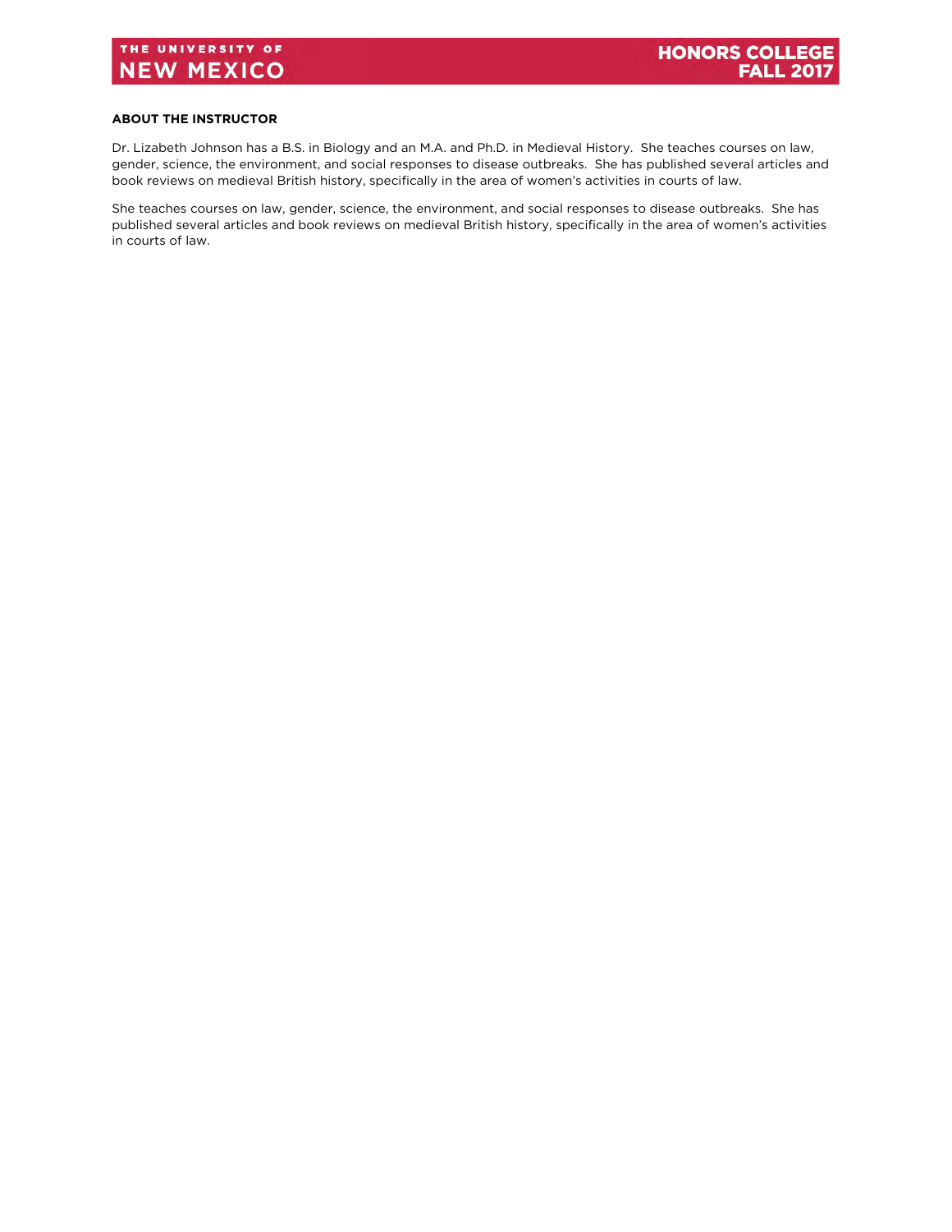**ABOUT THE INSTRUCTOR**

Dr. Lizabeth Johnson has a B.S. in Biology and an M.A. and Ph.D. in Medieval History. She teaches courses on law, gender, science, the environment, and social responses to disease outbreaks. She has published several articles and book reviews on medieval British history, specifically in the area of women's activities in courts of law.

She teaches courses on law, gender, science, the environment, and social responses to disease outbreaks. She has published several articles and book reviews on medieval British history, specifically in the area of women's activities in courts of law.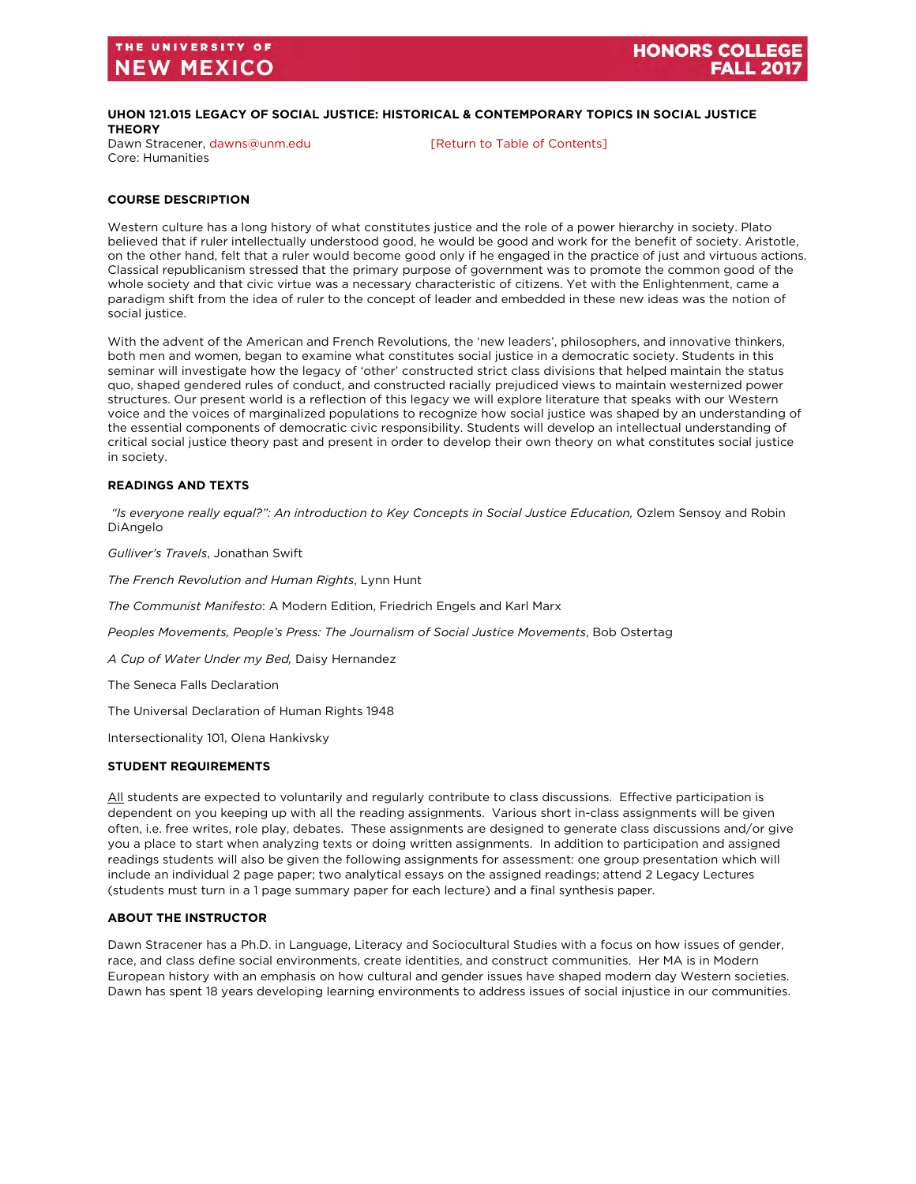**UHON 121.015 LEGACY OF SOCIAL JUSTICE: HISTORICAL & CONTEMPORARY TOPICS IN SOCIAL JUSTICE THEORY**

Dawn Stracener, dawns@unm.edu [Return to Table of Contents]

Core: Humanities

**COURSE DESCRIPTION**

Western culture has a long history of what constitutes justice and the role of a power hierarchy in society. Plato believed that if ruler intellectually understood good, he would be good and work for the benefit of society. Aristotle, on the other hand, felt that a ruler would become good only if he engaged in the practice of just and virtuous actions. Classical republicanism stressed that the primary purpose of government was to promote the common good of the whole society and that civic virtue was a necessary characteristic of citizens. Yet with the Enlightenment, came a paradigm shift from the idea of ruler to the concept of leader and embedded in these new ideas was the notion of social justice.

With the advent of the American and French Revolutions, the 'new leaders', philosophers, and innovative thinkers, both men and women, began to examine what constitutes social justice in a democratic society. Students in this seminar will investigate how the legacy of 'other' constructed strict class divisions that helped maintain the status quo, shaped gendered rules of conduct, and constructed racially prejudiced views to maintain westernized power structures. Our present world is a reflection of this legacy we will explore literature that speaks with our Western voice and the voices of marginalized populations to recognize how social justice was shaped by an understanding of the essential components of democratic civic responsibility. Students will develop an intellectual understanding of critical social justice theory past and present in order to develop their own theory on what constitutes social justice in society.

**READINGS AND TEXTS**

*"Is everyone really equal?": An introduction to Key Concepts in Social Justice Education,* Ozlem Sensoy and Robin DiAngelo

*Gulliver's Travels*, Jonathan Swift

*The French Revolution and Human Rights*, Lynn Hunt

*The Communist Manifesto*: A Modern Edition, Friedrich Engels and Karl Marx

*Peoples Movements, People's Press: The Journalism of Social Justice Movements*, Bob Ostertag

*A Cup of Water Under my Bed,* Daisy Hernandez

The Seneca Falls Declaration

The Universal Declaration of Human Rights 1948

Intersectionality 101, Olena Hankivsky

**STUDENT REQUIREMENTS**

All students are expected to voluntarily and regularly contribute to class discussions. Effective participation is dependent on you keeping up with all the reading assignments. Various short in-class assignments will be given often, i.e. free writes, role play, debates. These assignments are designed to generate class discussions and/or give you a place to start when analyzing texts or doing written assignments. In addition to participation and assigned readings students will also be given the following assignments for assessment: one group presentation which will include an individual 2 page paper; two analytical essays on the assigned readings; attend 2 Legacy Lectures (students must turn in a 1 page summary paper for each lecture) and a final synthesis paper.

**ABOUT THE INSTRUCTOR**

Dawn Stracener has a Ph.D. in Language, Literacy and Sociocultural Studies with a focus on how issues of gender, race, and class define social environments, create identities, and construct communities. Her MA is in Modern European history with an emphasis on how cultural and gender issues have shaped modern day Western societies. Dawn has spent 18 years developing learning environments to address issues of social injustice in our communities.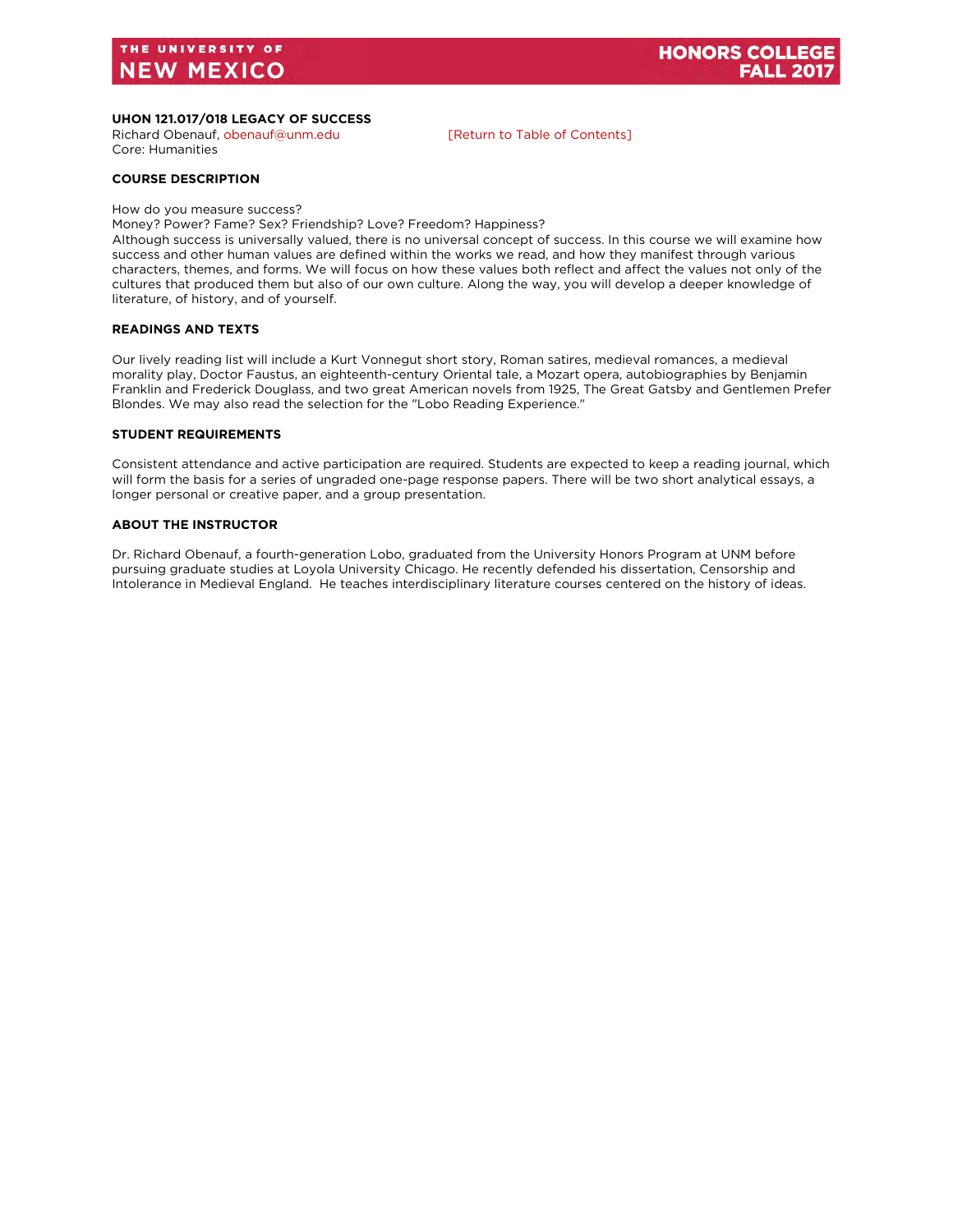**UHON 121.017/018 LEGACY OF SUCCESS**
Richard Obenauf, obenauf@unm.edu [Return to Table of Contents]
Core: Humanities

**COURSE DESCRIPTION**

How do you measure success?
Money? Power? Fame? Sex? Friendship? Love? Freedom? Happiness?
Although success is universally valued, there is no universal concept of success. In this course we will examine how success and other human values are defined within the works we read, and how they manifest through various characters, themes, and forms. We will focus on how these values both reflect and affect the values not only of the cultures that produced them but also of our own culture. Along the way, you will develop a deeper knowledge of literature, of history, and of yourself.

**READINGS AND TEXTS**

Our lively reading list will include a Kurt Vonnegut short story, Roman satires, medieval romances, a medieval morality play, Doctor Faustus, an eighteenth-century Oriental tale, a Mozart opera, autobiographies by Benjamin Franklin and Frederick Douglass, and two great American novels from 1925, The Great Gatsby and Gentlemen Prefer Blondes. We may also read the selection for the "Lobo Reading Experience."

**STUDENT REQUIREMENTS**

Consistent attendance and active participation are required. Students are expected to keep a reading journal, which will form the basis for a series of ungraded one-page response papers. There will be two short analytical essays, a longer personal or creative paper, and a group presentation.

**ABOUT THE INSTRUCTOR**

Dr. Richard Obenauf, a fourth-generation Lobo, graduated from the University Honors Program at UNM before pursuing graduate studies at Loyola University Chicago. He recently defended his dissertation, Censorship and Intolerance in Medieval England. He teaches interdisciplinary literature courses centered on the history of ideas.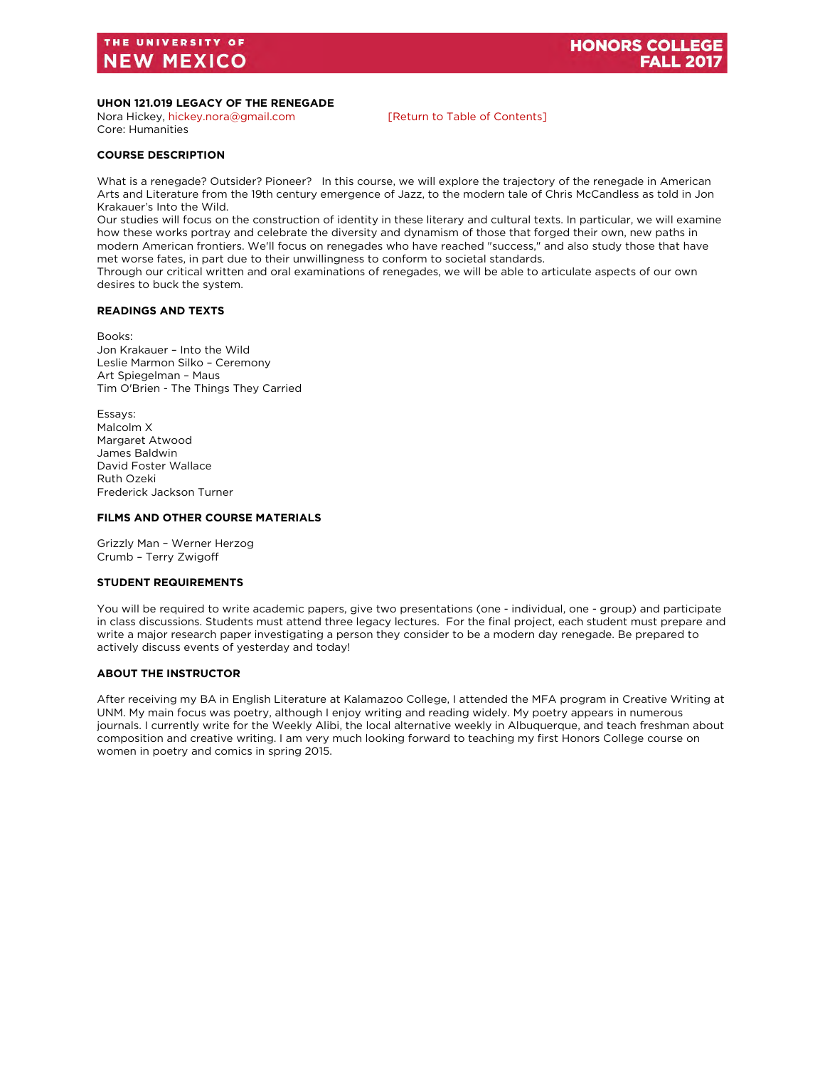## UHON 121.019 LEGACY OF THE RENEGADE

Nora Hickey, hickey.nora@gmail.com [Return to Table of Contents]
Core: Humanities

### COURSE DESCRIPTION

What is a renegade? Outsider? Pioneer? In this course, we will explore the trajectory of the renegade in American Arts and Literature from the 19th century emergence of Jazz, to the modern tale of Chris McCandless as told in Jon Krakauer's Into the Wild.
Our studies will focus on the construction of identity in these literary and cultural texts. In particular, we will examine how these works portray and celebrate the diversity and dynamism of those that forged their own, new paths in modern American frontiers. We'll focus on renegades who have reached "success," and also study those that have met worse fates, in part due to their unwillingness to conform to societal standards.
Through our critical written and oral examinations of renegades, we will be able to articulate aspects of our own desires to buck the system.

### READINGS AND TEXTS

Books:
Jon Krakauer – Into the Wild
Leslie Marmon Silko – Ceremony
Art Spiegelman – Maus
Tim O'Brien - The Things They Carried

Essays:
Malcolm X
Margaret Atwood
James Baldwin
David Foster Wallace
Ruth Ozeki
Frederick Jackson Turner

### FILMS AND OTHER COURSE MATERIALS

Grizzly Man – Werner Herzog
Crumb – Terry Zwigoff

### STUDENT REQUIREMENTS

You will be required to write academic papers, give two presentations (one - individual, one - group) and participate in class discussions. Students must attend three legacy lectures. For the final project, each student must prepare and write a major research paper investigating a person they consider to be a modern day renegade. Be prepared to actively discuss events of yesterday and today!

### ABOUT THE INSTRUCTOR

After receiving my BA in English Literature at Kalamazoo College, I attended the MFA program in Creative Writing at UNM. My main focus was poetry, although I enjoy writing and reading widely. My poetry appears in numerous journals. I currently write for the Weekly Alibi, the local alternative weekly in Albuquerque, and teach freshman about composition and creative writing. I am very much looking forward to teaching my first Honors College course on women in poetry and comics in spring 2015.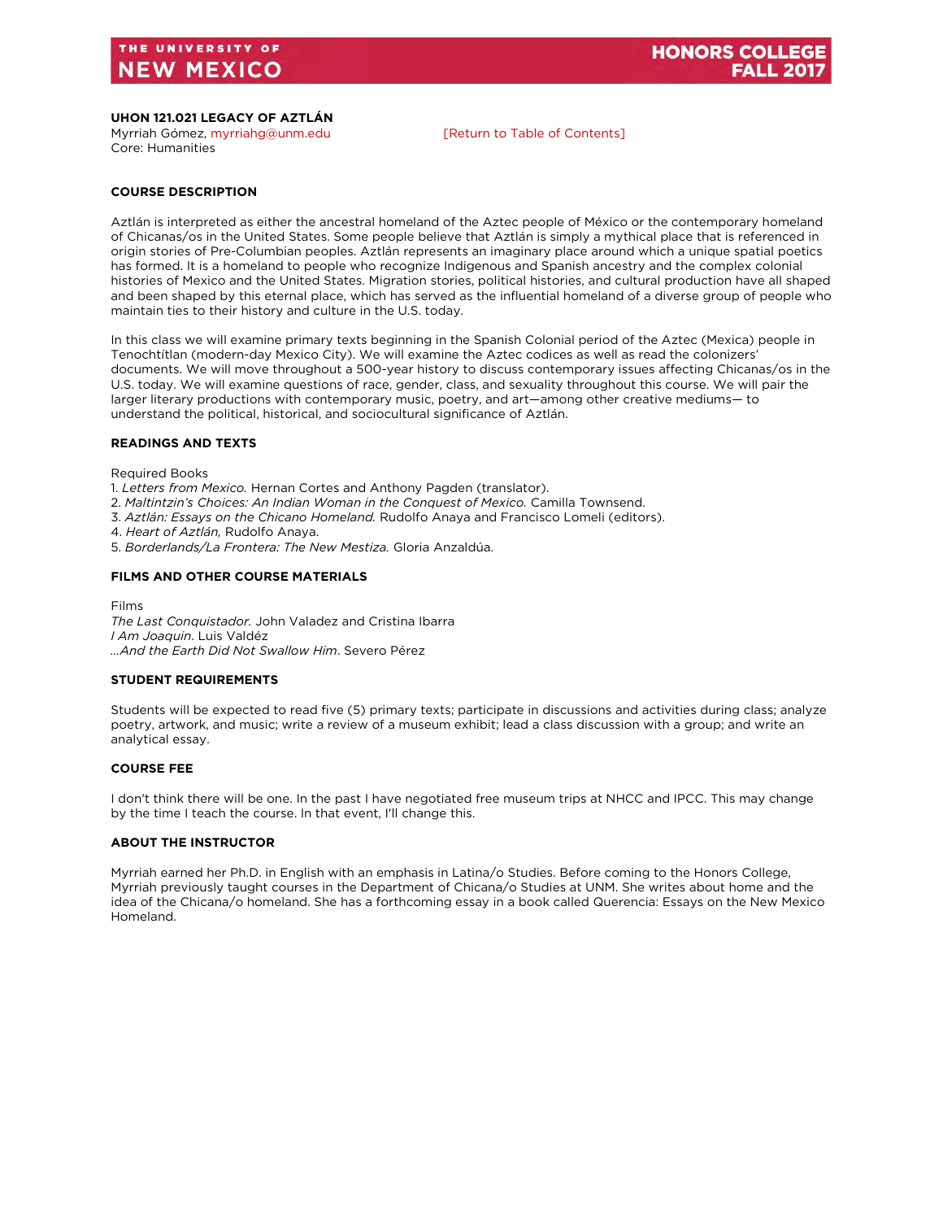# UHON 121.021 LEGACY OF AZTLÁN

Myrriah Gómez, myrriahg@unm.edu [Return to Table of Contents]
Core: Humanities

## COURSE DESCRIPTION

Aztlán is interpreted as either the ancestral homeland of the Aztec people of México or the contemporary homeland of Chicanas/os in the United States. Some people believe that Aztlán is simply a mythical place that is referenced in origin stories of Pre-Columbian peoples. Aztlán represents an imaginary place around which a unique spatial poetics has formed. It is a homeland to people who recognize Indigenous and Spanish ancestry and the complex colonial histories of Mexico and the United States. Migration stories, political histories, and cultural production have all shaped and been shaped by this eternal place, which has served as the influential homeland of a diverse group of people who maintain ties to their history and culture in the U.S. today.

In this class we will examine primary texts beginning in the Spanish Colonial period of the Aztec (Mexica) people in Tenochtítlan (modern-day Mexico City). We will examine the Aztec codices as well as read the colonizers' documents. We will move throughout a 500-year history to discuss contemporary issues affecting Chicanas/os in the U.S. today. We will examine questions of race, gender, class, and sexuality throughout this course. We will pair the larger literary productions with contemporary music, poetry, and art—among other creative mediums— to understand the political, historical, and sociocultural significance of Aztlán.

## READINGS AND TEXTS

Required Books

1. *Letters from Mexico.* Hernan Cortes and Anthony Pagden (translator).
2. *Maltintzin's Choices: An Indian Woman in the Conquest of Mexico.* Camilla Townsend.
3. *Aztlán: Essays on the Chicano Homeland.* Rudolfo Anaya and Francisco Lomeli (editors).
4. *Heart of Aztlán,* Rudolfo Anaya.
5. *Borderlands/La Frontera: The New Mestiza.* Gloria Anzaldúa.

## FILMS AND OTHER COURSE MATERIALS

Films

*The Last Conquistador.* John Valadez and Cristina Ibarra
*I Am Joaquin*. Luis Valdéz
*...And the Earth Did Not Swallow Him*. Severo Pérez

## STUDENT REQUIREMENTS

Students will be expected to read five (5) primary texts; participate in discussions and activities during class; analyze poetry, artwork, and music; write a review of a museum exhibit; lead a class discussion with a group; and write an analytical essay.

## COURSE FEE

I don't think there will be one. In the past I have negotiated free museum trips at NHCC and IPCC. This may change by the time I teach the course. In that event, I'll change this.

## ABOUT THE INSTRUCTOR

Myrriah earned her Ph.D. in English with an emphasis in Latina/o Studies. Before coming to the Honors College, Myrriah previously taught courses in the Department of Chicana/o Studies at UNM. She writes about home and the idea of the Chicana/o homeland. She has a forthcoming essay in a book called Querencia: Essays on the New Mexico Homeland.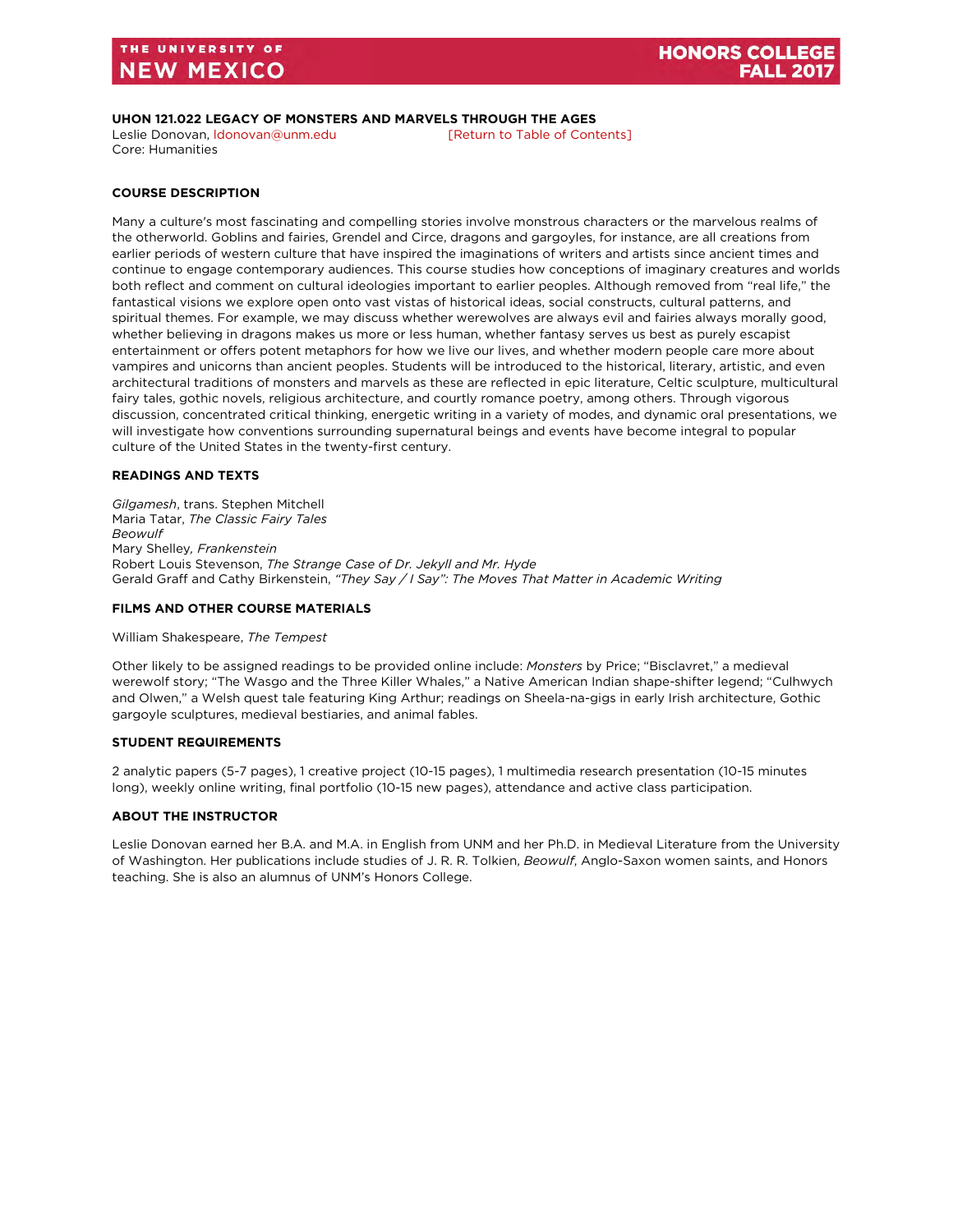### UHON 121.022 LEGACY OF MONSTERS AND MARVELS THROUGH THE AGES

Leslie Donovan, ldonovan@unm.edu [Return to Table of Contents]
Core: Humanities

**COURSE DESCRIPTION**

Many a culture's most fascinating and compelling stories involve monstrous characters or the marvelous realms of the otherworld. Goblins and fairies, Grendel and Circe, dragons and gargoyles, for instance, are all creations from earlier periods of western culture that have inspired the imaginations of writers and artists since ancient times and continue to engage contemporary audiences. This course studies how conceptions of imaginary creatures and worlds both reflect and comment on cultural ideologies important to earlier peoples. Although removed from "real life," the fantastical visions we explore open onto vast vistas of historical ideas, social constructs, cultural patterns, and spiritual themes. For example, we may discuss whether werewolves are always evil and fairies always morally good, whether believing in dragons makes us more or less human, whether fantasy serves us best as purely escapist entertainment or offers potent metaphors for how we live our lives, and whether modern people care more about vampires and unicorns than ancient peoples. Students will be introduced to the historical, literary, artistic, and even architectural traditions of monsters and marvels as these are reflected in epic literature, Celtic sculpture, multicultural fairy tales, gothic novels, religious architecture, and courtly romance poetry, among others. Through vigorous discussion, concentrated critical thinking, energetic writing in a variety of modes, and dynamic oral presentations, we will investigate how conventions surrounding supernatural beings and events have become integral to popular culture of the United States in the twenty-first century.

**READINGS AND TEXTS**

*Gilgamesh*, trans. Stephen Mitchell
Maria Tatar, *The Classic Fairy Tales*
*Beowulf*
Mary Shelley, *Frankenstein*
Robert Louis Stevenson, *The Strange Case of Dr. Jekyll and Mr. Hyde*
Gerald Graff and Cathy Birkenstein, *"They Say / I Say": The Moves That Matter in Academic Writing*

**FILMS AND OTHER COURSE MATERIALS**

William Shakespeare, *The Tempest*

Other likely to be assigned readings to be provided online include: *Monsters* by Price; "Bisclavret," a medieval werewolf story; "The Wasgo and the Three Killer Whales," a Native American Indian shape-shifter legend; "Culhwych and Olwen," a Welsh quest tale featuring King Arthur; readings on Sheela-na-gigs in early Irish architecture, Gothic gargoyle sculptures, medieval bestiaries, and animal fables.

**STUDENT REQUIREMENTS**

2 analytic papers (5-7 pages), 1 creative project (10-15 pages), 1 multimedia research presentation (10-15 minutes long), weekly online writing, final portfolio (10-15 new pages), attendance and active class participation.

**ABOUT THE INSTRUCTOR**

Leslie Donovan earned her B.A. and M.A. in English from UNM and her Ph.D. in Medieval Literature from the University of Washington. Her publications include studies of J. R. R. Tolkien, *Beowulf*, Anglo-Saxon women saints, and Honors teaching. She is also an alumnus of UNM's Honors College.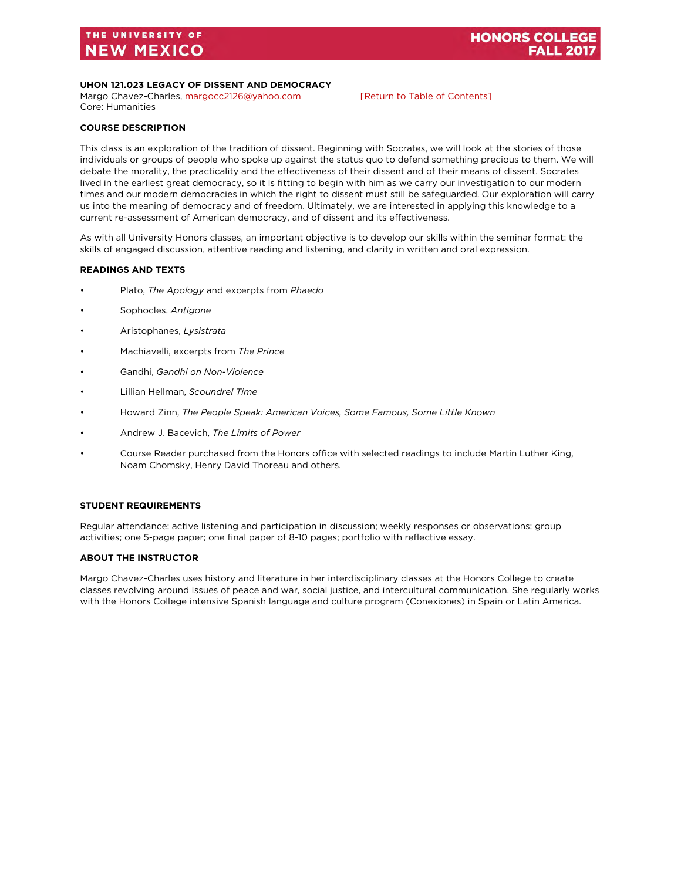**UHON 121.023 LEGACY OF DISSENT AND DEMOCRACY**
Margo Chavez-Charles, margocc2126@yahoo.com [Return to Table of Contents]
Core: Humanities

**COURSE DESCRIPTION**

This class is an exploration of the tradition of dissent. Beginning with Socrates, we will look at the stories of those individuals or groups of people who spoke up against the status quo to defend something precious to them. We will debate the morality, the practicality and the effectiveness of their dissent and of their means of dissent. Socrates lived in the earliest great democracy, so it is fitting to begin with him as we carry our investigation to our modern times and our modern democracies in which the right to dissent must still be safeguarded. Our exploration will carry us into the meaning of democracy and of freedom. Ultimately, we are interested in applying this knowledge to a current re-assessment of American democracy, and of dissent and its effectiveness.

As with all University Honors classes, an important objective is to develop our skills within the seminar format: the skills of engaged discussion, attentive reading and listening, and clarity in written and oral expression.

**READINGS AND TEXTS**

- Plato, *The Apology* and excerpts from *Phaedo*
- Sophocles, *Antigone*
- Aristophanes, *Lysistrata*
- Machiavelli, excerpts from *The Prince*
- Gandhi, *Gandhi on Non-Violence*
- Lillian Hellman, *Scoundrel Time*
- Howard Zinn, *The People Speak: American Voices, Some Famous, Some Little Known*
- Andrew J. Bacevich, *The Limits of Power*
- Course Reader purchased from the Honors office with selected readings to include Martin Luther King, Noam Chomsky, Henry David Thoreau and others.

**STUDENT REQUIREMENTS**

Regular attendance; active listening and participation in discussion; weekly responses or observations; group activities; one 5-page paper; one final paper of 8-10 pages; portfolio with reflective essay.

**ABOUT THE INSTRUCTOR**

Margo Chavez-Charles uses history and literature in her interdisciplinary classes at the Honors College to create classes revolving around issues of peace and war, social justice, and intercultural communication. She regularly works with the Honors College intensive Spanish language and culture program (Conexiones) in Spain or Latin America.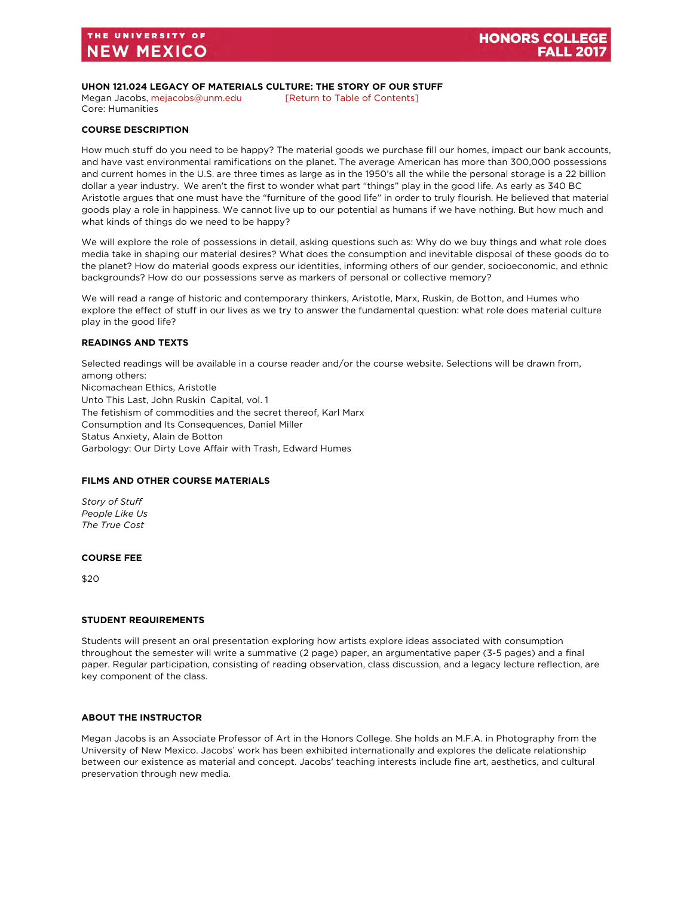**UHON 121.024 LEGACY OF MATERIALS CULTURE: THE STORY OF OUR STUFF**
Megan Jacobs, mejacobs@unm.edu [Return to Table of Contents]
Core: Humanities

**COURSE DESCRIPTION**

How much stuff do you need to be happy? The material goods we purchase fill our homes, impact our bank accounts, and have vast environmental ramifications on the planet. The average American has more than 300,000 possessions and current homes in the U.S. are three times as large as in the 1950's all the while the personal storage is a 22 billion dollar a year industry. We aren't the first to wonder what part "things" play in the good life. As early as 340 BC Aristotle argues that one must have the "furniture of the good life" in order to truly flourish. He believed that material goods play a role in happiness. We cannot live up to our potential as humans if we have nothing. But how much and what kinds of things do we need to be happy?

We will explore the role of possessions in detail, asking questions such as: Why do we buy things and what role does media take in shaping our material desires? What does the consumption and inevitable disposal of these goods do to the planet? How do material goods express our identities, informing others of our gender, socioeconomic, and ethnic backgrounds? How do our possessions serve as markers of personal or collective memory?

We will read a range of historic and contemporary thinkers, Aristotle, Marx, Ruskin, de Botton, and Humes who explore the effect of stuff in our lives as we try to answer the fundamental question: what role does material culture play in the good life?

**READINGS AND TEXTS**

Selected readings will be available in a course reader and/or the course website. Selections will be drawn from, among others:
Nicomachean Ethics, Aristotle
Unto This Last, John Ruskin Capital, vol. 1
The fetishism of commodities and the secret thereof, Karl Marx
Consumption and Its Consequences, Daniel Miller
Status Anxiety, Alain de Botton
Garbology: Our Dirty Love Affair with Trash, Edward Humes

**FILMS AND OTHER COURSE MATERIALS**

*Story of Stuff*
*People Like Us*
*The True Cost*

**COURSE FEE**

$20

**STUDENT REQUIREMENTS**

Students will present an oral presentation exploring how artists explore ideas associated with consumption throughout the semester will write a summative (2 page) paper, an argumentative paper (3-5 pages) and a final paper. Regular participation, consisting of reading observation, class discussion, and a legacy lecture reflection, are key component of the class.

**ABOUT THE INSTRUCTOR**

Megan Jacobs is an Associate Professor of Art in the Honors College. She holds an M.F.A. in Photography from the University of New Mexico. Jacobs' work has been exhibited internationally and explores the delicate relationship between our existence as material and concept. Jacobs' teaching interests include fine art, aesthetics, and cultural preservation through new media.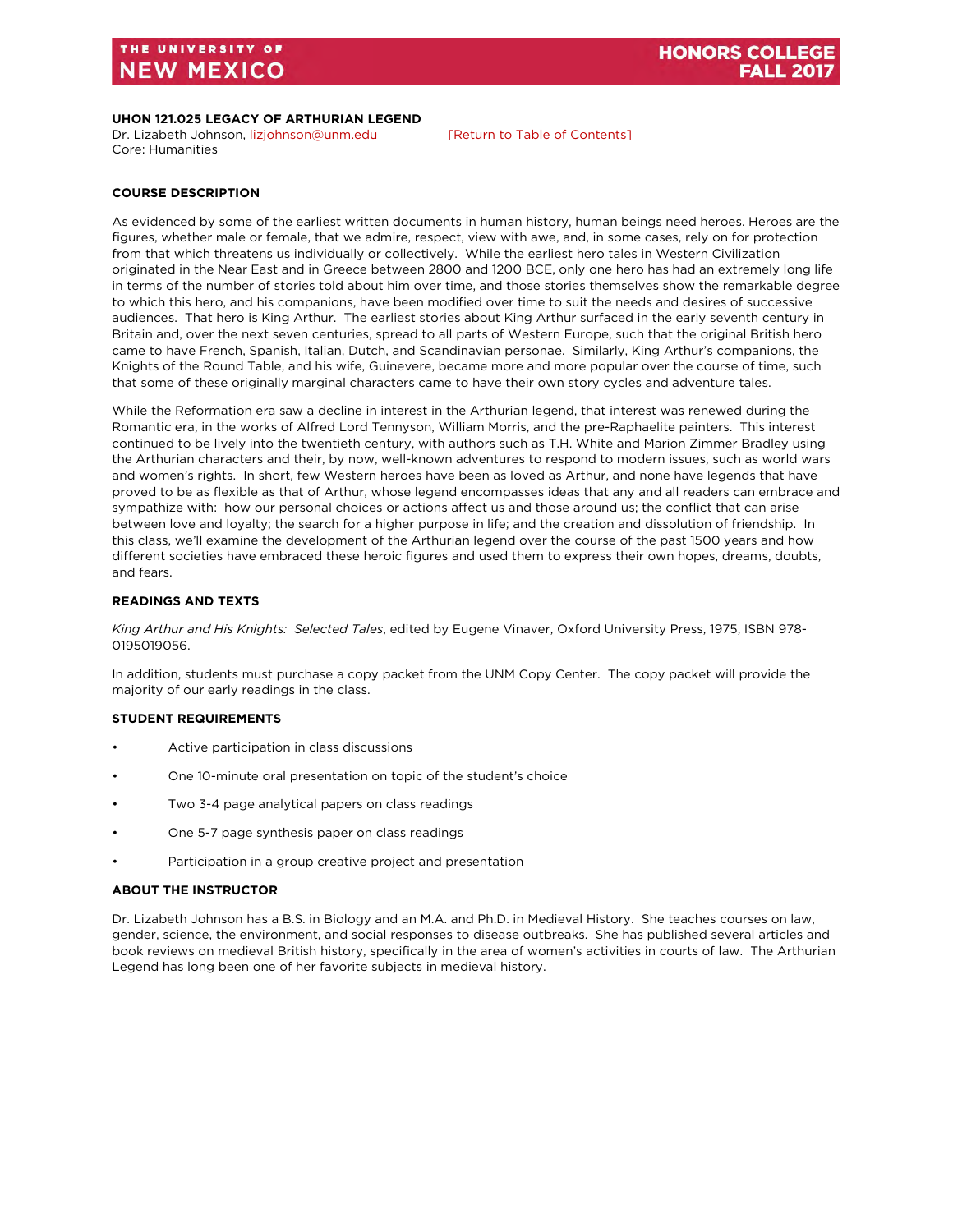## UHON 121.025 LEGACY OF ARTHURIAN LEGEND

Dr. Lizabeth Johnson, lizjohnson@unm.edu [Return to Table of Contents]
Core: Humanities

### COURSE DESCRIPTION

As evidenced by some of the earliest written documents in human history, human beings need heroes. Heroes are the figures, whether male or female, that we admire, respect, view with awe, and, in some cases, rely on for protection from that which threatens us individually or collectively. While the earliest hero tales in Western Civilization originated in the Near East and in Greece between 2800 and 1200 BCE, only one hero has had an extremely long life in terms of the number of stories told about him over time, and those stories themselves show the remarkable degree to which this hero, and his companions, have been modified over time to suit the needs and desires of successive audiences. That hero is King Arthur. The earliest stories about King Arthur surfaced in the early seventh century in Britain and, over the next seven centuries, spread to all parts of Western Europe, such that the original British hero came to have French, Spanish, Italian, Dutch, and Scandinavian personae. Similarly, King Arthur's companions, the Knights of the Round Table, and his wife, Guinevere, became more and more popular over the course of time, such that some of these originally marginal characters came to have their own story cycles and adventure tales.

While the Reformation era saw a decline in interest in the Arthurian legend, that interest was renewed during the Romantic era, in the works of Alfred Lord Tennyson, William Morris, and the pre-Raphaelite painters. This interest continued to be lively into the twentieth century, with authors such as T.H. White and Marion Zimmer Bradley using the Arthurian characters and their, by now, well-known adventures to respond to modern issues, such as world wars and women's rights. In short, few Western heroes have been as loved as Arthur, and none have legends that have proved to be as flexible as that of Arthur, whose legend encompasses ideas that any and all readers can embrace and sympathize with: how our personal choices or actions affect us and those around us; the conflict that can arise between love and loyalty; the search for a higher purpose in life; and the creation and dissolution of friendship. In this class, we'll examine the development of the Arthurian legend over the course of the past 1500 years and how different societies have embraced these heroic figures and used them to express their own hopes, dreams, doubts, and fears.

### READINGS AND TEXTS

*King Arthur and His Knights: Selected Tales*, edited by Eugene Vinaver, Oxford University Press, 1975, ISBN 978-0195019056.

In addition, students must purchase a copy packet from the UNM Copy Center. The copy packet will provide the majority of our early readings in the class.

### STUDENT REQUIREMENTS

- Active participation in class discussions
- One 10-minute oral presentation on topic of the student's choice
- Two 3-4 page analytical papers on class readings
- One 5-7 page synthesis paper on class readings
- Participation in a group creative project and presentation

### ABOUT THE INSTRUCTOR

Dr. Lizabeth Johnson has a B.S. in Biology and an M.A. and Ph.D. in Medieval History. She teaches courses on law, gender, science, the environment, and social responses to disease outbreaks. She has published several articles and book reviews on medieval British history, specifically in the area of women's activities in courts of law. The Arthurian Legend has long been one of her favorite subjects in medieval history.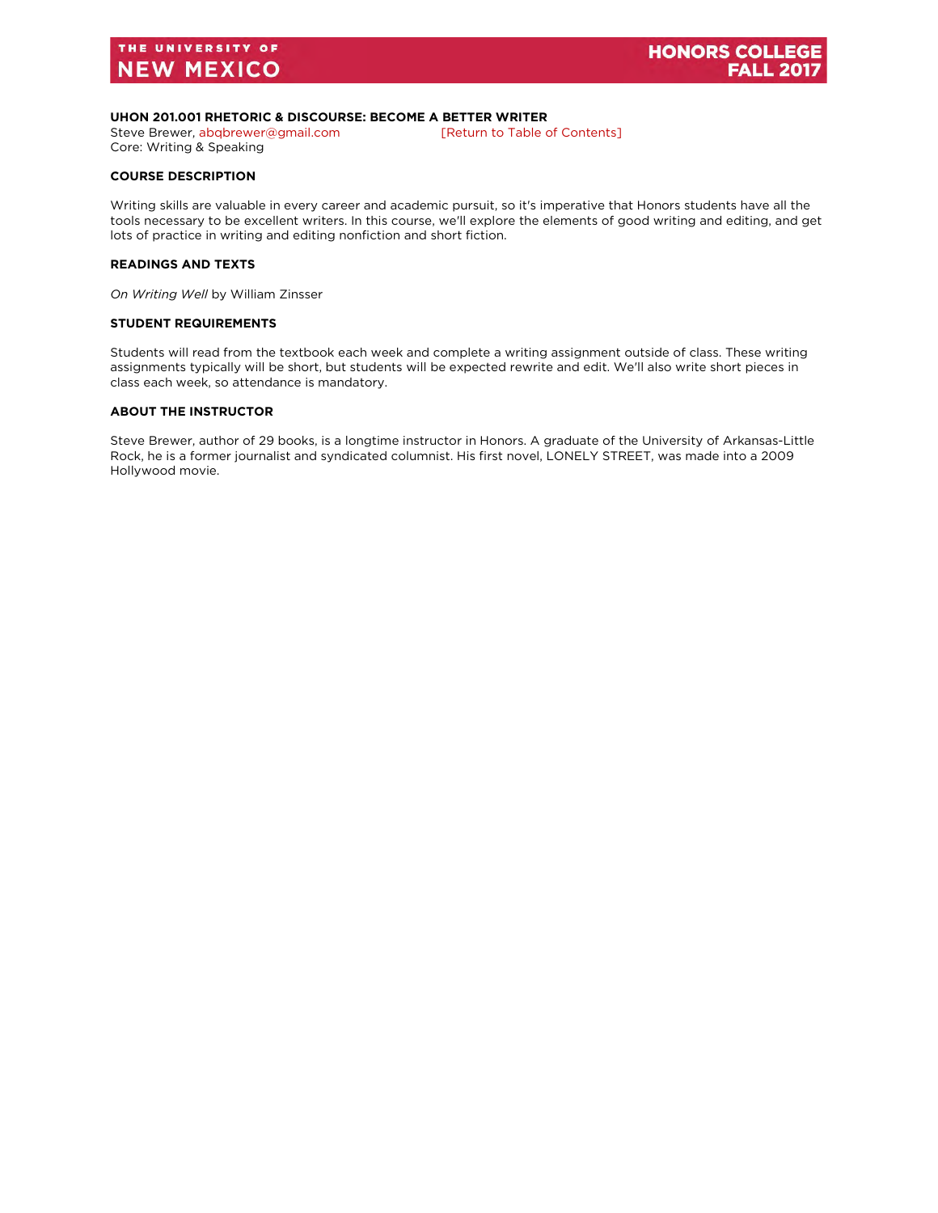## UHON 201.001 RHETORIC & DISCOURSE: BECOME A BETTER WRITER

Steve Brewer, abqbrewer@gmail.com [Return to Table of Contents]
Core: Writing & Speaking

### COURSE DESCRIPTION

Writing skills are valuable in every career and academic pursuit, so it's imperative that Honors students have all the tools necessary to be excellent writers. In this course, we'll explore the elements of good writing and editing, and get lots of practice in writing and editing nonfiction and short fiction.

### READINGS AND TEXTS

*On Writing Well* by William Zinsser

### STUDENT REQUIREMENTS

Students will read from the textbook each week and complete a writing assignment outside of class. These writing assignments typically will be short, but students will be expected rewrite and edit. We'll also write short pieces in class each week, so attendance is mandatory.

### ABOUT THE INSTRUCTOR

Steve Brewer, author of 29 books, is a longtime instructor in Honors. A graduate of the University of Arkansas-Little Rock, he is a former journalist and syndicated columnist. His first novel, LONELY STREET, was made into a 2009 Hollywood movie.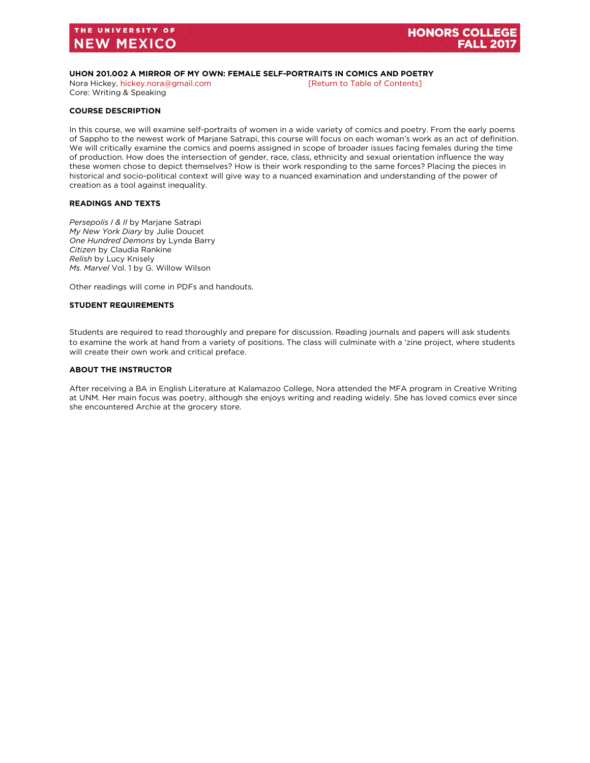## UHON 201.002 A MIRROR OF MY OWN: FEMALE SELF-PORTRAITS IN COMICS AND POETRY

Nora Hickey, hickey.nora@gmail.com [Return to Table of Contents]
Core: Writing & Speaking

### COURSE DESCRIPTION

In this course, we will examine self-portraits of women in a wide variety of comics and poetry. From the early poems of Sappho to the newest work of Marjane Satrapi, this course will focus on each woman's work as an act of definition. We will critically examine the comics and poems assigned in scope of broader issues facing females during the time of production. How does the intersection of gender, race, class, ethnicity and sexual orientation influence the way these women chose to depict themselves? How is their work responding to the same forces? Placing the pieces in historical and socio-political context will give way to a nuanced examination and understanding of the power of creation as a tool against inequality.

### READINGS AND TEXTS

*Persepolis I & II* by Marjane Satrapi
*My New York Diary* by Julie Doucet
*One Hundred Demons* by Lynda Barry
*Citizen* by Claudia Rankine
*Relish* by Lucy Knisely
*Ms. Marvel* Vol. 1 by G. Willow Wilson

Other readings will come in PDFs and handouts.

### STUDENT REQUIREMENTS

Students are required to read thoroughly and prepare for discussion. Reading journals and papers will ask students to examine the work at hand from a variety of positions. The class will culminate with a 'zine project, where students will create their own work and critical preface.

### ABOUT THE INSTRUCTOR

After receiving a BA in English Literature at Kalamazoo College, Nora attended the MFA program in Creative Writing at UNM. Her main focus was poetry, although she enjoys writing and reading widely. She has loved comics ever since she encountered Archie at the grocery store.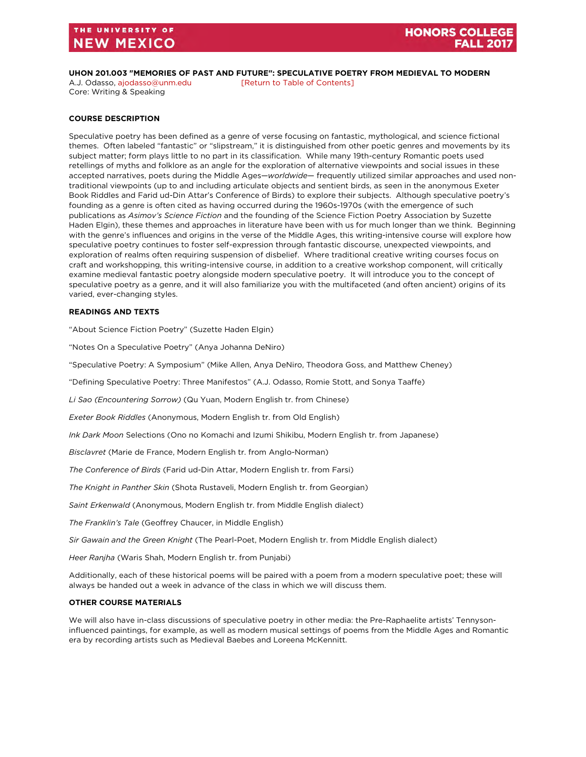**UHON 201.003 "MEMORIES OF PAST AND FUTURE": SPECULATIVE POETRY FROM MEDIEVAL TO MODERN**

A.J. Odasso, ajodasso@unm.edu [Return to Table of Contents]

Core: Writing & Speaking

**COURSE DESCRIPTION**

Speculative poetry has been defined as a genre of verse focusing on fantastic, mythological, and science fictional themes. Often labeled "fantastic" or "slipstream," it is distinguished from other poetic genres and movements by its subject matter; form plays little to no part in its classification. While many 19th-century Romantic poets used retellings of myths and folklore as an angle for the exploration of alternative viewpoints and social issues in these accepted narratives, poets during the Middle Ages—*worldwide*— frequently utilized similar approaches and used non-traditional viewpoints (up to and including articulate objects and sentient birds, as seen in the anonymous Exeter Book Riddles and Farid ud-Din Attar's Conference of Birds) to explore their subjects. Although speculative poetry's founding as a genre is often cited as having occurred during the 1960s-1970s (with the emergence of such publications as *Asimov's Science Fiction* and the founding of the Science Fiction Poetry Association by Suzette Haden Elgin), these themes and approaches in literature have been with us for much longer than we think. Beginning with the genre's influences and origins in the verse of the Middle Ages, this writing-intensive course will explore how speculative poetry continues to foster self-expression through fantastic discourse, unexpected viewpoints, and exploration of realms often requiring suspension of disbelief. Where traditional creative writing courses focus on craft and workshopping, this writing-intensive course, in addition to a creative workshop component, will critically examine medieval fantastic poetry alongside modern speculative poetry. It will introduce you to the concept of speculative poetry as a genre, and it will also familiarize you with the multifaceted (and often ancient) origins of its varied, ever-changing styles.

**READINGS AND TEXTS**

"About Science Fiction Poetry" (Suzette Haden Elgin)

"Notes On a Speculative Poetry" (Anya Johanna DeNiro)

"Speculative Poetry: A Symposium" (Mike Allen, Anya DeNiro, Theodora Goss, and Matthew Cheney)

"Defining Speculative Poetry: Three Manifestos" (A.J. Odasso, Romie Stott, and Sonya Taaffe)

*Li Sao (Encountering Sorrow)* (Qu Yuan, Modern English tr. from Chinese)

*Exeter Book Riddles* (Anonymous, Modern English tr. from Old English)

*Ink Dark Moon* Selections (Ono no Komachi and Izumi Shikibu, Modern English tr. from Japanese)

*Bisclavret* (Marie de France, Modern English tr. from Anglo-Norman)

*The Conference of Birds* (Farid ud-Din Attar, Modern English tr. from Farsi)

*The Knight in Panther Skin* (Shota Rustaveli, Modern English tr. from Georgian)

*Saint Erkenwald* (Anonymous, Modern English tr. from Middle English dialect)

*The Franklin's Tale* (Geoffrey Chaucer, in Middle English)

*Sir Gawain and the Green Knight* (The Pearl-Poet, Modern English tr. from Middle English dialect)

*Heer Ranjha* (Waris Shah, Modern English tr. from Punjabi)

Additionally, each of these historical poems will be paired with a poem from a modern speculative poet; these will always be handed out a week in advance of the class in which we will discuss them.

**OTHER COURSE MATERIALS**

We will also have in-class discussions of speculative poetry in other media: the Pre-Raphaelite artists' Tennyson-influenced paintings, for example, as well as modern musical settings of poems from the Middle Ages and Romantic era by recording artists such as Medieval Baebes and Loreena McKennitt.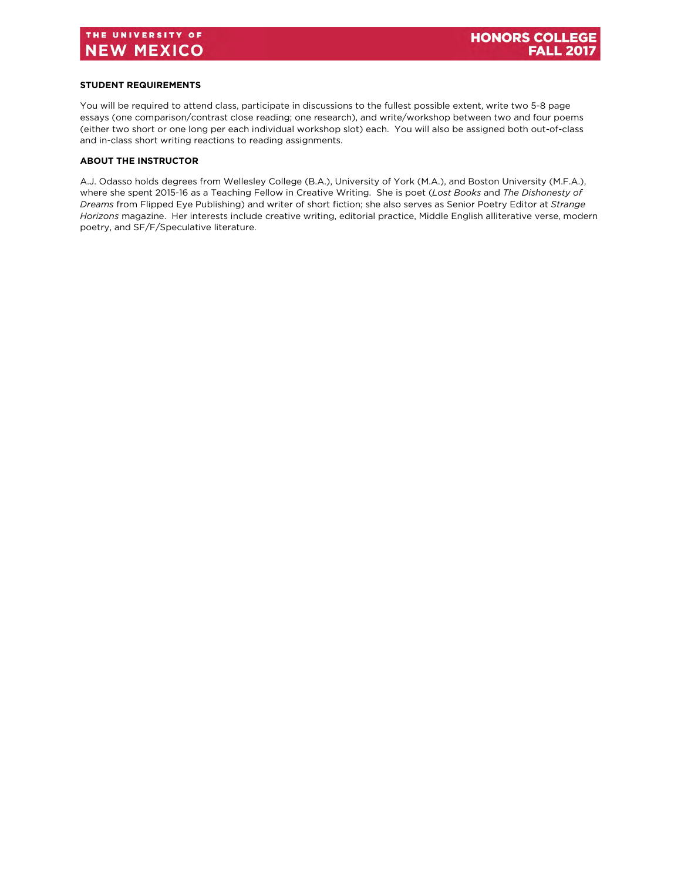**STUDENT REQUIREMENTS**

You will be required to attend class, participate in discussions to the fullest possible extent, write two 5-8 page essays (one comparison/contrast close reading; one research), and write/workshop between two and four poems (either two short or one long per each individual workshop slot) each. You will also be assigned both out-of-class and in-class short writing reactions to reading assignments.

**ABOUT THE INSTRUCTOR**

A.J. Odasso holds degrees from Wellesley College (B.A.), University of York (M.A.), and Boston University (M.F.A.), where she spent 2015-16 as a Teaching Fellow in Creative Writing. She is poet (*Lost Books* and *The Dishonesty of Dreams* from Flipped Eye Publishing) and writer of short fiction; she also serves as Senior Poetry Editor at *Strange Horizons* magazine. Her interests include creative writing, editorial practice, Middle English alliterative verse, modern poetry, and SF/F/Speculative literature.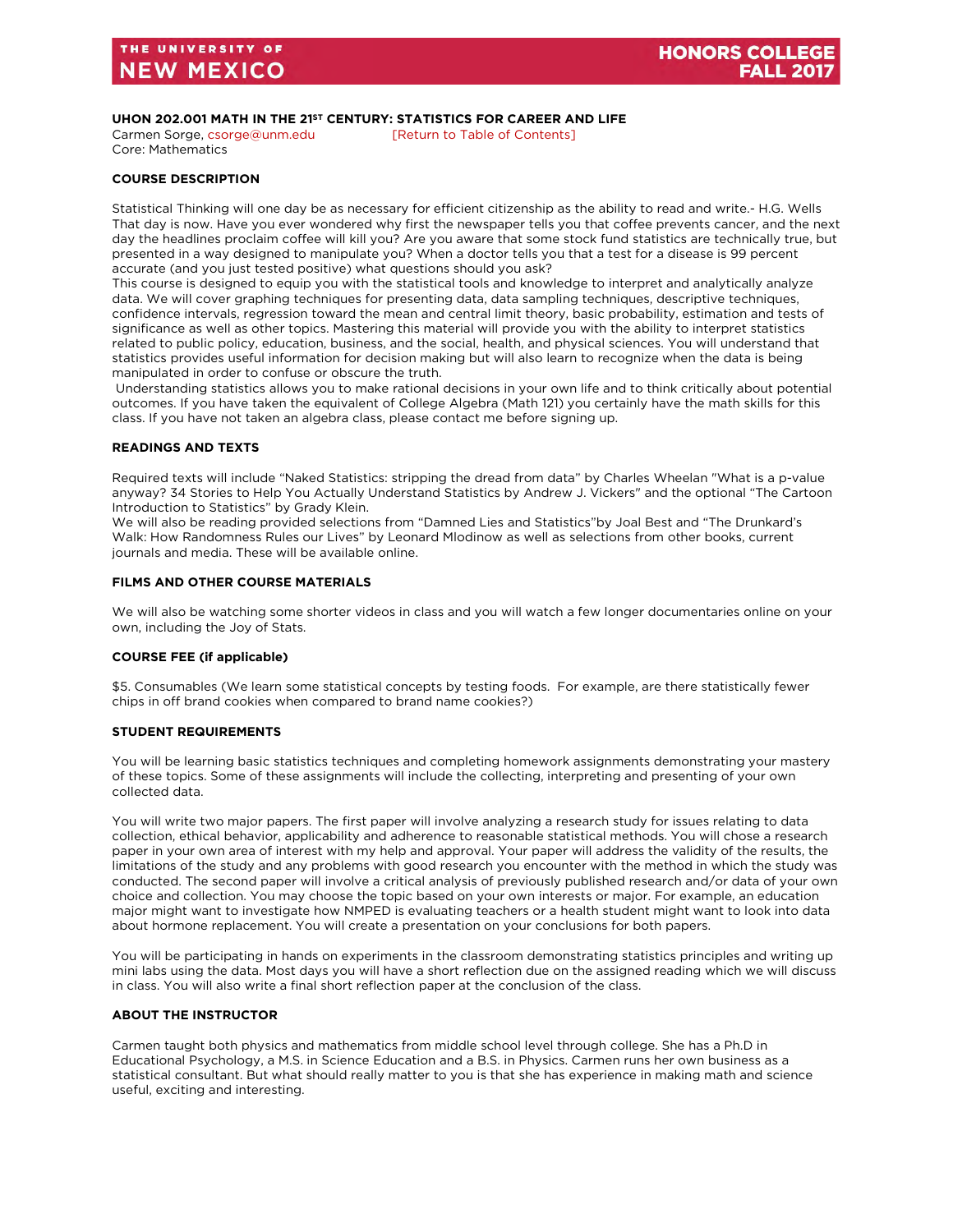## UHON 202.001 MATH IN THE 21ST CENTURY: STATISTICS FOR CAREER AND LIFE

Carmen Sorge, csorge@unm.edu [Return to Table of Contents]
Core: Mathematics

### COURSE DESCRIPTION

Statistical Thinking will one day be as necessary for efficient citizenship as the ability to read and write.- H.G. Wells That day is now. Have you ever wondered why first the newspaper tells you that coffee prevents cancer, and the next day the headlines proclaim coffee will kill you? Are you aware that some stock fund statistics are technically true, but presented in a way designed to manipulate you? When a doctor tells you that a test for a disease is 99 percent accurate (and you just tested positive) what questions should you ask?
This course is designed to equip you with the statistical tools and knowledge to interpret and analytically analyze data. We will cover graphing techniques for presenting data, data sampling techniques, descriptive techniques, confidence intervals, regression toward the mean and central limit theory, basic probability, estimation and tests of significance as well as other topics. Mastering this material will provide you with the ability to interpret statistics related to public policy, education, business, and the social, health, and physical sciences. You will understand that statistics provides useful information for decision making but will also learn to recognize when the data is being manipulated in order to confuse or obscure the truth.
Understanding statistics allows you to make rational decisions in your own life and to think critically about potential outcomes. If you have taken the equivalent of College Algebra (Math 121) you certainly have the math skills for this class. If you have not taken an algebra class, please contact me before signing up.

### READINGS AND TEXTS

Required texts will include "Naked Statistics: stripping the dread from data" by Charles Wheelan "What is a p-value anyway? 34 Stories to Help You Actually Understand Statistics by Andrew J. Vickers" and the optional "The Cartoon Introduction to Statistics" by Grady Klein.
We will also be reading provided selections from "Damned Lies and Statistics"by Joal Best and "The Drunkard's Walk: How Randomness Rules our Lives" by Leonard Mlodinow as well as selections from other books, current journals and media. These will be available online.

### FILMS AND OTHER COURSE MATERIALS

We will also be watching some shorter videos in class and you will watch a few longer documentaries online on your own, including the Joy of Stats.

### COURSE FEE (if applicable)

$5. Consumables (We learn some statistical concepts by testing foods. For example, are there statistically fewer chips in off brand cookies when compared to brand name cookies?)

### STUDENT REQUIREMENTS

You will be learning basic statistics techniques and completing homework assignments demonstrating your mastery of these topics. Some of these assignments will include the collecting, interpreting and presenting of your own collected data.

You will write two major papers. The first paper will involve analyzing a research study for issues relating to data collection, ethical behavior, applicability and adherence to reasonable statistical methods. You will chose a research paper in your own area of interest with my help and approval. Your paper will address the validity of the results, the limitations of the study and any problems with good research you encounter with the method in which the study was conducted. The second paper will involve a critical analysis of previously published research and/or data of your own choice and collection. You may choose the topic based on your own interests or major. For example, an education major might want to investigate how NMPED is evaluating teachers or a health student might want to look into data about hormone replacement. You will create a presentation on your conclusions for both papers.

You will be participating in hands on experiments in the classroom demonstrating statistics principles and writing up mini labs using the data. Most days you will have a short reflection due on the assigned reading which we will discuss in class. You will also write a final short reflection paper at the conclusion of the class.

### ABOUT THE INSTRUCTOR

Carmen taught both physics and mathematics from middle school level through college. She has a Ph.D in Educational Psychology, a M.S. in Science Education and a B.S. in Physics. Carmen runs her own business as a statistical consultant. But what should really matter to you is that she has experience in making math and science useful, exciting and interesting.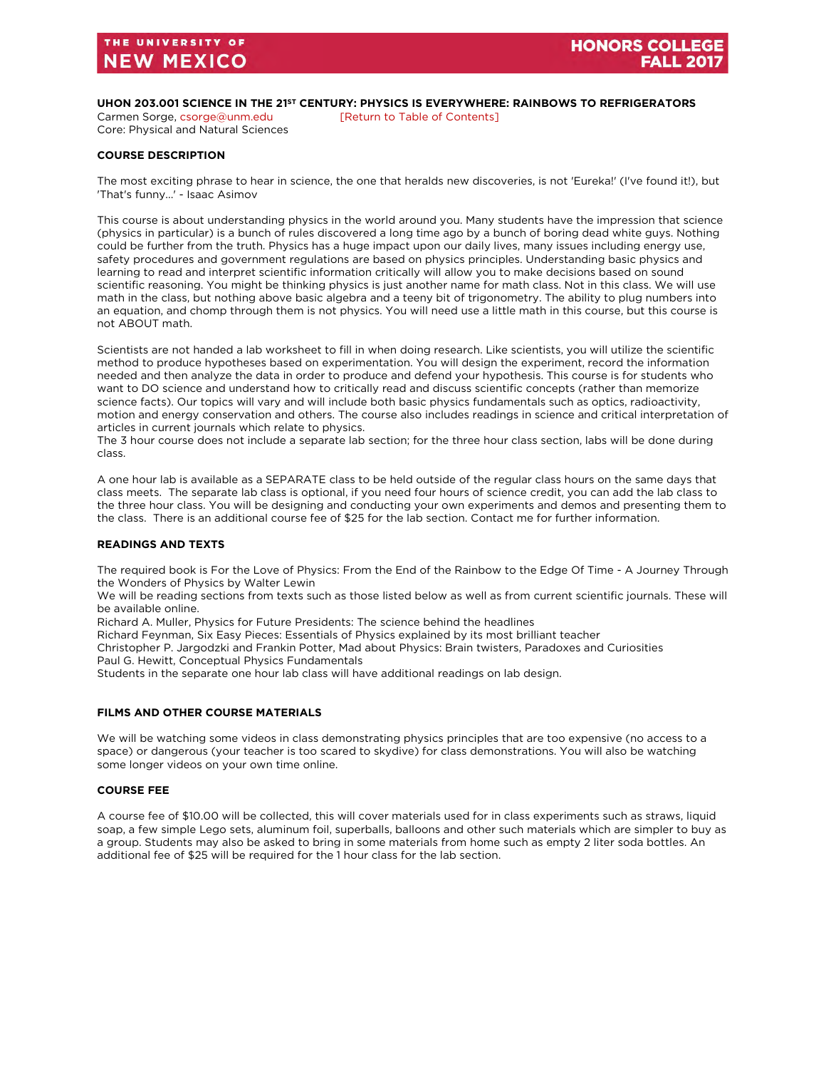**UHON 203.001 SCIENCE IN THE 21ST CENTURY: PHYSICS IS EVERYWHERE: RAINBOWS TO REFRIGERATORS**
Carmen Sorge, csorge@unm.edu [Return to Table of Contents]
Core: Physical and Natural Sciences

**COURSE DESCRIPTION**

The most exciting phrase to hear in science, the one that heralds new discoveries, is not 'Eureka!' (I've found it!), but 'That's funny...' - Isaac Asimov

This course is about understanding physics in the world around you. Many students have the impression that science (physics in particular) is a bunch of rules discovered a long time ago by a bunch of boring dead white guys. Nothing could be further from the truth. Physics has a huge impact upon our daily lives, many issues including energy use, safety procedures and government regulations are based on physics principles. Understanding basic physics and learning to read and interpret scientific information critically will allow you to make decisions based on sound scientific reasoning. You might be thinking physics is just another name for math class. Not in this class. We will use math in the class, but nothing above basic algebra and a teeny bit of trigonometry. The ability to plug numbers into an equation, and chomp through them is not physics. You will need use a little math in this course, but this course is not ABOUT math.

Scientists are not handed a lab worksheet to fill in when doing research. Like scientists, you will utilize the scientific method to produce hypotheses based on experimentation. You will design the experiment, record the information needed and then analyze the data in order to produce and defend your hypothesis. This course is for students who want to DO science and understand how to critically read and discuss scientific concepts (rather than memorize science facts). Our topics will vary and will include both basic physics fundamentals such as optics, radioactivity, motion and energy conservation and others. The course also includes readings in science and critical interpretation of articles in current journals which relate to physics.
The 3 hour course does not include a separate lab section; for the three hour class section, labs will be done during class.

A one hour lab is available as a SEPARATE class to be held outside of the regular class hours on the same days that class meets. The separate lab class is optional, if you need four hours of science credit, you can add the lab class to the three hour class. You will be designing and conducting your own experiments and demos and presenting them to the class. There is an additional course fee of $25 for the lab section. Contact me for further information.

**READINGS AND TEXTS**

The required book is For the Love of Physics: From the End of the Rainbow to the Edge Of Time - A Journey Through the Wonders of Physics by Walter Lewin
We will be reading sections from texts such as those listed below as well as from current scientific journals. These will be available online.
Richard A. Muller, Physics for Future Presidents: The science behind the headlines
Richard Feynman, Six Easy Pieces: Essentials of Physics explained by its most brilliant teacher
Christopher P. Jargodzki and Frankin Potter, Mad about Physics: Brain twisters, Paradoxes and Curiosities
Paul G. Hewitt, Conceptual Physics Fundamentals
Students in the separate one hour lab class will have additional readings on lab design.

**FILMS AND OTHER COURSE MATERIALS**

We will be watching some videos in class demonstrating physics principles that are too expensive (no access to a space) or dangerous (your teacher is too scared to skydive) for class demonstrations. You will also be watching some longer videos on your own time online.

**COURSE FEE**

A course fee of $10.00 will be collected, this will cover materials used for in class experiments such as straws, liquid soap, a few simple Lego sets, aluminum foil, superballs, balloons and other such materials which are simpler to buy as a group. Students may also be asked to bring in some materials from home such as empty 2 liter soda bottles. An additional fee of $25 will be required for the 1 hour class for the lab section.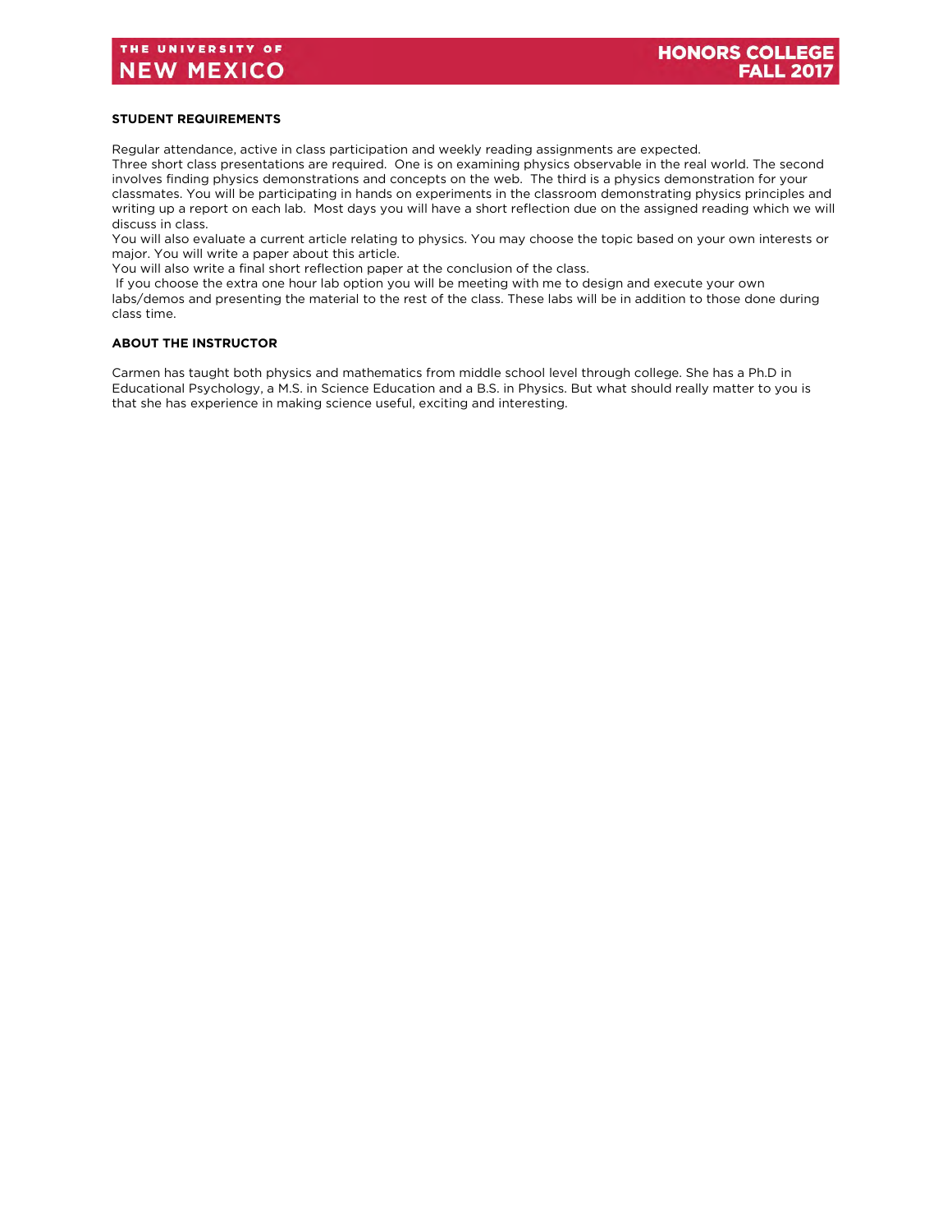## STUDENT REQUIREMENTS

Regular attendance, active in class participation and weekly reading assignments are expected.
Three short class presentations are required. One is on examining physics observable in the real world. The second involves finding physics demonstrations and concepts on the web. The third is a physics demonstration for your classmates. You will be participating in hands on experiments in the classroom demonstrating physics principles and writing up a report on each lab. Most days you will have a short reflection due on the assigned reading which we will discuss in class.
You will also evaluate a current article relating to physics. You may choose the topic based on your own interests or major. You will write a paper about this article.
You will also write a final short reflection paper at the conclusion of the class.
If you choose the extra one hour lab option you will be meeting with me to design and execute your own labs/demos and presenting the material to the rest of the class. These labs will be in addition to those done during class time.

## ABOUT THE INSTRUCTOR

Carmen has taught both physics and mathematics from middle school level through college. She has a Ph.D in Educational Psychology, a M.S. in Science Education and a B.S. in Physics. But what should really matter to you is that she has experience in making science useful, exciting and interesting.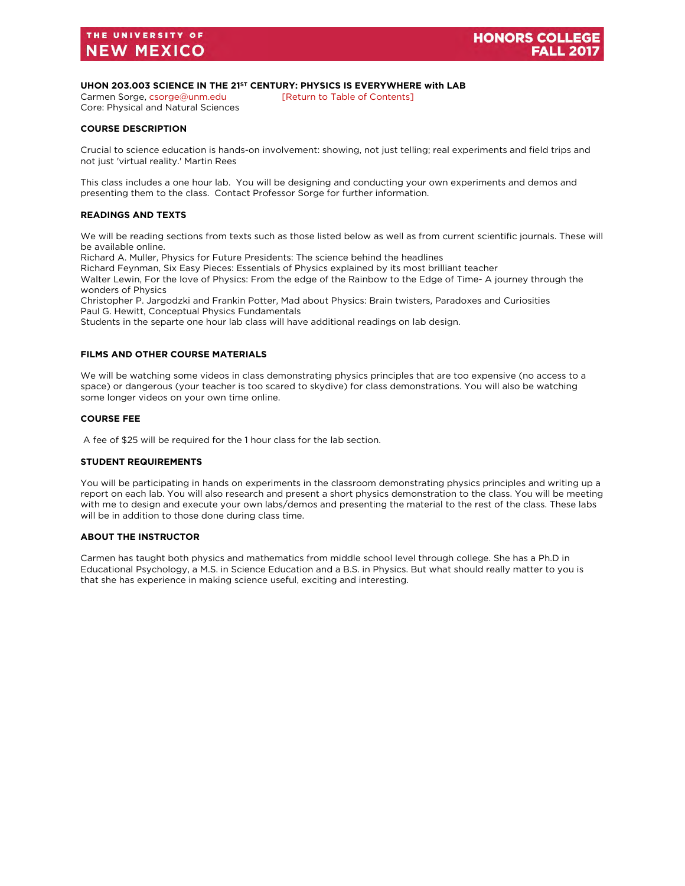### UHON 203.003 SCIENCE IN THE 21ST CENTURY: PHYSICS IS EVERYWHERE with LAB

Carmen Sorge, csorge@unm.edu [Return to Table of Contents]
Core: Physical and Natural Sciences

#### COURSE DESCRIPTION

Crucial to science education is hands-on involvement: showing, not just telling; real experiments and field trips and not just 'virtual reality.' Martin Rees

This class includes a one hour lab. You will be designing and conducting your own experiments and demos and presenting them to the class. Contact Professor Sorge for further information.

#### READINGS AND TEXTS

We will be reading sections from texts such as those listed below as well as from current scientific journals. These will be available online.
Richard A. Muller, Physics for Future Presidents: The science behind the headlines
Richard Feynman, Six Easy Pieces: Essentials of Physics explained by its most brilliant teacher
Walter Lewin, For the love of Physics: From the edge of the Rainbow to the Edge of Time- A journey through the wonders of Physics
Christopher P. Jargodzki and Frankin Potter, Mad about Physics: Brain twisters, Paradoxes and Curiosities
Paul G. Hewitt, Conceptual Physics Fundamentals
Students in the separte one hour lab class will have additional readings on lab design.

#### FILMS AND OTHER COURSE MATERIALS

We will be watching some videos in class demonstrating physics principles that are too expensive (no access to a space) or dangerous (your teacher is too scared to skydive) for class demonstrations. You will also be watching some longer videos on your own time online.

#### COURSE FEE

A fee of $25 will be required for the 1 hour class for the lab section.

#### STUDENT REQUIREMENTS

You will be participating in hands on experiments in the classroom demonstrating physics principles and writing up a report on each lab. You will also research and present a short physics demonstration to the class. You will be meeting with me to design and execute your own labs/demos and presenting the material to the rest of the class. These labs will be in addition to those done during class time.

#### ABOUT THE INSTRUCTOR

Carmen has taught both physics and mathematics from middle school level through college. She has a Ph.D in Educational Psychology, a M.S. in Science Education and a B.S. in Physics. But what should really matter to you is that she has experience in making science useful, exciting and interesting.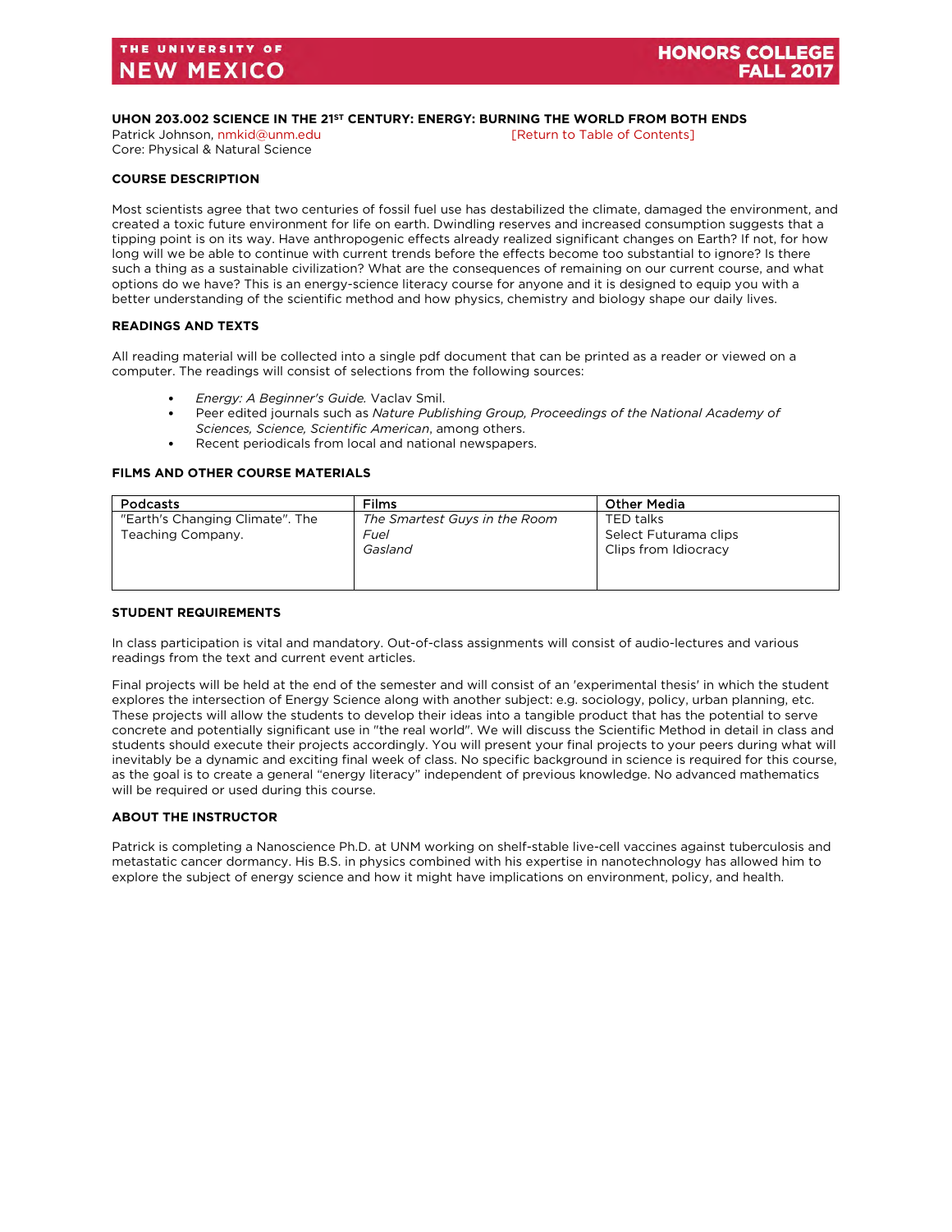THE UNIVERSITY OF NEW MEXICO

HONORS COLLEGE FALL 2017

## UHON 203.002 SCIENCE IN THE 21ST CENTURY: ENERGY: BURNING THE WORLD FROM BOTH ENDS

Patrick Johnson, nmkid@unm.edu [Return to Table of Contents]
Core: Physical & Natural Science

### COURSE DESCRIPTION

Most scientists agree that two centuries of fossil fuel use has destabilized the climate, damaged the environment, and created a toxic future environment for life on earth. Dwindling reserves and increased consumption suggests that a tipping point is on its way. Have anthropogenic effects already realized significant changes on Earth? If not, for how long will we be able to continue with current trends before the effects become too substantial to ignore? Is there such a thing as a sustainable civilization? What are the consequences of remaining on our current course, and what options do we have? This is an energy-science literacy course for anyone and it is designed to equip you with a better understanding of the scientific method and how physics, chemistry and biology shape our daily lives.

### READINGS AND TEXTS

All reading material will be collected into a single pdf document that can be printed as a reader or viewed on a computer. The readings will consist of selections from the following sources:

- *Energy: A Beginner's Guide.* Vaclav Smil.
- Peer edited journals such as *Nature Publishing Group, Proceedings of the National Academy of Sciences, Science, Scientific American*, among others.
- Recent periodicals from local and national newspapers.

### FILMS AND OTHER COURSE MATERIALS

| Podcasts | Films | Other Media |
|---|---|---|
| "Earth's Changing Climate". The Teaching Company. | *The Smartest Guys in the Room*<br>*Fuel*<br>*Gasland* | TED talks<br>Select Futurama clips<br>Clips from Idiocracy |

### STUDENT REQUIREMENTS

In class participation is vital and mandatory. Out-of-class assignments will consist of audio-lectures and various readings from the text and current event articles.

Final projects will be held at the end of the semester and will consist of an 'experimental thesis' in which the student explores the intersection of Energy Science along with another subject: e.g. sociology, policy, urban planning, etc. These projects will allow the students to develop their ideas into a tangible product that has the potential to serve concrete and potentially significant use in "the real world". We will discuss the Scientific Method in detail in class and students should execute their projects accordingly. You will present your final projects to your peers during what will inevitably be a dynamic and exciting final week of class. No specific background in science is required for this course, as the goal is to create a general "energy literacy" independent of previous knowledge. No advanced mathematics will be required or used during this course.

### ABOUT THE INSTRUCTOR

Patrick is completing a Nanoscience Ph.D. at UNM working on shelf-stable live-cell vaccines against tuberculosis and metastatic cancer dormancy. His B.S. in physics combined with his expertise in nanotechnology has allowed him to explore the subject of energy science and how it might have implications on environment, policy, and health.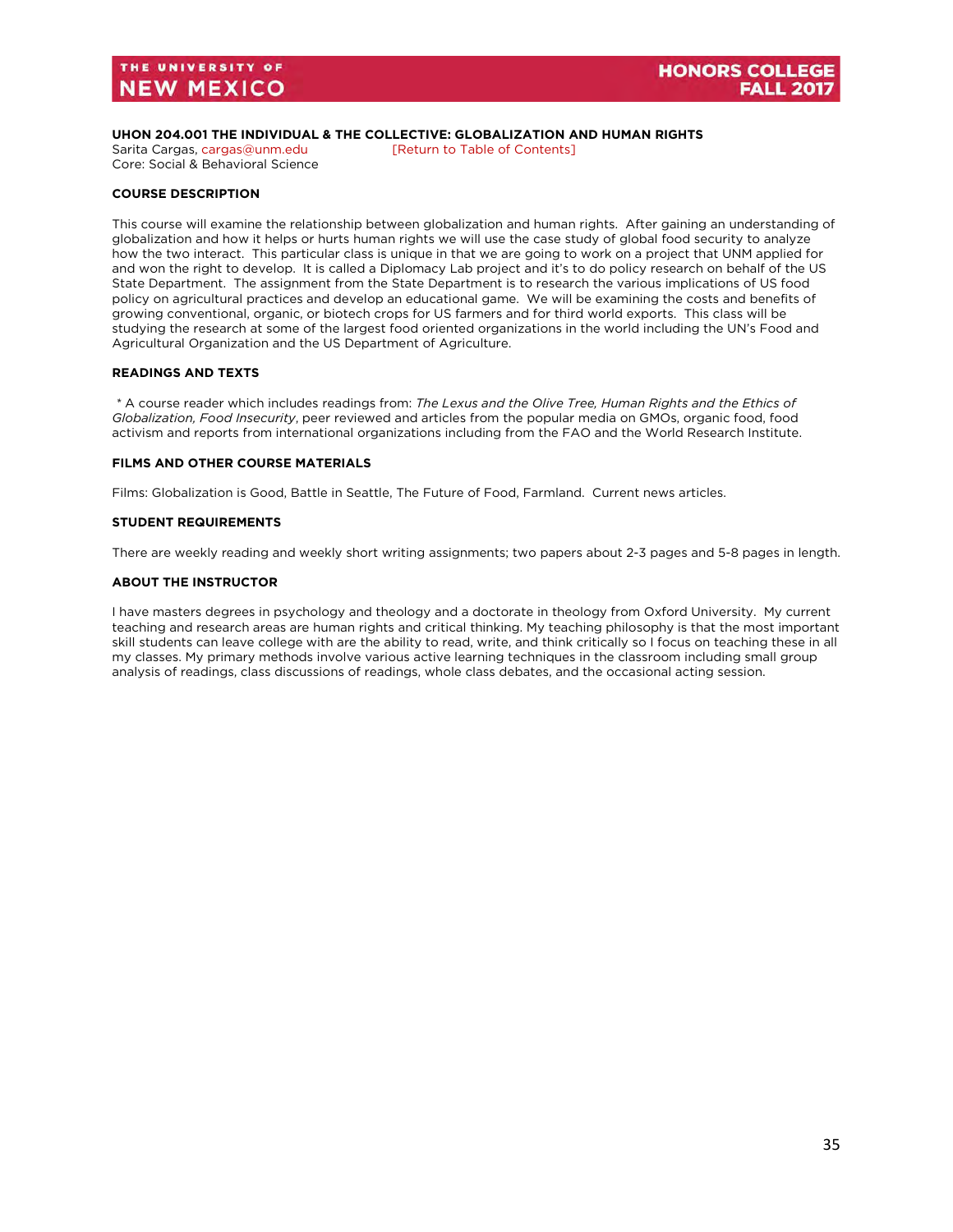## UHON 204.001 THE INDIVIDUAL & THE COLLECTIVE: GLOBALIZATION AND HUMAN RIGHTS

Sarita Cargas, cargas@unm.edu [Return to Table of Contents]
Core: Social & Behavioral Science

### COURSE DESCRIPTION

This course will examine the relationship between globalization and human rights. After gaining an understanding of globalization and how it helps or hurts human rights we will use the case study of global food security to analyze how the two interact. This particular class is unique in that we are going to work on a project that UNM applied for and won the right to develop. It is called a Diplomacy Lab project and it's to do policy research on behalf of the US State Department. The assignment from the State Department is to research the various implications of US food policy on agricultural practices and develop an educational game. We will be examining the costs and benefits of growing conventional, organic, or biotech crops for US farmers and for third world exports. This class will be studying the research at some of the largest food oriented organizations in the world including the UN's Food and Agricultural Organization and the US Department of Agriculture.

### READINGS AND TEXTS

* A course reader which includes readings from: *The Lexus and the Olive Tree, Human Rights and the Ethics of Globalization, Food Insecurity*, peer reviewed and articles from the popular media on GMOs, organic food, food activism and reports from international organizations including from the FAO and the World Research Institute.

### FILMS AND OTHER COURSE MATERIALS

Films: Globalization is Good, Battle in Seattle, The Future of Food, Farmland. Current news articles.

### STUDENT REQUIREMENTS

There are weekly reading and weekly short writing assignments; two papers about 2-3 pages and 5-8 pages in length.

### ABOUT THE INSTRUCTOR

I have masters degrees in psychology and theology and a doctorate in theology from Oxford University. My current teaching and research areas are human rights and critical thinking. My teaching philosophy is that the most important skill students can leave college with are the ability to read, write, and think critically so I focus on teaching these in all my classes. My primary methods involve various active learning techniques in the classroom including small group analysis of readings, class discussions of readings, whole class debates, and the occasional acting session.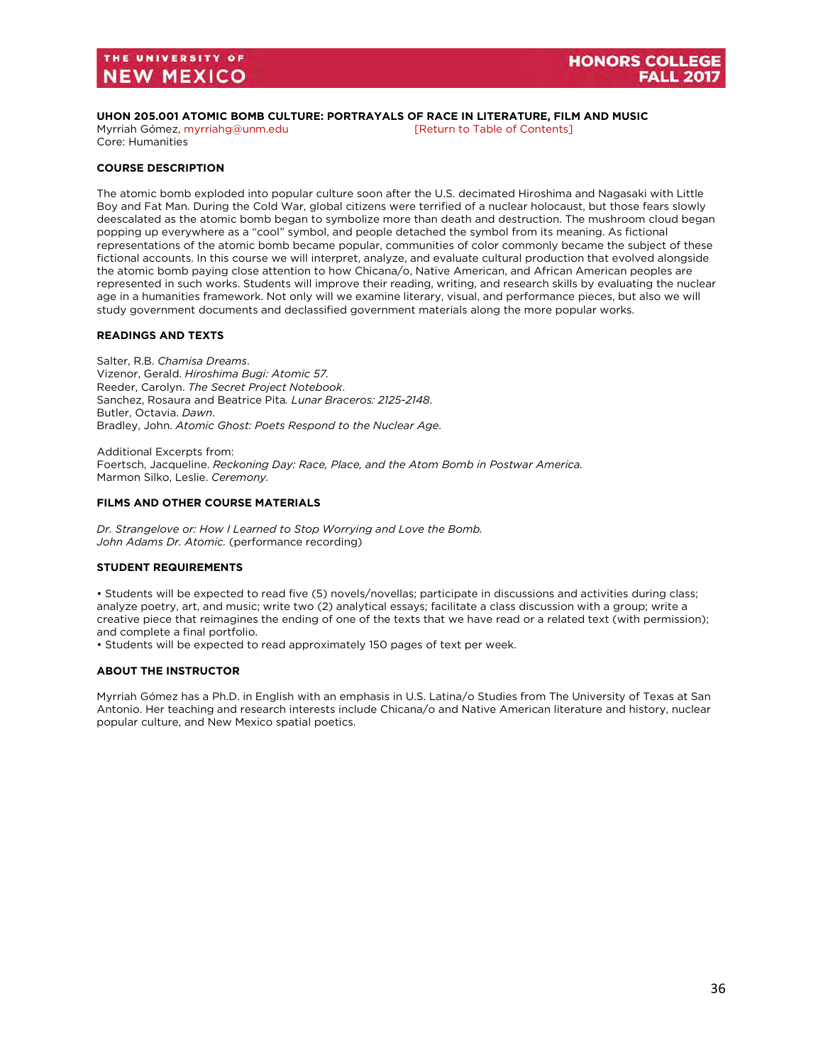**UHON 205.001 ATOMIC BOMB CULTURE: PORTRAYALS OF RACE IN LITERATURE, FILM AND MUSIC**
Myrriah Gómez, myrriahg@unm.edu [Return to Table of Contents]
Core: Humanities

**COURSE DESCRIPTION**

The atomic bomb exploded into popular culture soon after the U.S. decimated Hiroshima and Nagasaki with Little Boy and Fat Man. During the Cold War, global citizens were terrified of a nuclear holocaust, but those fears slowly deescalated as the atomic bomb began to symbolize more than death and destruction. The mushroom cloud began popping up everywhere as a "cool" symbol, and people detached the symbol from its meaning. As fictional representations of the atomic bomb became popular, communities of color commonly became the subject of these fictional accounts. In this course we will interpret, analyze, and evaluate cultural production that evolved alongside the atomic bomb paying close attention to how Chicana/o, Native American, and African American peoples are represented in such works. Students will improve their reading, writing, and research skills by evaluating the nuclear age in a humanities framework. Not only will we examine literary, visual, and performance pieces, but also we will study government documents and declassified government materials along the more popular works.

**READINGS AND TEXTS**

Salter, R.B. *Chamisa Dreams*.
Vizenor, Gerald. *Hiroshima Bugi: Atomic 57.*
Reeder, Carolyn. *The Secret Project Notebook*.
Sanchez, Rosaura and Beatrice Pita*. Lunar Braceros: 2125-2148*.
Butler, Octavia. *Dawn*.
Bradley, John. *Atomic Ghost: Poets Respond to the Nuclear Age*.

Additional Excerpts from:
Foertsch, Jacqueline. *Reckoning Day: Race, Place, and the Atom Bomb in Postwar America.*
Marmon Silko, Leslie. *Ceremony.*

**FILMS AND OTHER COURSE MATERIALS**

*Dr. Strangelove or: How I Learned to Stop Worrying and Love the Bomb.*
*John Adams Dr. Atomic.* (performance recording)

**STUDENT REQUIREMENTS**

- Students will be expected to read five (5) novels/novellas; participate in discussions and activities during class; analyze poetry, art, and music; write two (2) analytical essays; facilitate a class discussion with a group; write a creative piece that reimagines the ending of one of the texts that we have read or a related text (with permission); and complete a final portfolio.
- Students will be expected to read approximately 150 pages of text per week.

**ABOUT THE INSTRUCTOR**

Myrriah Gómez has a Ph.D. in English with an emphasis in U.S. Latina/o Studies from The University of Texas at San Antonio. Her teaching and research interests include Chicana/o and Native American literature and history, nuclear popular culture, and New Mexico spatial poetics.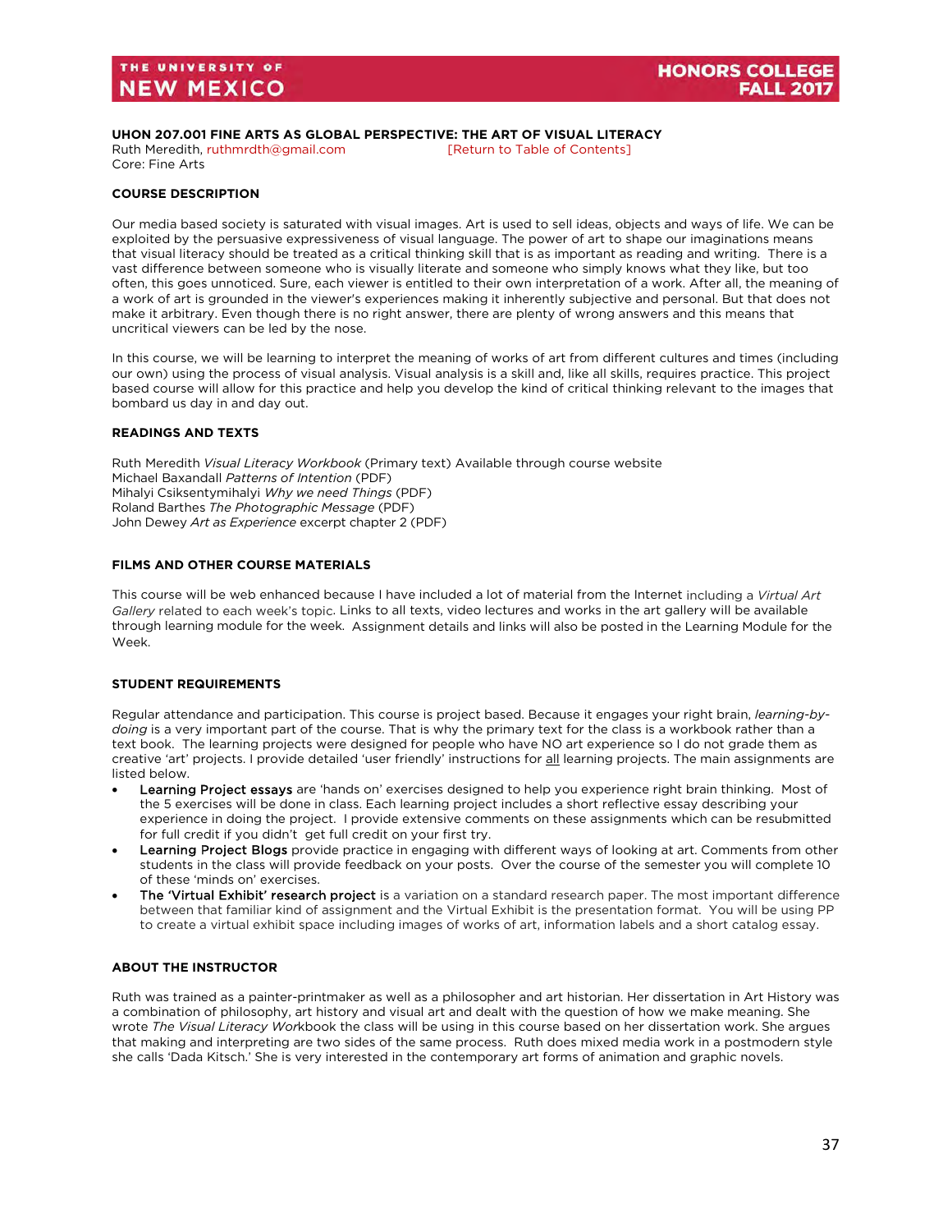## UHON 207.001 FINE ARTS AS GLOBAL PERSPECTIVE: THE ART OF VISUAL LITERACY

Ruth Meredith, ruthmrdth@gmail.com [Return to Table of Contents]
Core: Fine Arts

### COURSE DESCRIPTION

Our media based society is saturated with visual images. Art is used to sell ideas, objects and ways of life. We can be exploited by the persuasive expressiveness of visual language. The power of art to shape our imaginations means that visual literacy should be treated as a critical thinking skill that is as important as reading and writing. There is a vast difference between someone who is visually literate and someone who simply knows what they like, but too often, this goes unnoticed. Sure, each viewer is entitled to their own interpretation of a work. After all, the meaning of a work of art is grounded in the viewer's experiences making it inherently subjective and personal. But that does not make it arbitrary. Even though there is no right answer, there are plenty of wrong answers and this means that uncritical viewers can be led by the nose.

In this course, we will be learning to interpret the meaning of works of art from different cultures and times (including our own) using the process of visual analysis. Visual analysis is a skill and, like all skills, requires practice. This project based course will allow for this practice and help you develop the kind of critical thinking relevant to the images that bombard us day in and day out.

### READINGS AND TEXTS

Ruth Meredith *Visual Literacy Workbook* (Primary text) Available through course website
Michael Baxandall *Patterns of Intention* (PDF)
Mihalyi Csiksentymihalyi *Why we need Things* (PDF)
Roland Barthes *The Photographic Message* (PDF)
John Dewey *Art as Experience* excerpt chapter 2 (PDF)

### FILMS AND OTHER COURSE MATERIALS

This course will be web enhanced because I have included a lot of material from the Internet including a *Virtual Art Gallery* related to each week's topic. Links to all texts, video lectures and works in the art gallery will be available through learning module for the week. Assignment details and links will also be posted in the Learning Module for the Week.

### STUDENT REQUIREMENTS

Regular attendance and participation. This course is project based. Because it engages your right brain, *learning-by-doing* is a very important part of the course. That is why the primary text for the class is a workbook rather than a text book. The learning projects were designed for people who have NO art experience so I do not grade them as creative 'art' projects. I provide detailed 'user friendly' instructions for all learning projects. The main assignments are listed below.

- Learning Project essays are 'hands on' exercises designed to help you experience right brain thinking. Most of the 5 exercises will be done in class. Each learning project includes a short reflective essay describing your experience in doing the project. I provide extensive comments on these assignments which can be resubmitted for full credit if you didn't get full credit on your first try.
- Learning Project Blogs provide practice in engaging with different ways of looking at art. Comments from other students in the class will provide feedback on your posts. Over the course of the semester you will complete 10 of these 'minds on' exercises.
- The 'Virtual Exhibit' research project is a variation on a standard research paper. The most important difference between that familiar kind of assignment and the Virtual Exhibit is the presentation format. You will be using PP to create a virtual exhibit space including images of works of art, information labels and a short catalog essay.

### ABOUT THE INSTRUCTOR

Ruth was trained as a painter-printmaker as well as a philosopher and art historian. Her dissertation in Art History was a combination of philosophy, art history and visual art and dealt with the question of how we make meaning. She wrote *The Visual Literacy Work*book the class will be using in this course based on her dissertation work. She argues that making and interpreting are two sides of the same process. Ruth does mixed media work in a postmodern style she calls 'Dada Kitsch.' She is very interested in the contemporary art forms of animation and graphic novels.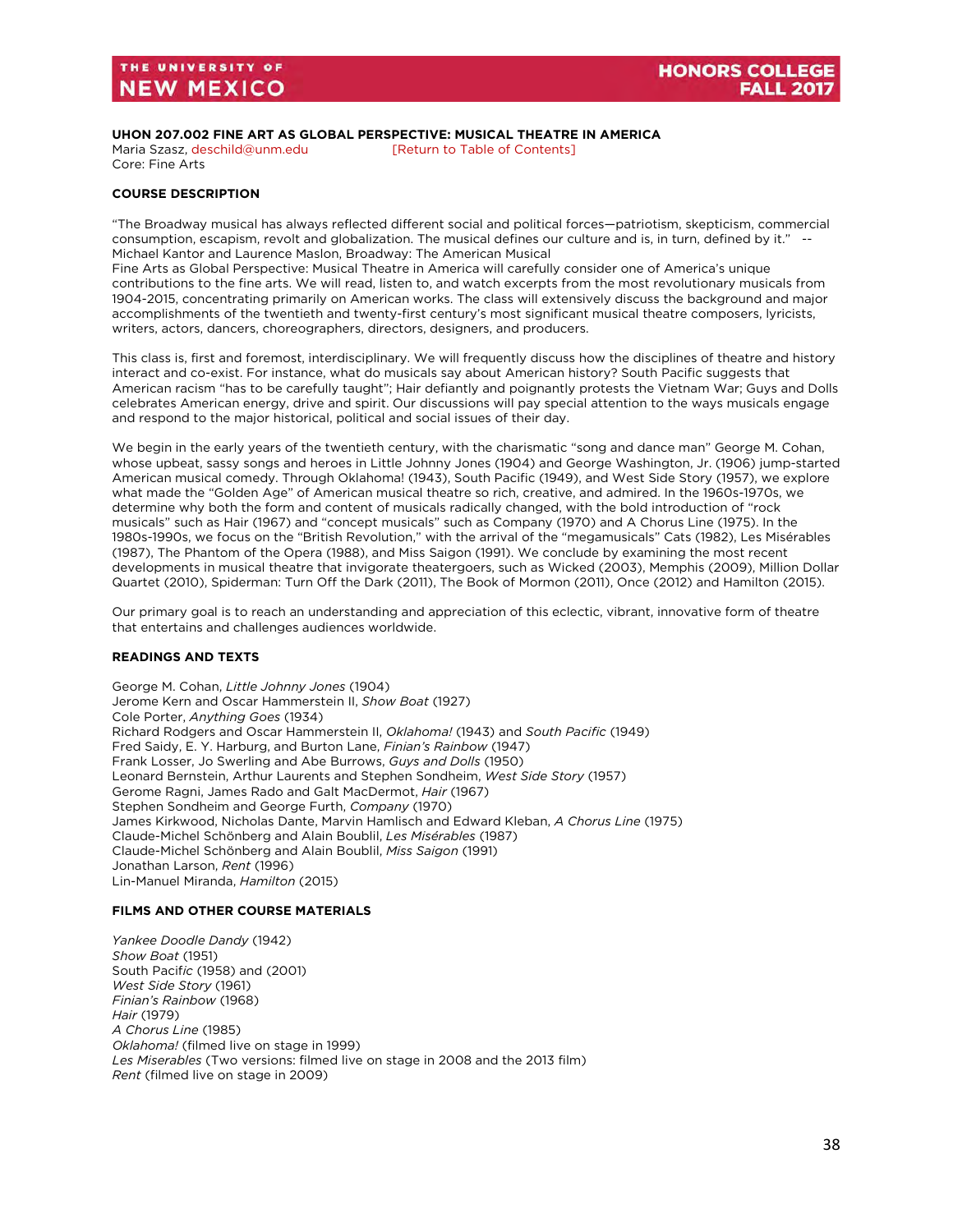**UHON 207.002 FINE ART AS GLOBAL PERSPECTIVE: MUSICAL THEATRE IN AMERICA**
Maria Szasz, deschild@unm.edu [Return to Table of Contents]
Core: Fine Arts

**COURSE DESCRIPTION**

"The Broadway musical has always reflected different social and political forces—patriotism, skepticism, commercial consumption, escapism, revolt and globalization. The musical defines our culture and is, in turn, defined by it." -- Michael Kantor and Laurence Maslon, Broadway: The American Musical
Fine Arts as Global Perspective: Musical Theatre in America will carefully consider one of America's unique contributions to the fine arts. We will read, listen to, and watch excerpts from the most revolutionary musicals from 1904-2015, concentrating primarily on American works. The class will extensively discuss the background and major accomplishments of the twentieth and twenty-first century's most significant musical theatre composers, lyricists, writers, actors, dancers, choreographers, directors, designers, and producers.

This class is, first and foremost, interdisciplinary. We will frequently discuss how the disciplines of theatre and history interact and co-exist. For instance, what do musicals say about American history? South Pacific suggests that American racism "has to be carefully taught"; Hair defiantly and poignantly protests the Vietnam War; Guys and Dolls celebrates American energy, drive and spirit. Our discussions will pay special attention to the ways musicals engage and respond to the major historical, political and social issues of their day.

We begin in the early years of the twentieth century, with the charismatic "song and dance man" George M. Cohan, whose upbeat, sassy songs and heroes in Little Johnny Jones (1904) and George Washington, Jr. (1906) jump-started American musical comedy. Through Oklahoma! (1943), South Pacific (1949), and West Side Story (1957), we explore what made the "Golden Age" of American musical theatre so rich, creative, and admired. In the 1960s-1970s, we determine why both the form and content of musicals radically changed, with the bold introduction of "rock musicals" such as Hair (1967) and "concept musicals" such as Company (1970) and A Chorus Line (1975). In the 1980s-1990s, we focus on the "British Revolution," with the arrival of the "megamusicals" Cats (1982), Les Misérables (1987), The Phantom of the Opera (1988), and Miss Saigon (1991). We conclude by examining the most recent developments in musical theatre that invigorate theatergoers, such as Wicked (2003), Memphis (2009), Million Dollar Quartet (2010), Spiderman: Turn Off the Dark (2011), The Book of Mormon (2011), Once (2012) and Hamilton (2015).

Our primary goal is to reach an understanding and appreciation of this eclectic, vibrant, innovative form of theatre that entertains and challenges audiences worldwide.

**READINGS AND TEXTS**

George M. Cohan, *Little Johnny Jones* (1904)
Jerome Kern and Oscar Hammerstein II, *Show Boat* (1927)
Cole Porter, *Anything Goes* (1934)
Richard Rodgers and Oscar Hammerstein II, *Oklahoma!* (1943) and *South Pacific* (1949)
Fred Saidy, E. Y. Harburg, and Burton Lane, *Finian's Rainbow* (1947)
Frank Losser, Jo Swerling and Abe Burrows, *Guys and Dolls* (1950)
Leonard Bernstein, Arthur Laurents and Stephen Sondheim, *West Side Story* (1957)
Gerome Ragni, James Rado and Galt MacDermot, *Hair* (1967)
Stephen Sondheim and George Furth, *Company* (1970)
James Kirkwood, Nicholas Dante, Marvin Hamlisch and Edward Kleban, *A Chorus Line* (1975)
Claude-Michel Schönberg and Alain Boublil, *Les Misérables* (1987)
Claude-Michel Schönberg and Alain Boublil, *Miss Saigon* (1991)
Jonathan Larson, *Rent* (1996)
Lin-Manuel Miranda, *Hamilton* (2015)

**FILMS AND OTHER COURSE MATERIALS**

*Yankee Doodle Dandy* (1942)
*Show Boat* (1951)
South Pacific (1958) and (2001)
*West Side Story* (1961)
*Finian's Rainbow* (1968)
*Hair* (1979)
*A Chorus Line* (1985)
*Oklahoma!* (filmed live on stage in 1999)
*Les Miserables* (Two versions: filmed live on stage in 2008 and the 2013 film)
*Rent* (filmed live on stage in 2009)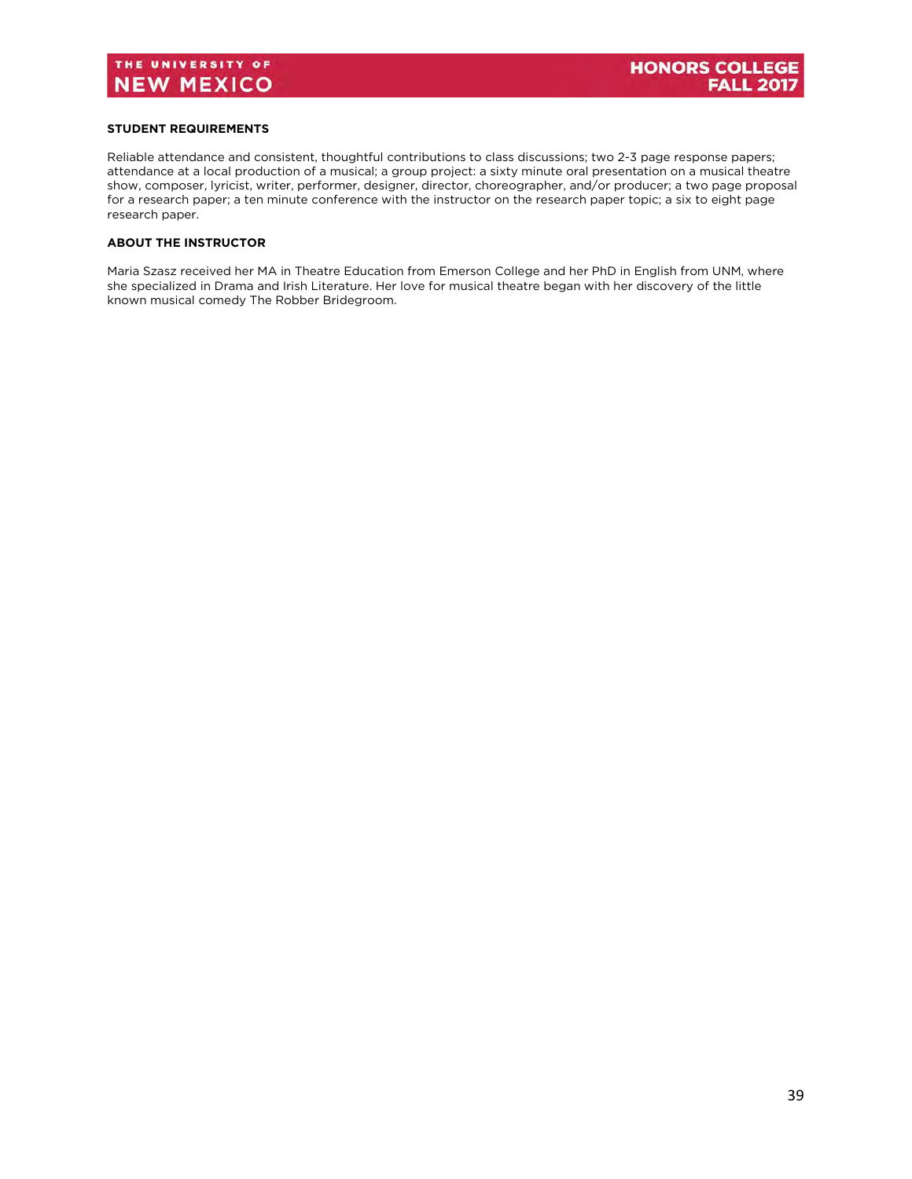**STUDENT REQUIREMENTS**

Reliable attendance and consistent, thoughtful contributions to class discussions; two 2-3 page response papers; attendance at a local production of a musical; a group project: a sixty minute oral presentation on a musical theatre show, composer, lyricist, writer, performer, designer, director, choreographer, and/or producer; a two page proposal for a research paper; a ten minute conference with the instructor on the research paper topic; a six to eight page research paper.

**ABOUT THE INSTRUCTOR**

Maria Szasz received her MA in Theatre Education from Emerson College and her PhD in English from UNM, where she specialized in Drama and Irish Literature. Her love for musical theatre began with her discovery of the little known musical comedy The Robber Bridegroom.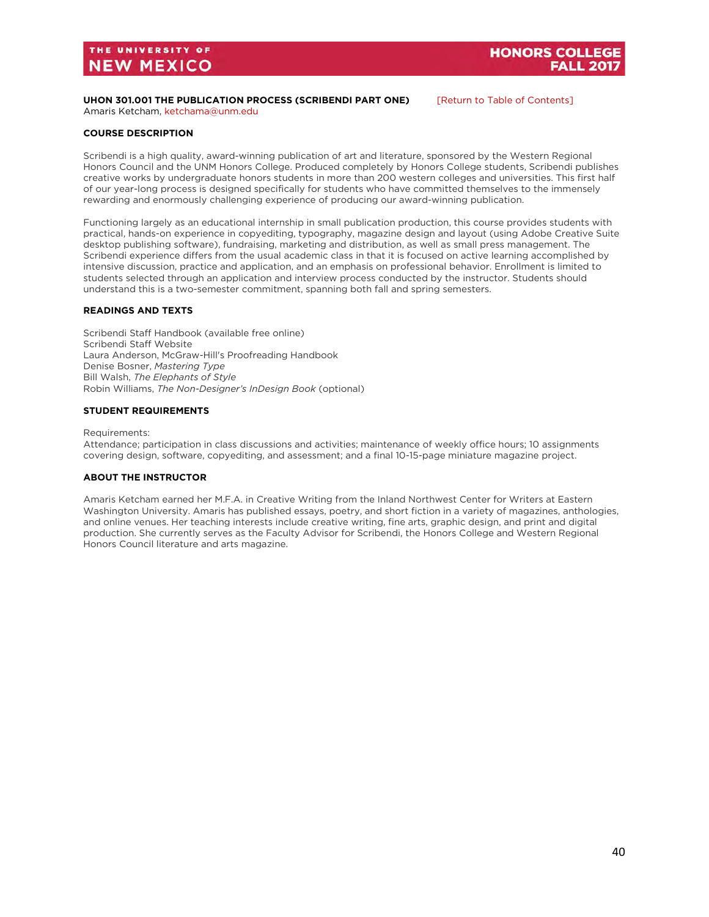**UHON 301.001 THE PUBLICATION PROCESS (SCRIBENDI PART ONE)** [Return to Table of Contents]
Amaris Ketcham, ketchama@unm.edu

### COURSE DESCRIPTION

Scribendi is a high quality, award-winning publication of art and literature, sponsored by the Western Regional Honors Council and the UNM Honors College. Produced completely by Honors College students, Scribendi publishes creative works by undergraduate honors students in more than 200 western colleges and universities. This first half of our year-long process is designed specifically for students who have committed themselves to the immensely rewarding and enormously challenging experience of producing our award-winning publication.

Functioning largely as an educational internship in small publication production, this course provides students with practical, hands-on experience in copyediting, typography, magazine design and layout (using Adobe Creative Suite desktop publishing software), fundraising, marketing and distribution, as well as small press management. The Scribendi experience differs from the usual academic class in that it is focused on active learning accomplished by intensive discussion, practice and application, and an emphasis on professional behavior. Enrollment is limited to students selected through an application and interview process conducted by the instructor. Students should understand this is a two-semester commitment, spanning both fall and spring semesters.

### READINGS AND TEXTS

Scribendi Staff Handbook (available free online)
Scribendi Staff Website
Laura Anderson, McGraw-Hill's Proofreading Handbook
Denise Bosner, *Mastering Type*
Bill Walsh, *The Elephants of Style*
Robin Williams, *The Non-Designer's InDesign Book* (optional)

### STUDENT REQUIREMENTS

Requirements:
Attendance; participation in class discussions and activities; maintenance of weekly office hours; 10 assignments covering design, software, copyediting, and assessment; and a final 10-15-page miniature magazine project.

### ABOUT THE INSTRUCTOR

Amaris Ketcham earned her M.F.A. in Creative Writing from the Inland Northwest Center for Writers at Eastern Washington University. Amaris has published essays, poetry, and short fiction in a variety of magazines, anthologies, and online venues. Her teaching interests include creative writing, fine arts, graphic design, and print and digital production. She currently serves as the Faculty Advisor for Scribendi, the Honors College and Western Regional Honors Council literature and arts magazine.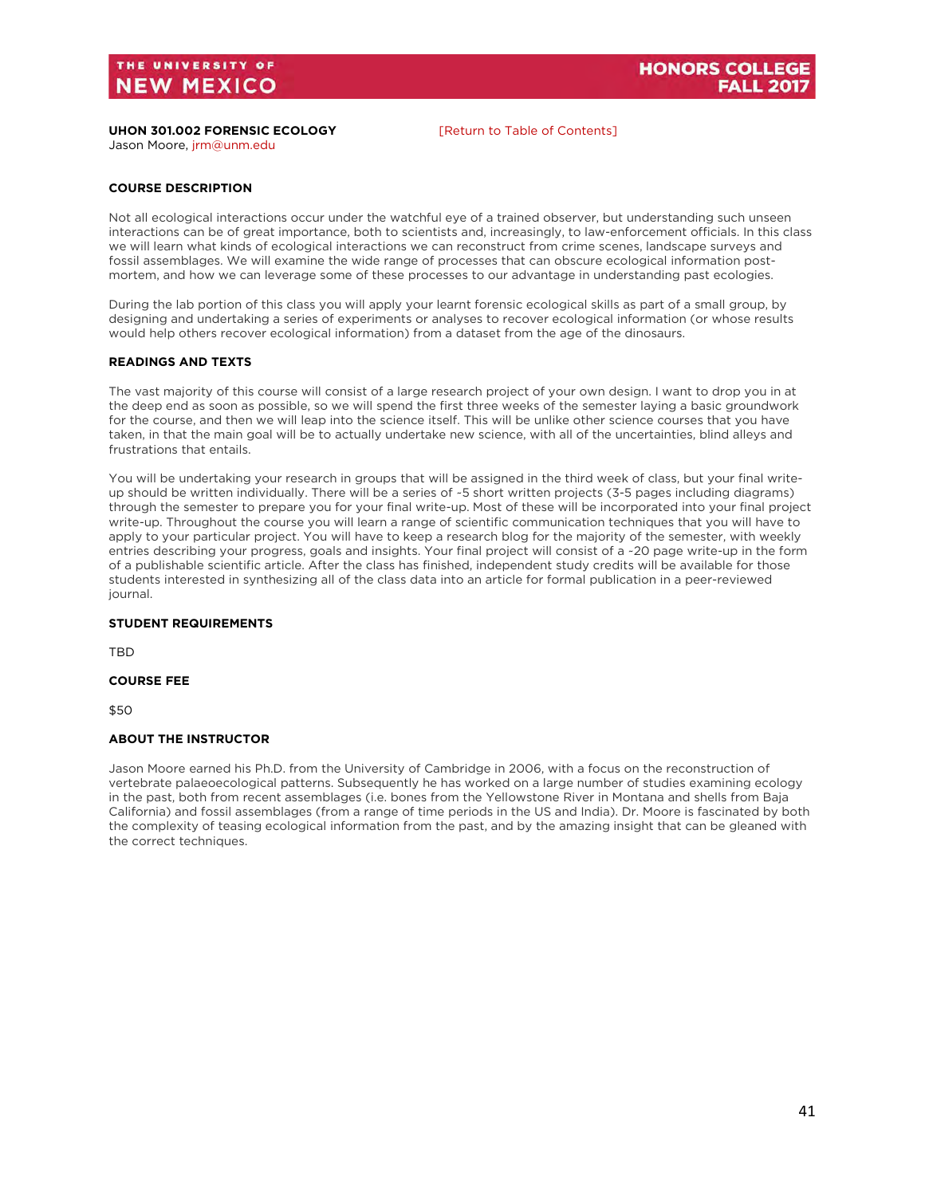**UHON 301.002 FORENSIC ECOLOGY** [Return to Table of Contents]
Jason Moore, jrm@unm.edu

### COURSE DESCRIPTION

Not all ecological interactions occur under the watchful eye of a trained observer, but understanding such unseen interactions can be of great importance, both to scientists and, increasingly, to law-enforcement officials. In this class we will learn what kinds of ecological interactions we can reconstruct from crime scenes, landscape surveys and fossil assemblages. We will examine the wide range of processes that can obscure ecological information post-mortem, and how we can leverage some of these processes to our advantage in understanding past ecologies.

During the lab portion of this class you will apply your learnt forensic ecological skills as part of a small group, by designing and undertaking a series of experiments or analyses to recover ecological information (or whose results would help others recover ecological information) from a dataset from the age of the dinosaurs.

### READINGS AND TEXTS

The vast majority of this course will consist of a large research project of your own design. I want to drop you in at the deep end as soon as possible, so we will spend the first three weeks of the semester laying a basic groundwork for the course, and then we will leap into the science itself. This will be unlike other science courses that you have taken, in that the main goal will be to actually undertake new science, with all of the uncertainties, blind alleys and frustrations that entails.

You will be undertaking your research in groups that will be assigned in the third week of class, but your final write-up should be written individually. There will be a series of ~5 short written projects (3-5 pages including diagrams) through the semester to prepare you for your final write-up. Most of these will be incorporated into your final project write-up. Throughout the course you will learn a range of scientific communication techniques that you will have to apply to your particular project. You will have to keep a research blog for the majority of the semester, with weekly entries describing your progress, goals and insights. Your final project will consist of a ~20 page write-up in the form of a publishable scientific article. After the class has finished, independent study credits will be available for those students interested in synthesizing all of the class data into an article for formal publication in a peer-reviewed journal.

### STUDENT REQUIREMENTS

TBD

### COURSE FEE

$50

### ABOUT THE INSTRUCTOR

Jason Moore earned his Ph.D. from the University of Cambridge in 2006, with a focus on the reconstruction of vertebrate palaeoecological patterns. Subsequently he has worked on a large number of studies examining ecology in the past, both from recent assemblages (i.e. bones from the Yellowstone River in Montana and shells from Baja California) and fossil assemblages (from a range of time periods in the US and India). Dr. Moore is fascinated by both the complexity of teasing ecological information from the past, and by the amazing insight that can be gleaned with the correct techniques.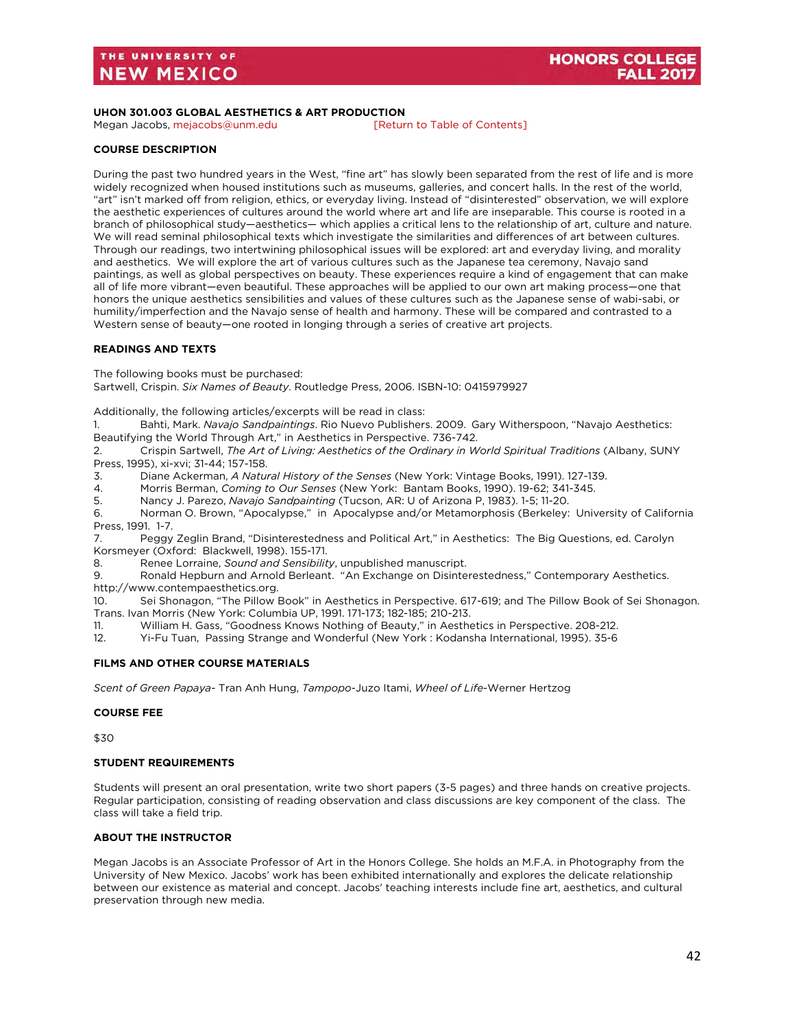## UHON 301.003 GLOBAL AESTHETICS & ART PRODUCTION

Megan Jacobs, mejacobs@unm.edu [Return to Table of Contents]

### COURSE DESCRIPTION

During the past two hundred years in the West, "fine art" has slowly been separated from the rest of life and is more widely recognized when housed institutions such as museums, galleries, and concert halls. In the rest of the world, "art" isn't marked off from religion, ethics, or everyday living. Instead of "disinterested" observation, we will explore the aesthetic experiences of cultures around the world where art and life are inseparable. This course is rooted in a branch of philosophical study—aesthetics— which applies a critical lens to the relationship of art, culture and nature. We will read seminal philosophical texts which investigate the similarities and differences of art between cultures. Through our readings, two intertwining philosophical issues will be explored: art and everyday living, and morality and aesthetics. We will explore the art of various cultures such as the Japanese tea ceremony, Navajo sand paintings, as well as global perspectives on beauty. These experiences require a kind of engagement that can make all of life more vibrant—even beautiful. These approaches will be applied to our own art making process—one that honors the unique aesthetics sensibilities and values of these cultures such as the Japanese sense of wabi-sabi, or humility/imperfection and the Navajo sense of health and harmony. These will be compared and contrasted to a Western sense of beauty—one rooted in longing through a series of creative art projects.

### READINGS AND TEXTS

The following books must be purchased:
Sartwell, Crispin. *Six Names of Beauty*. Routledge Press, 2006. ISBN-10: 0415979927

Additionally, the following articles/excerpts will be read in class:

1. Bahti, Mark. *Navajo Sandpaintings*. Rio Nuevo Publishers. 2009. Gary Witherspoon, "Navajo Aesthetics: Beautifying the World Through Art," in Aesthetics in Perspective. 736-742.
2. Crispin Sartwell, *The Art of Living: Aesthetics of the Ordinary in World Spiritual Traditions* (Albany, SUNY Press, 1995), xi-xvi; 31-44; 157-158.
3. Diane Ackerman, *A Natural History of the Senses* (New York: Vintage Books, 1991). 127-139.
4. Morris Berman, *Coming to Our Senses* (New York: Bantam Books, 1990). 19-62; 341-345.
5. Nancy J. Parezo, *Navajo Sandpainting* (Tucson, AR: U of Arizona P, 1983). 1-5; 11-20.
6. Norman O. Brown, "Apocalypse," in Apocalypse and/or Metamorphosis (Berkeley: University of California Press, 1991. 1-7.
7. Peggy Zeglin Brand, "Disinterestedness and Political Art," in Aesthetics: The Big Questions, ed. Carolyn Korsmeyer (Oxford: Blackwell, 1998). 155-171.
8. Renee Lorraine, *Sound and Sensibility*, unpublished manuscript.
9. Ronald Hepburn and Arnold Berleant. "An Exchange on Disinterestedness," Contemporary Aesthetics. http://www.contempaesthetics.org.
10. Sei Shonagon, "The Pillow Book" in Aesthetics in Perspective. 617-619; and The Pillow Book of Sei Shonagon. Trans. Ivan Morris (New York: Columbia UP, 1991. 171-173; 182-185; 210-213.
11. William H. Gass, "Goodness Knows Nothing of Beauty," in Aesthetics in Perspective. 208-212.
12. Yi-Fu Tuan, Passing Strange and Wonderful (New York : Kodansha International, 1995). 35-6

### FILMS AND OTHER COURSE MATERIALS

*Scent of Green Papaya*- Tran Anh Hung, *Tampopo*-Juzo Itami, *Wheel of Life*-Werner Hertzog

### COURSE FEE

$30

### STUDENT REQUIREMENTS

Students will present an oral presentation, write two short papers (3-5 pages) and three hands on creative projects. Regular participation, consisting of reading observation and class discussions are key component of the class. The class will take a field trip.

### ABOUT THE INSTRUCTOR

Megan Jacobs is an Associate Professor of Art in the Honors College. She holds an M.F.A. in Photography from the University of New Mexico. Jacobs' work has been exhibited internationally and explores the delicate relationship between our existence as material and concept. Jacobs' teaching interests include fine art, aesthetics, and cultural preservation through new media.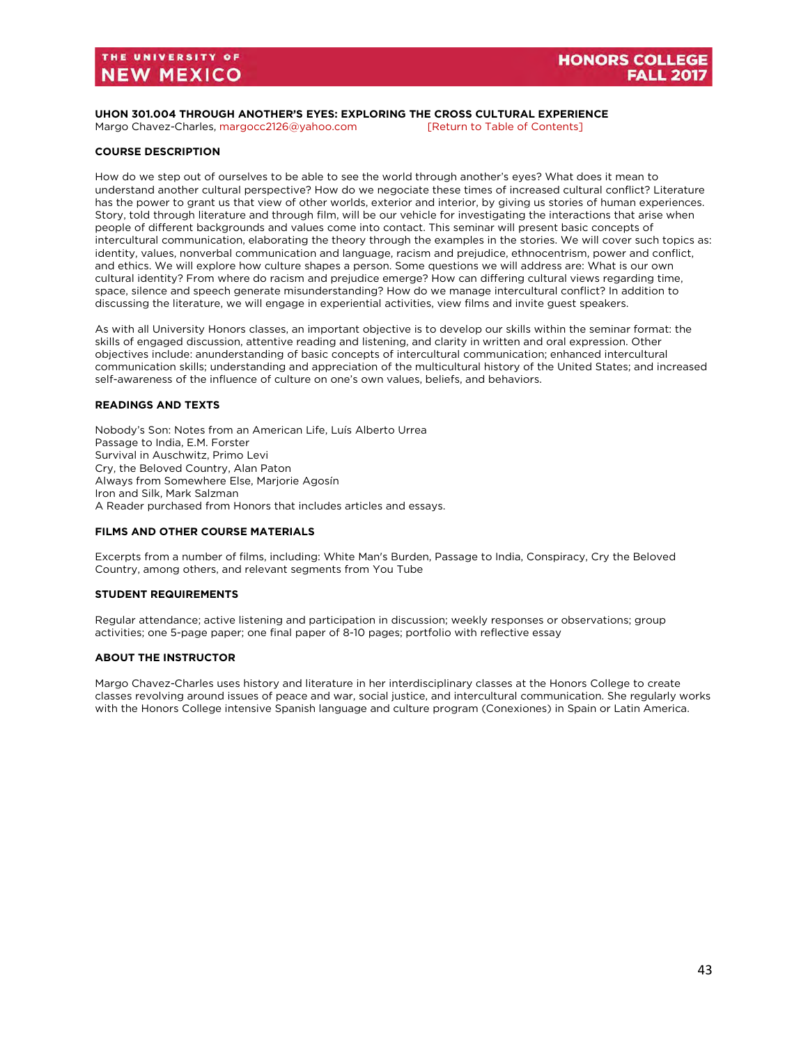### UHON 301.004 THROUGH ANOTHER'S EYES: EXPLORING THE CROSS CULTURAL EXPERIENCE

Margo Chavez-Charles, margocc2126@yahoo.com [Return to Table of Contents]

#### COURSE DESCRIPTION

How do we step out of ourselves to be able to see the world through another's eyes? What does it mean to understand another cultural perspective? How do we negociate these times of increased cultural conflict? Literature has the power to grant us that view of other worlds, exterior and interior, by giving us stories of human experiences. Story, told through literature and through film, will be our vehicle for investigating the interactions that arise when people of different backgrounds and values come into contact. This seminar will present basic concepts of intercultural communication, elaborating the theory through the examples in the stories. We will cover such topics as: identity, values, nonverbal communication and language, racism and prejudice, ethnocentrism, power and conflict, and ethics. We will explore how culture shapes a person. Some questions we will address are: What is our own cultural identity? From where do racism and prejudice emerge? How can differing cultural views regarding time, space, silence and speech generate misunderstanding? How do we manage intercultural conflict? In addition to discussing the literature, we will engage in experiential activities, view films and invite guest speakers.

As with all University Honors classes, an important objective is to develop our skills within the seminar format: the skills of engaged discussion, attentive reading and listening, and clarity in written and oral expression. Other objectives include: anunderstanding of basic concepts of intercultural communication; enhanced intercultural communication skills; understanding and appreciation of the multicultural history of the United States; and increased self-awareness of the influence of culture on one's own values, beliefs, and behaviors.

#### READINGS AND TEXTS

Nobody's Son: Notes from an American Life, Luís Alberto Urrea
Passage to India, E.M. Forster
Survival in Auschwitz, Primo Levi
Cry, the Beloved Country, Alan Paton
Always from Somewhere Else, Marjorie Agosín
Iron and Silk, Mark Salzman
A Reader purchased from Honors that includes articles and essays.

#### FILMS AND OTHER COURSE MATERIALS

Excerpts from a number of films, including: White Man's Burden, Passage to India, Conspiracy, Cry the Beloved Country, among others, and relevant segments from You Tube

#### STUDENT REQUIREMENTS

Regular attendance; active listening and participation in discussion; weekly responses or observations; group activities; one 5-page paper; one final paper of 8-10 pages; portfolio with reflective essay

#### ABOUT THE INSTRUCTOR

Margo Chavez-Charles uses history and literature in her interdisciplinary classes at the Honors College to create classes revolving around issues of peace and war, social justice, and intercultural communication. She regularly works with the Honors College intensive Spanish language and culture program (Conexiones) in Spain or Latin America.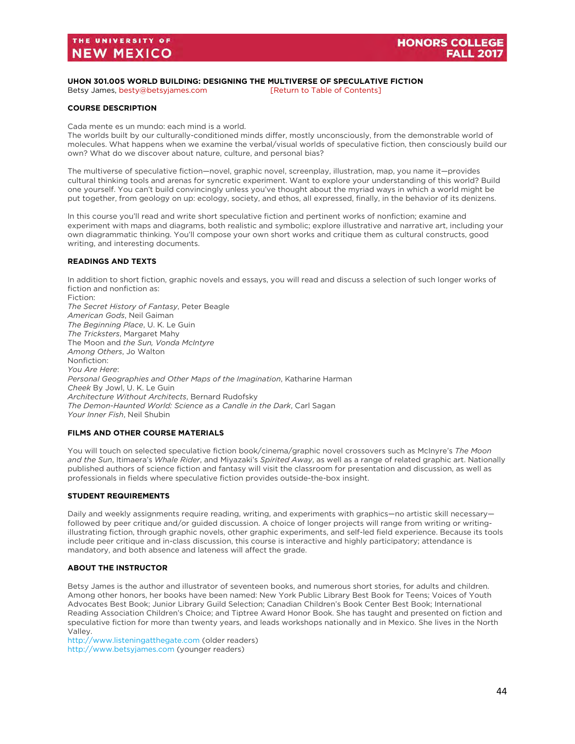**UHON 301.005 WORLD BUILDING: DESIGNING THE MULTIVERSE OF SPECULATIVE FICTION**
Betsy James, besty@betsyjames.com [Return to Table of Contents]

**COURSE DESCRIPTION**

Cada mente es un mundo: each mind is a world.
The worlds built by our culturally-conditioned minds differ, mostly unconsciously, from the demonstrable world of molecules. What happens when we examine the verbal/visual worlds of speculative fiction, then consciously build our own? What do we discover about nature, culture, and personal bias?

The multiverse of speculative fiction—novel, graphic novel, screenplay, illustration, map, you name it—provides cultural thinking tools and arenas for syncretic experiment. Want to explore your understanding of this world? Build one yourself. You can't build convincingly unless you've thought about the myriad ways in which a world might be put together, from geology on up: ecology, society, and ethos, all expressed, finally, in the behavior of its denizens.

In this course you'll read and write short speculative fiction and pertinent works of nonfiction; examine and experiment with maps and diagrams, both realistic and symbolic; explore illustrative and narrative art, including your own diagrammatic thinking. You'll compose your own short works and critique them as cultural constructs, good writing, and interesting documents.

**READINGS AND TEXTS**

In addition to short fiction, graphic novels and essays, you will read and discuss a selection of such longer works of fiction and nonfiction as:
Fiction:
*The Secret History of Fantasy*, Peter Beagle
*American Gods*, Neil Gaiman
*The Beginning Place*, U. K. Le Guin
*The Tricksters*, Margaret Mahy
The Moon and *the Sun, Vonda McIntyre*
*Among Others*, Jo Walton
Nonfiction:
*You Are Here*:
*Personal Geographies and Other Maps of the Imagination*, Katharine Harman
*Cheek* By Jowl, U. K. Le Guin
*Architecture Without Architects*, Bernard Rudofsky
*The Demon-Haunted World: Science as a Candle in the Dark*, Carl Sagan
*Your Inner Fish*, Neil Shubin

**FILMS AND OTHER COURSE MATERIALS**

You will touch on selected speculative fiction book/cinema/graphic novel crossovers such as McInyre's *The Moon and the Sun*, Itimaera's *Whale Rider*, and Miyazaki's *Spirited Away*, as well as a range of related graphic art. Nationally published authors of science fiction and fantasy will visit the classroom for presentation and discussion, as well as professionals in fields where speculative fiction provides outside-the-box insight.

**STUDENT REQUIREMENTS**

Daily and weekly assignments require reading, writing, and experiments with graphics—no artistic skill necessary—followed by peer critique and/or guided discussion. A choice of longer projects will range from writing or writing-illustrating fiction, through graphic novels, other graphic experiments, and self-led field experience. Because its tools include peer critique and in-class discussion, this course is interactive and highly participatory; attendance is mandatory, and both absence and lateness will affect the grade.

**ABOUT THE INSTRUCTOR**

Betsy James is the author and illustrator of seventeen books, and numerous short stories, for adults and children. Among other honors, her books have been named: New York Public Library Best Book for Teens; Voices of Youth Advocates Best Book; Junior Library Guild Selection; Canadian Children's Book Center Best Book; International Reading Association Children's Choice; and Tiptree Award Honor Book. She has taught and presented on fiction and speculative fiction for more than twenty years, and leads workshops nationally and in Mexico. She lives in the North Valley.
http://www.listeningatthegate.com (older readers)
http://www.betsyjames.com (younger readers)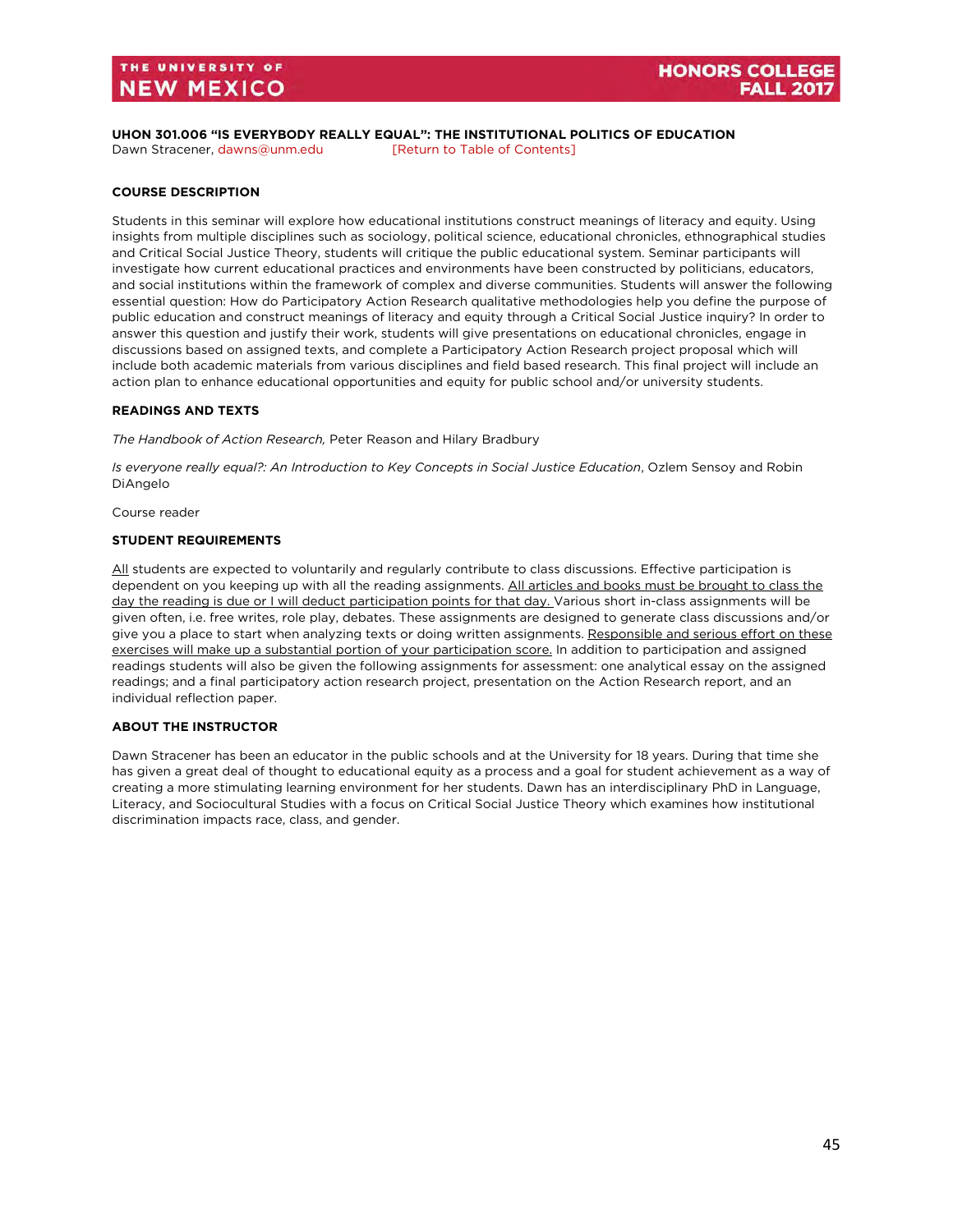### UHON 301.006 "IS EVERYBODY REALLY EQUAL": THE INSTITUTIONAL POLITICS OF EDUCATION

Dawn Stracener, dawns@unm.edu [Return to Table of Contents]

#### COURSE DESCRIPTION

Students in this seminar will explore how educational institutions construct meanings of literacy and equity. Using insights from multiple disciplines such as sociology, political science, educational chronicles, ethnographical studies and Critical Social Justice Theory, students will critique the public educational system. Seminar participants will investigate how current educational practices and environments have been constructed by politicians, educators, and social institutions within the framework of complex and diverse communities. Students will answer the following essential question: How do Participatory Action Research qualitative methodologies help you define the purpose of public education and construct meanings of literacy and equity through a Critical Social Justice inquiry? In order to answer this question and justify their work, students will give presentations on educational chronicles, engage in discussions based on assigned texts, and complete a Participatory Action Research project proposal which will include both academic materials from various disciplines and field based research. This final project will include an action plan to enhance educational opportunities and equity for public school and/or university students.

#### READINGS AND TEXTS

*The Handbook of Action Research,* Peter Reason and Hilary Bradbury

*Is everyone really equal?: An Introduction to Key Concepts in Social Justice Education*, Ozlem Sensoy and Robin DiAngelo

Course reader

#### STUDENT REQUIREMENTS

<u>All</u> students are expected to voluntarily and regularly contribute to class discussions. Effective participation is dependent on you keeping up with all the reading assignments. <u>All articles and books must be brought to class the day the reading is due or I will deduct participation points for that day.</u> Various short in-class assignments will be given often, i.e. free writes, role play, debates. These assignments are designed to generate class discussions and/or give you a place to start when analyzing texts or doing written assignments. <u>Responsible and serious effort on these exercises will make up a substantial portion of your participation score.</u> In addition to participation and assigned readings students will also be given the following assignments for assessment: one analytical essay on the assigned readings; and a final participatory action research project, presentation on the Action Research report, and an individual reflection paper.

#### ABOUT THE INSTRUCTOR

Dawn Stracener has been an educator in the public schools and at the University for 18 years. During that time she has given a great deal of thought to educational equity as a process and a goal for student achievement as a way of creating a more stimulating learning environment for her students. Dawn has an interdisciplinary PhD in Language, Literacy, and Sociocultural Studies with a focus on Critical Social Justice Theory which examines how institutional discrimination impacts race, class, and gender.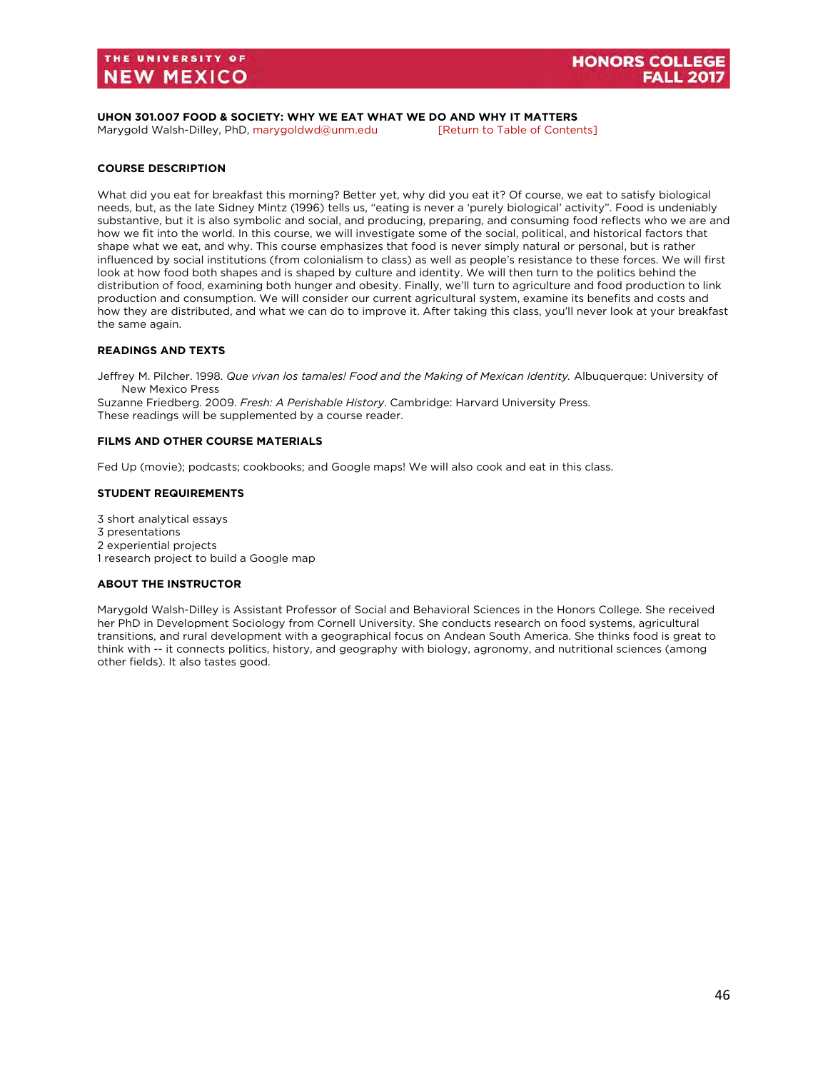## UHON 301.007 FOOD & SOCIETY: WHY WE EAT WHAT WE DO AND WHY IT MATTERS

Marygold Walsh-Dilley, PhD, marygoldwd@unm.edu [Return to Table of Contents]

### COURSE DESCRIPTION

What did you eat for breakfast this morning? Better yet, why did you eat it? Of course, we eat to satisfy biological needs, but, as the late Sidney Mintz (1996) tells us, "eating is never a 'purely biological' activity". Food is undeniably substantive, but it is also symbolic and social, and producing, preparing, and consuming food reflects who we are and how we fit into the world. In this course, we will investigate some of the social, political, and historical factors that shape what we eat, and why. This course emphasizes that food is never simply natural or personal, but is rather influenced by social institutions (from colonialism to class) as well as people's resistance to these forces. We will first look at how food both shapes and is shaped by culture and identity. We will then turn to the politics behind the distribution of food, examining both hunger and obesity. Finally, we'll turn to agriculture and food production to link production and consumption. We will consider our current agricultural system, examine its benefits and costs and how they are distributed, and what we can do to improve it. After taking this class, you'll never look at your breakfast the same again.

### READINGS AND TEXTS

Jeffrey M. Pilcher. 1998. *Que vivan los tamales! Food and the Making of Mexican Identity.* Albuquerque: University of New Mexico Press

Suzanne Friedberg. 2009. *Fresh: A Perishable History*. Cambridge: Harvard University Press.

These readings will be supplemented by a course reader.

### FILMS AND OTHER COURSE MATERIALS

Fed Up (movie); podcasts; cookbooks; and Google maps! We will also cook and eat in this class.

### STUDENT REQUIREMENTS

3 short analytical essays
3 presentations
2 experiential projects
1 research project to build a Google map

### ABOUT THE INSTRUCTOR

Marygold Walsh-Dilley is Assistant Professor of Social and Behavioral Sciences in the Honors College. She received her PhD in Development Sociology from Cornell University. She conducts research on food systems, agricultural transitions, and rural development with a geographical focus on Andean South America. She thinks food is great to think with -- it connects politics, history, and geography with biology, agronomy, and nutritional sciences (among other fields). It also tastes good.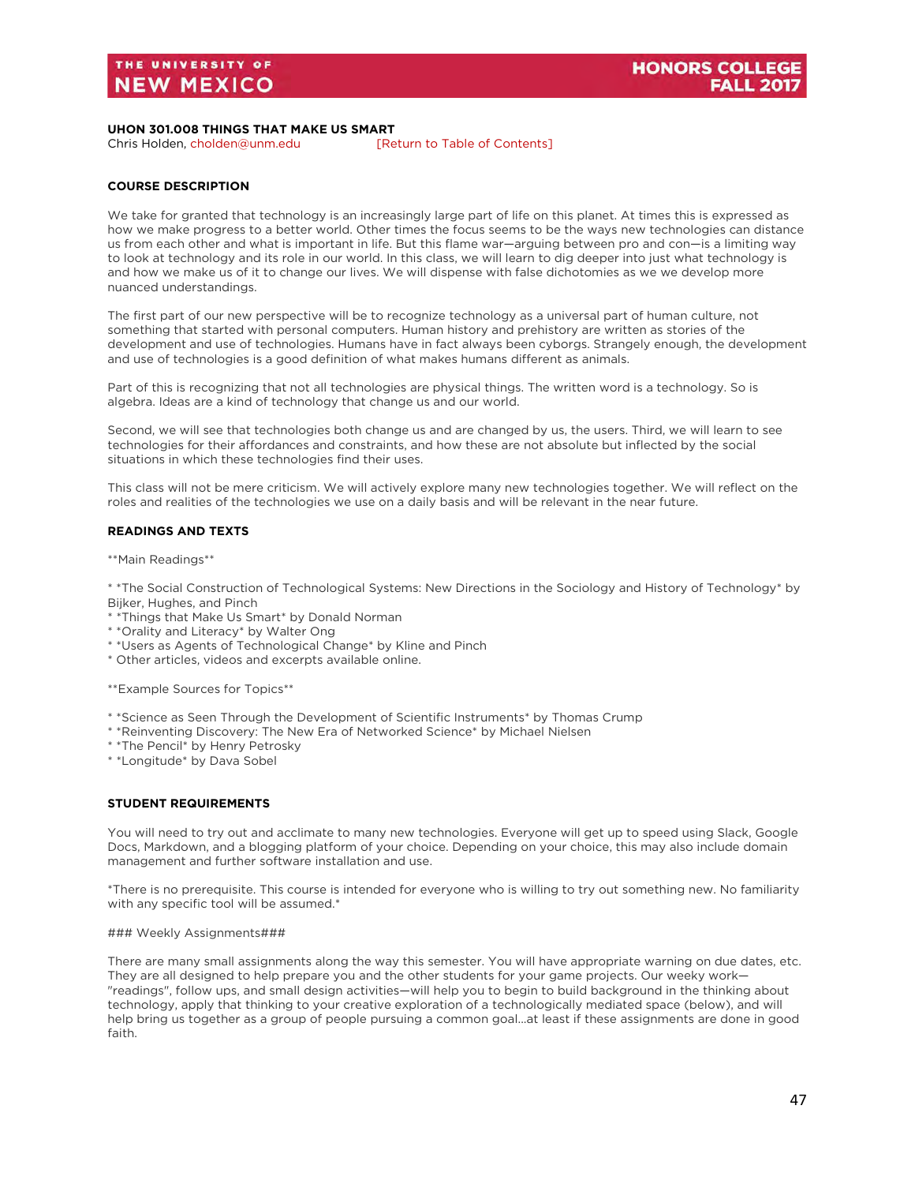**UHON 301.008 THINGS THAT MAKE US SMART**
Chris Holden, cholden@unm.edu [Return to Table of Contents]

**COURSE DESCRIPTION**

We take for granted that technology is an increasingly large part of life on this planet. At times this is expressed as how we make progress to a better world. Other times the focus seems to be the ways new technologies can distance us from each other and what is important in life. But this flame war—arguing between pro and con—is a limiting way to look at technology and its role in our world. In this class, we will learn to dig deeper into just what technology is and how we make us of it to change our lives. We will dispense with false dichotomies as we we develop more nuanced understandings.

The first part of our new perspective will be to recognize technology as a universal part of human culture, not something that started with personal computers. Human history and prehistory are written as stories of the development and use of technologies. Humans have in fact always been cyborgs. Strangely enough, the development and use of technologies is a good definition of what makes humans different as animals.

Part of this is recognizing that not all technologies are physical things. The written word is a technology. So is algebra. Ideas are a kind of technology that change us and our world.

Second, we will see that technologies both change us and are changed by us, the users. Third, we will learn to see technologies for their affordances and constraints, and how these are not absolute but inflected by the social situations in which these technologies find their uses.

This class will not be mere criticism. We will actively explore many new technologies together. We will reflect on the roles and realities of the technologies we use on a daily basis and will be relevant in the near future.

**READINGS AND TEXTS**

**Main Readings**

* *The Social Construction of Technological Systems: New Directions in the Sociology and History of Technology* by Bijker, Hughes, and Pinch
* *Things that Make Us Smart* by Donald Norman
* *Orality and Literacy* by Walter Ong
* *Users as Agents of Technological Change* by Kline and Pinch
* Other articles, videos and excerpts available online.

**Example Sources for Topics**

* *Science as Seen Through the Development of Scientific Instruments* by Thomas Crump
* *Reinventing Discovery: The New Era of Networked Science* by Michael Nielsen
* *The Pencil* by Henry Petrosky
* *Longitude* by Dava Sobel

**STUDENT REQUIREMENTS**

You will need to try out and acclimate to many new technologies. Everyone will get up to speed using Slack, Google Docs, Markdown, and a blogging platform of your choice. Depending on your choice, this may also include domain management and further software installation and use.

*There is no prerequisite. This course is intended for everyone who is willing to try out something new. No familiarity with any specific tool will be assumed.*

### Weekly Assignments###

There are many small assignments along the way this semester. You will have appropriate warning on due dates, etc. They are all designed to help prepare you and the other students for your game projects. Our weeky work—"readings", follow ups, and small design activities—will help you to begin to build background in the thinking about technology, apply that thinking to your creative exploration of a technologically mediated space (below), and will help bring us together as a group of people pursuing a common goal...at least if these assignments are done in good faith.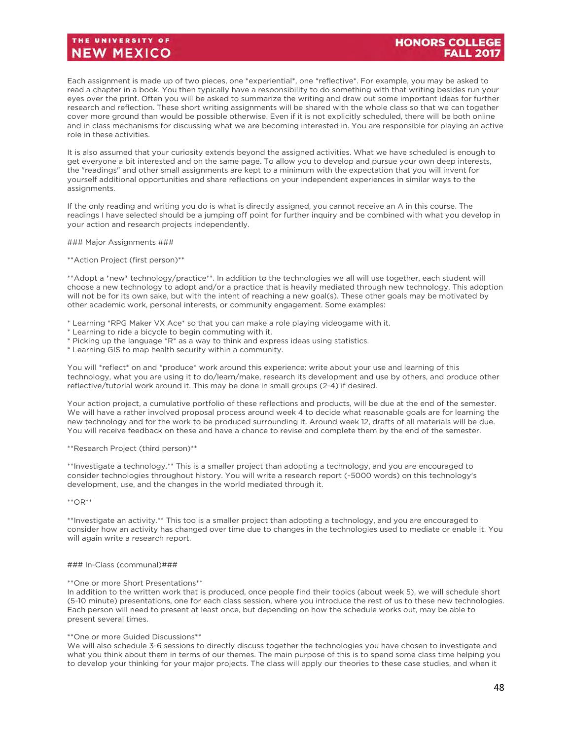Each assignment is made up of two pieces, one *experiential*, one *reflective*. For example, you may be asked to read a chapter in a book. You then typically have a responsibility to do something with that writing besides run your eyes over the print. Often you will be asked to summarize the writing and draw out some important ideas for further research and reflection. These short writing assignments will be shared with the whole class so that we can together cover more ground than would be possible otherwise. Even if it is not explicitly scheduled, there will be both online and in class mechanisms for discussing what we are becoming interested in. You are responsible for playing an active role in these activities.

It is also assumed that your curiosity extends beyond the assigned activities. What we have scheduled is enough to get everyone a bit interested and on the same page. To allow you to develop and pursue your own deep interests, the "readings" and other small assignments are kept to a minimum with the expectation that you will invent for yourself additional opportunities and share reflections on your independent experiences in similar ways to the assignments.

If the only reading and writing you do is what is directly assigned, you cannot receive an A in this course. The readings I have selected should be a jumping off point for further inquiry and be combined with what you develop in your action and research projects independently.

### Major Assignments ###

**Action Project (first person)**

**Adopt a *new* technology/practice**. In addition to the technologies we all will use together, each student will choose a new technology to adopt and/or a practice that is heavily mediated through new technology. This adoption will not be for its own sake, but with the intent of reaching a new goal(s). These other goals may be motivated by other academic work, personal interests, or community engagement. Some examples:

* Learning *RPG Maker VX Ace* so that you can make a role playing videogame with it.
* Learning to ride a bicycle to begin commuting with it.
* Picking up the language *R* as a way to think and express ideas using statistics.
* Learning GIS to map health security within a community.

You will *reflect* on and *produce* work around this experience: write about your use and learning of this technology, what you are using it to do/learn/make, research its development and use by others, and produce other reflective/tutorial work around it. This may be done in small groups (2-4) if desired.

Your action project, a cumulative portfolio of these reflections and products, will be due at the end of the semester. We will have a rather involved proposal process around week 4 to decide what reasonable goals are for learning the new technology and for the work to be produced surrounding it. Around week 12, drafts of all materials will be due. You will receive feedback on these and have a chance to revise and complete them by the end of the semester.

**Research Project (third person)**

**Investigate a technology.** This is a smaller project than adopting a technology, and you are encouraged to consider technologies throughout history. You will write a research report (~5000 words) on this technology's development, use, and the changes in the world mediated through it.

**OR**

**Investigate an activity.** This too is a smaller project than adopting a technology, and you are encouraged to consider how an activity has changed over time due to changes in the technologies used to mediate or enable it. You will again write a research report.

### In-Class (communal)###

**One or more Short Presentations**
In addition to the written work that is produced, once people find their topics (about week 5), we will schedule short (5-10 minute) presentations, one for each class session, where you introduce the rest of us to these new technologies. Each person will need to present at least once, but depending on how the schedule works out, may be able to present several times.

**One or more Guided Discussions**
We will also schedule 3-6 sessions to directly discuss together the technologies you have chosen to investigate and what you think about them in terms of our themes. The main purpose of this is to spend some class time helping you to develop your thinking for your major projects. The class will apply our theories to these case studies, and when it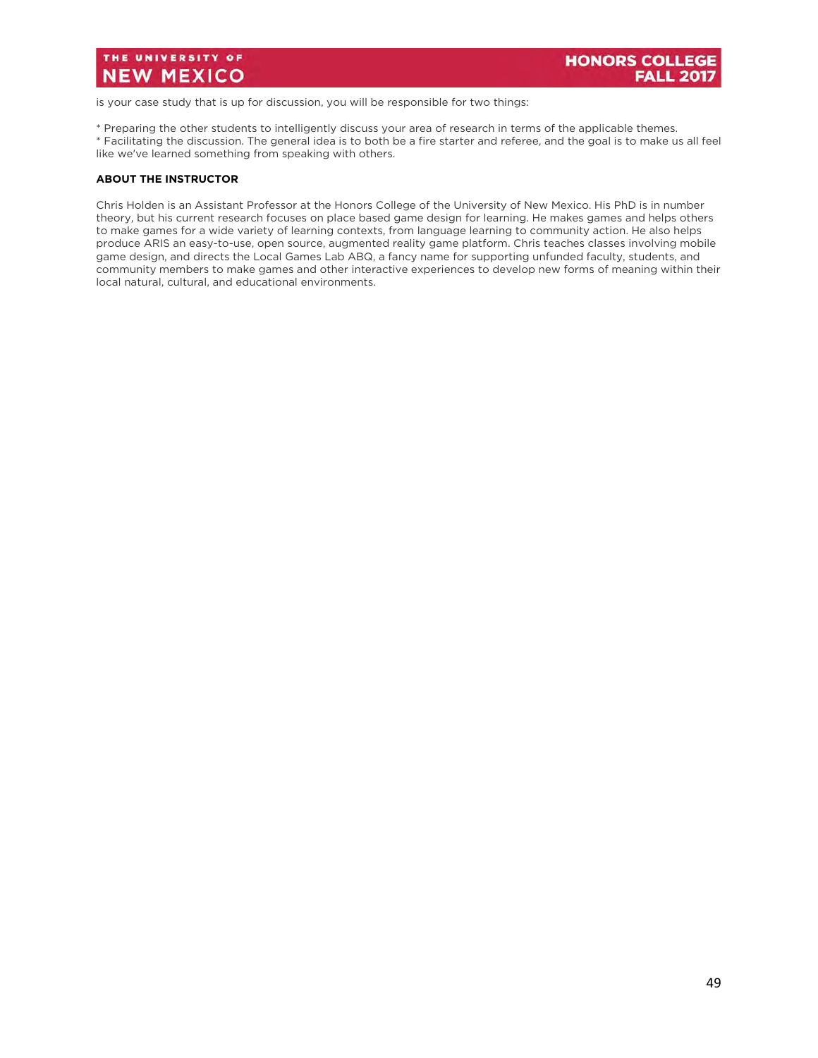is your case study that is up for discussion, you will be responsible for two things:

* Preparing the other students to intelligently discuss your area of research in terms of the applicable themes.
* Facilitating the discussion. The general idea is to both be a fire starter and referee, and the goal is to make us all feel like we've learned something from speaking with others.

**ABOUT THE INSTRUCTOR**

Chris Holden is an Assistant Professor at the Honors College of the University of New Mexico. His PhD is in number theory, but his current research focuses on place based game design for learning. He makes games and helps others to make games for a wide variety of learning contexts, from language learning to community action. He also helps produce ARIS an easy-to-use, open source, augmented reality game platform. Chris teaches classes involving mobile game design, and directs the Local Games Lab ABQ, a fancy name for supporting unfunded faculty, students, and community members to make games and other interactive experiences to develop new forms of meaning within their local natural, cultural, and educational environments.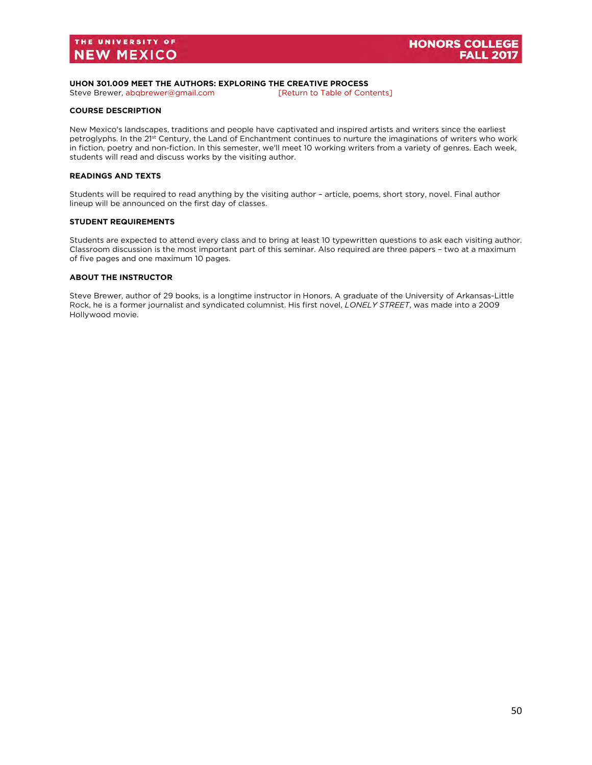### UHON 301.009 MEET THE AUTHORS: EXPLORING THE CREATIVE PROCESS

Steve Brewer, abqbrewer@gmail.com [Return to Table of Contents]

#### COURSE DESCRIPTION

New Mexico's landscapes, traditions and people have captivated and inspired artists and writers since the earliest petroglyphs. In the 21st Century, the Land of Enchantment continues to nurture the imaginations of writers who work in fiction, poetry and non-fiction. In this semester, we'll meet 10 working writers from a variety of genres. Each week, students will read and discuss works by the visiting author.

#### READINGS AND TEXTS

Students will be required to read anything by the visiting author – article, poems, short story, novel. Final author lineup will be announced on the first day of classes.

#### STUDENT REQUIREMENTS

Students are expected to attend every class and to bring at least 10 typewritten questions to ask each visiting author. Classroom discussion is the most important part of this seminar. Also required are three papers – two at a maximum of five pages and one maximum 10 pages.

#### ABOUT THE INSTRUCTOR

Steve Brewer, author of 29 books, is a longtime instructor in Honors. A graduate of the University of Arkansas-Little Rock, he is a former journalist and syndicated columnist. His first novel, *LONELY STREET*, was made into a 2009 Hollywood movie.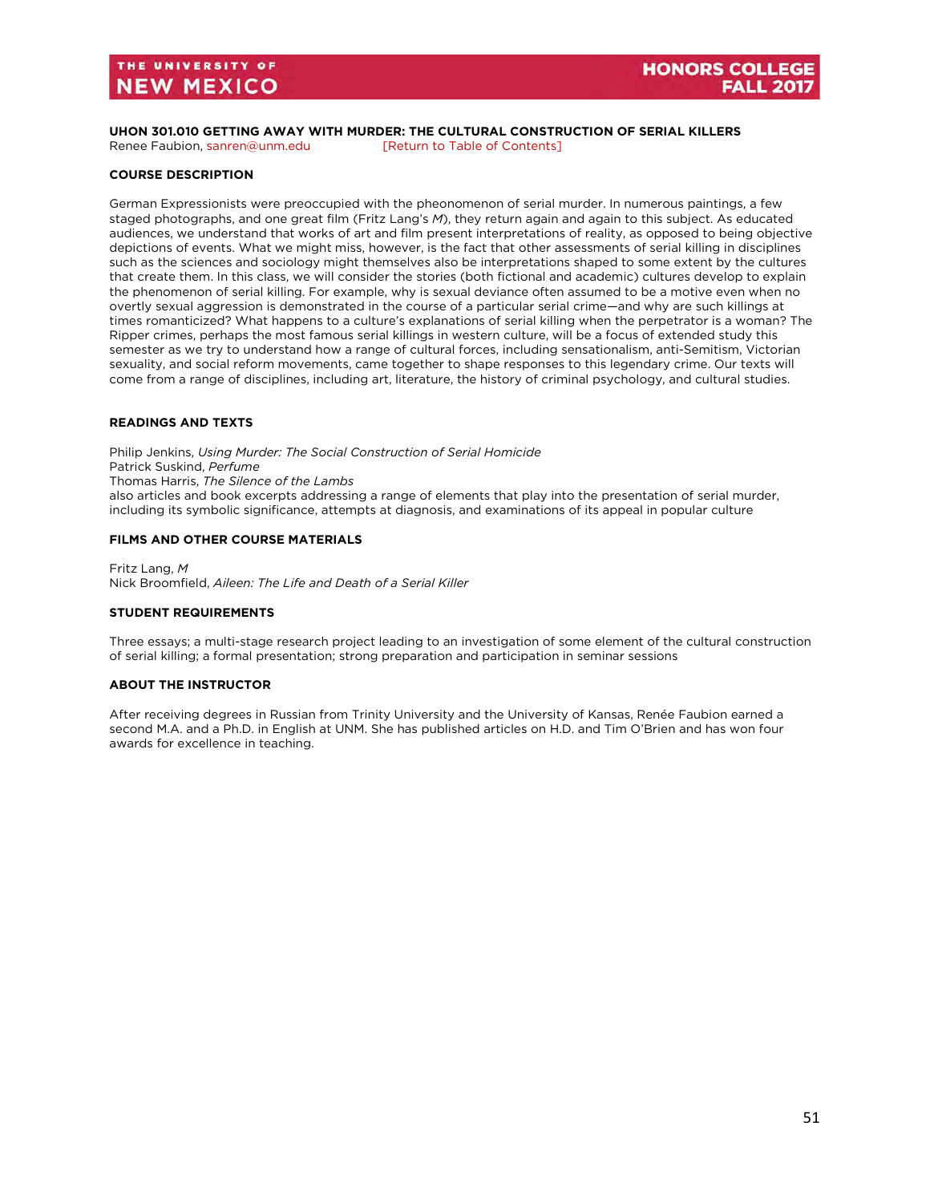### UHON 301.010 GETTING AWAY WITH MURDER: THE CULTURAL CONSTRUCTION OF SERIAL KILLERS

Renee Faubion, sanren@unm.edu [Return to Table of Contents]

#### COURSE DESCRIPTION

German Expressionists were preoccupied with the pheonomenon of serial murder. In numerous paintings, a few staged photographs, and one great film (Fritz Lang's *M*), they return again and again to this subject. As educated audiences, we understand that works of art and film present interpretations of reality, as opposed to being objective depictions of events. What we might miss, however, is the fact that other assessments of serial killing in disciplines such as the sciences and sociology might themselves also be interpretations shaped to some extent by the cultures that create them. In this class, we will consider the stories (both fictional and academic) cultures develop to explain the phenomenon of serial killing. For example, why is sexual deviance often assumed to be a motive even when no overtly sexual aggression is demonstrated in the course of a particular serial crime—and why are such killings at times romanticized? What happens to a culture's explanations of serial killing when the perpetrator is a woman? The Ripper crimes, perhaps the most famous serial killings in western culture, will be a focus of extended study this semester as we try to understand how a range of cultural forces, including sensationalism, anti-Semitism, Victorian sexuality, and social reform movements, came together to shape responses to this legendary crime. Our texts will come from a range of disciplines, including art, literature, the history of criminal psychology, and cultural studies.

#### READINGS AND TEXTS

Philip Jenkins, *Using Murder: The Social Construction of Serial Homicide*
Patrick Suskind, *Perfume*
Thomas Harris, *The Silence of the Lambs*
also articles and book excerpts addressing a range of elements that play into the presentation of serial murder, including its symbolic significance, attempts at diagnosis, and examinations of its appeal in popular culture

#### FILMS AND OTHER COURSE MATERIALS

Fritz Lang, *M*
Nick Broomfield, *Aileen: The Life and Death of a Serial Killer*

#### STUDENT REQUIREMENTS

Three essays; a multi-stage research project leading to an investigation of some element of the cultural construction of serial killing; a formal presentation; strong preparation and participation in seminar sessions

#### ABOUT THE INSTRUCTOR

After receiving degrees in Russian from Trinity University and the University of Kansas, Renée Faubion earned a second M.A. and a Ph.D. in English at UNM. She has published articles on H.D. and Tim O'Brien and has won four awards for excellence in teaching.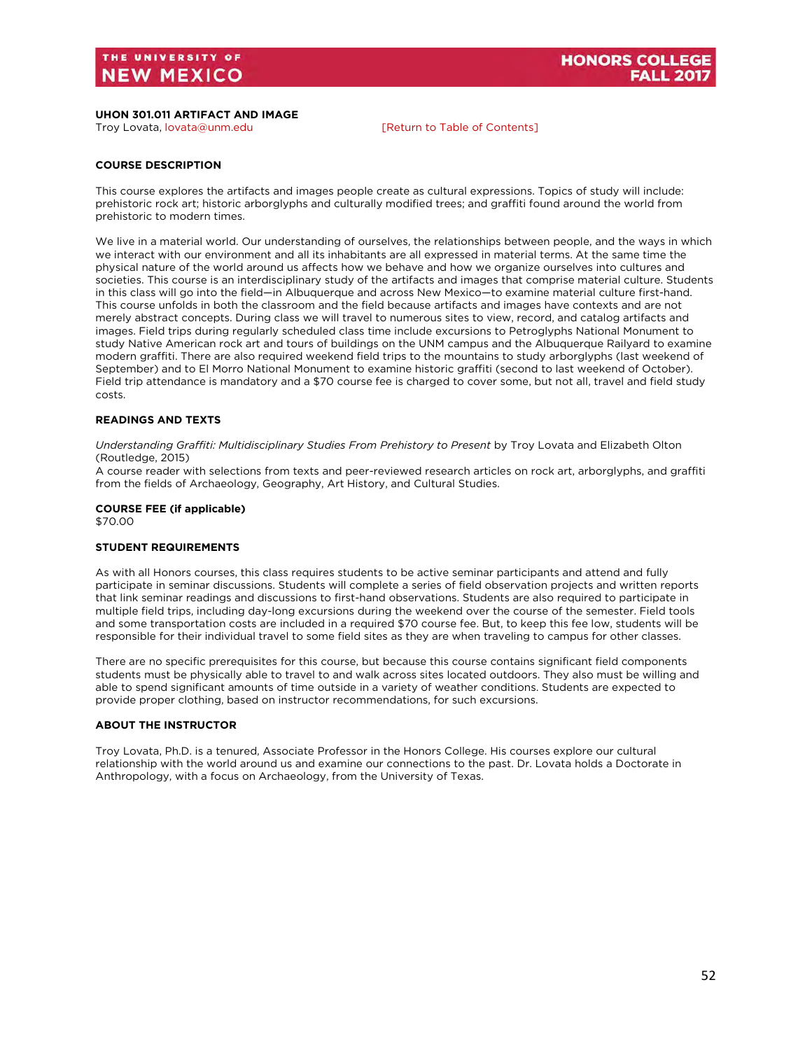**UHON 301.011 ARTIFACT AND IMAGE**

Troy Lovata, lovata@unm.edu [Return to Table of Contents]

**COURSE DESCRIPTION**

This course explores the artifacts and images people create as cultural expressions. Topics of study will include: prehistoric rock art; historic arborglyphs and culturally modified trees; and graffiti found around the world from prehistoric to modern times.

We live in a material world. Our understanding of ourselves, the relationships between people, and the ways in which we interact with our environment and all its inhabitants are all expressed in material terms. At the same time the physical nature of the world around us affects how we behave and how we organize ourselves into cultures and societies. This course is an interdisciplinary study of the artifacts and images that comprise material culture. Students in this class will go into the field—in Albuquerque and across New Mexico—to examine material culture first-hand. This course unfolds in both the classroom and the field because artifacts and images have contexts and are not merely abstract concepts. During class we will travel to numerous sites to view, record, and catalog artifacts and images. Field trips during regularly scheduled class time include excursions to Petroglyphs National Monument to study Native American rock art and tours of buildings on the UNM campus and the Albuquerque Railyard to examine modern graffiti. There are also required weekend field trips to the mountains to study arborglyphs (last weekend of September) and to El Morro National Monument to examine historic graffiti (second to last weekend of October). Field trip attendance is mandatory and a $70 course fee is charged to cover some, but not all, travel and field study costs.

**READINGS AND TEXTS**

*Understanding Graffiti: Multidisciplinary Studies From Prehistory to Present* by Troy Lovata and Elizabeth Olton (Routledge, 2015)
A course reader with selections from texts and peer-reviewed research articles on rock art, arborglyphs, and graffiti from the fields of Archaeology, Geography, Art History, and Cultural Studies.

**COURSE FEE (if applicable)**
$70.00

**STUDENT REQUIREMENTS**

As with all Honors courses, this class requires students to be active seminar participants and attend and fully participate in seminar discussions. Students will complete a series of field observation projects and written reports that link seminar readings and discussions to first-hand observations. Students are also required to participate in multiple field trips, including day-long excursions during the weekend over the course of the semester. Field tools and some transportation costs are included in a required $70 course fee. But, to keep this fee low, students will be responsible for their individual travel to some field sites as they are when traveling to campus for other classes.

There are no specific prerequisites for this course, but because this course contains significant field components students must be physically able to travel to and walk across sites located outdoors. They also must be willing and able to spend significant amounts of time outside in a variety of weather conditions. Students are expected to provide proper clothing, based on instructor recommendations, for such excursions.

**ABOUT THE INSTRUCTOR**

Troy Lovata, Ph.D. is a tenured, Associate Professor in the Honors College. His courses explore our cultural relationship with the world around us and examine our connections to the past. Dr. Lovata holds a Doctorate in Anthropology, with a focus on Archaeology, from the University of Texas.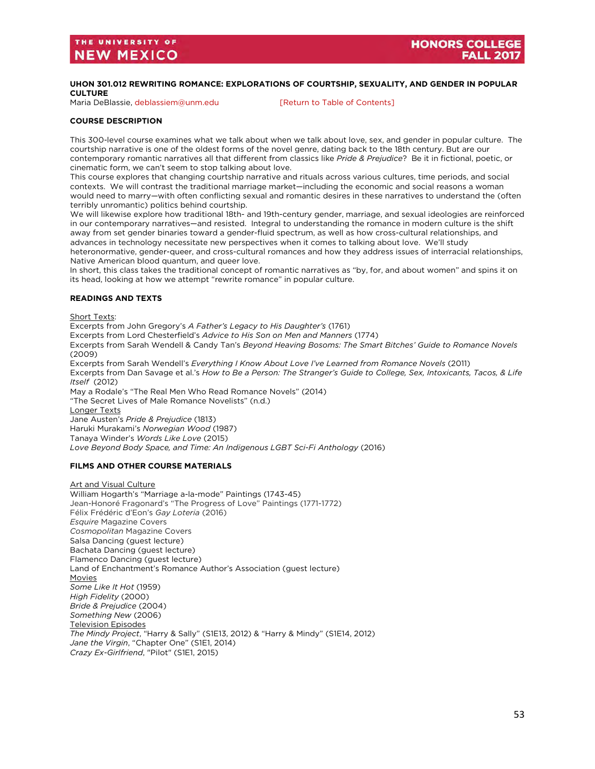**UHON 301.012 REWRITING ROMANCE: EXPLORATIONS OF COURTSHIP, SEXUALITY, AND GENDER IN POPULAR CULTURE**

Maria DeBlassie, deblassiem@unm.edu [Return to Table of Contents]

**COURSE DESCRIPTION**

This 300-level course examines what we talk about when we talk about love, sex, and gender in popular culture. The courtship narrative is one of the oldest forms of the novel genre, dating back to the 18th century. But are our contemporary romantic narratives all that different from classics like *Pride & Prejudice*? Be it in fictional, poetic, or cinematic form, we can't seem to stop talking about love.

This course explores that changing courtship narrative and rituals across various cultures, time periods, and social contexts. We will contrast the traditional marriage market—including the economic and social reasons a woman would need to marry—with often conflicting sexual and romantic desires in these narratives to understand the (often terribly unromantic) politics behind courtship.

We will likewise explore how traditional 18th- and 19th-century gender, marriage, and sexual ideologies are reinforced in our contemporary narratives—and resisted. Integral to understanding the romance in modern culture is the shift away from set gender binaries toward a gender-fluid spectrum, as well as how cross-cultural relationships, and advances in technology necessitate new perspectives when it comes to talking about love. We'll study heteronormative, gender-queer, and cross-cultural romances and how they address issues of interracial relationships, Native American blood quantum, and queer love.

In short, this class takes the traditional concept of romantic narratives as "by, for, and about women" and spins it on its head, looking at how we attempt "rewrite romance" in popular culture.

**READINGS AND TEXTS**

Short Texts:
Excerpts from John Gregory's *A Father's Legacy to His Daughter's* (1761)
Excerpts from Lord Chesterfield's *Advice to His Son on Men and Manners* (1774)
Excerpts from Sarah Wendell & Candy Tan's *Beyond Heaving Bosoms: The Smart Bitches' Guide to Romance Novels* (2009)
Excerpts from Sarah Wendell's *Everything I Know About Love I've Learned from Romance Novels* (2011)
Excerpts from Dan Savage et al.'s *How to Be a Person: The Stranger's Guide to College, Sex, Intoxicants, Tacos, & Life Itself* (2012)
May a Rodale's "The Real Men Who Read Romance Novels" (2014)
"The Secret Lives of Male Romance Novelists" (n.d.)

Longer Texts
Jane Austen's *Pride & Prejudice* (1813)
Haruki Murakami's *Norwegian Wood* (1987)
Tanaya Winder's *Words Like Love* (2015)
*Love Beyond Body Space, and Time: An Indigenous LGBT Sci-Fi Anthology* (2016)

**FILMS AND OTHER COURSE MATERIALS**

Art and Visual Culture
William Hogarth's "Marriage a-la-mode" Paintings (1743-45)
Jean-Honoré Fragonard's "The Progress of Love" Paintings (1771-1772)
Félix Frédéric d'Eon's *Gay Loteria* (2016)
*Esquire* Magazine Covers
*Cosmopolitan* Magazine Covers
Salsa Dancing (guest lecture)
Bachata Dancing (guest lecture)
Flamenco Dancing (guest lecture)
Land of Enchantment's Romance Author's Association (guest lecture)

Movies
*Some Like It Hot* (1959)
*High Fidelity* (2000)
*Bride & Prejudice* (2004)
*Something New* (2006)

Television Episodes
*The Mindy Project*, "Harry & Sally" (S1E13, 2012) & "Harry & Mindy" (S1E14, 2012)
*Jane the Virgin*, "Chapter One" (S1E1, 2014)
*Crazy Ex-Girlfriend*, "Pilot" (S1E1, 2015)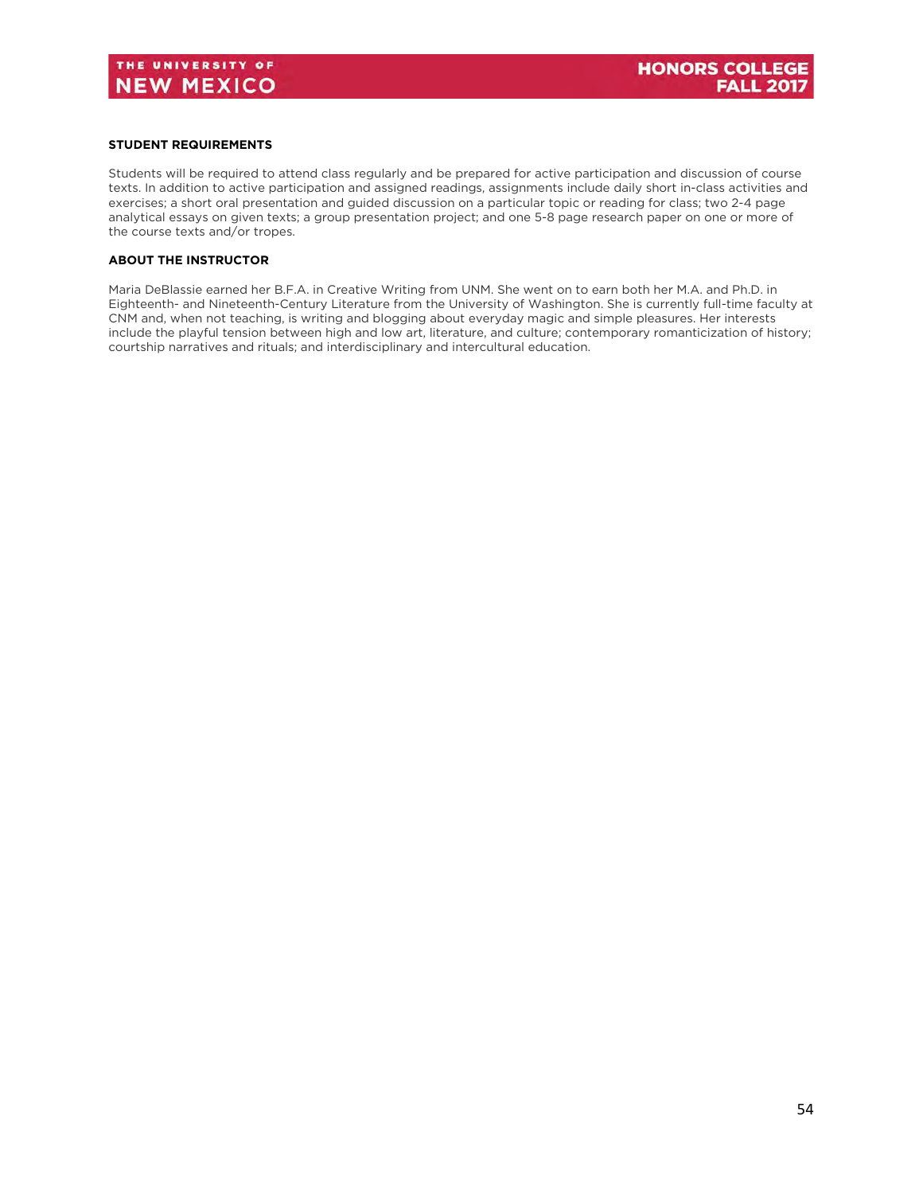### STUDENT REQUIREMENTS

Students will be required to attend class regularly and be prepared for active participation and discussion of course texts. In addition to active participation and assigned readings, assignments include daily short in-class activities and exercises; a short oral presentation and guided discussion on a particular topic or reading for class; two 2-4 page analytical essays on given texts; a group presentation project; and one 5-8 page research paper on one or more of the course texts and/or tropes.

### ABOUT THE INSTRUCTOR

Maria DeBlassie earned her B.F.A. in Creative Writing from UNM. She went on to earn both her M.A. and Ph.D. in Eighteenth- and Nineteenth-Century Literature from the University of Washington. She is currently full-time faculty at CNM and, when not teaching, is writing and blogging about everyday magic and simple pleasures. Her interests include the playful tension between high and low art, literature, and culture; contemporary romanticization of history; courtship narratives and rituals; and interdisciplinary and intercultural education.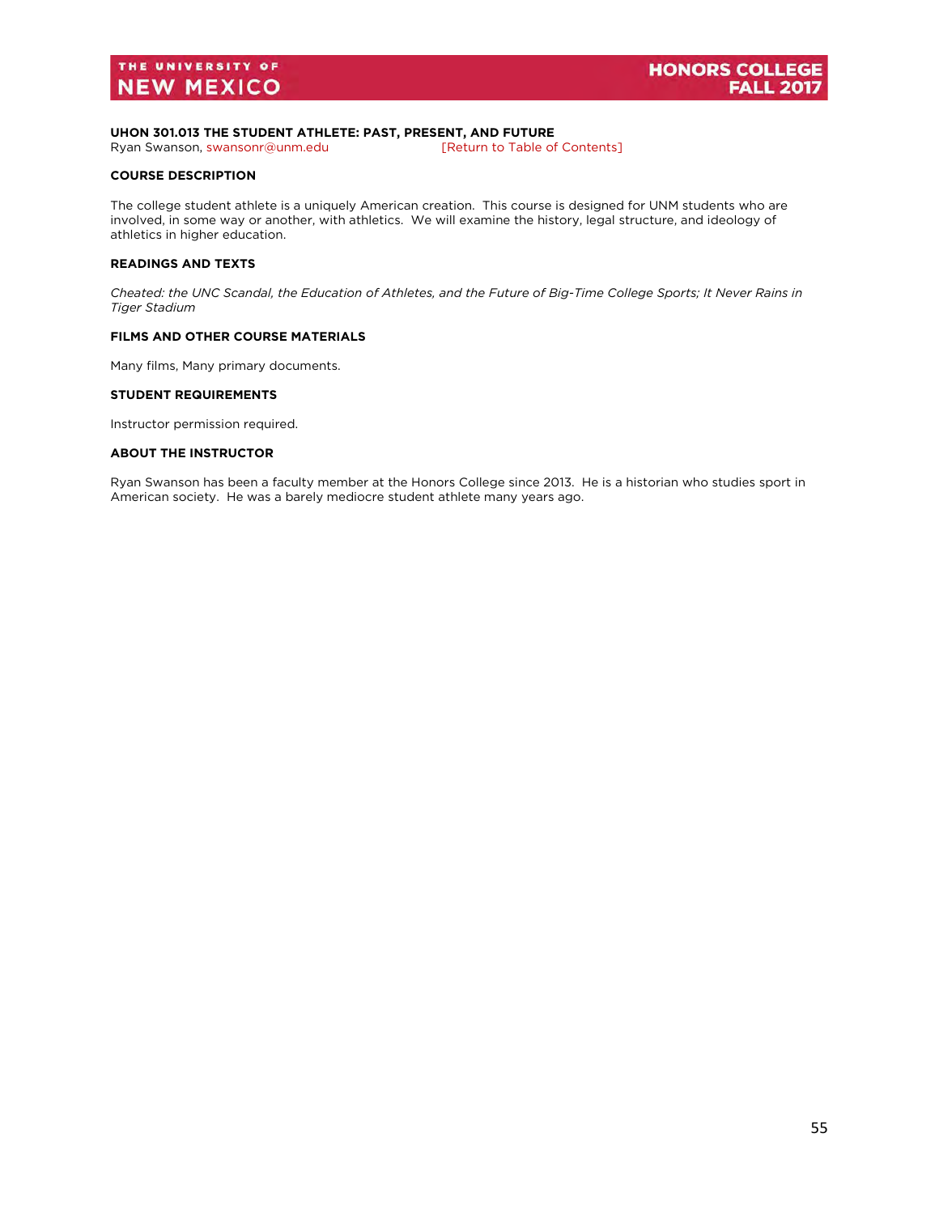## UHON 301.013 THE STUDENT ATHLETE: PAST, PRESENT, AND FUTURE

Ryan Swanson, swansonr@unm.edu [Return to Table of Contents]

### COURSE DESCRIPTION

The college student athlete is a uniquely American creation. This course is designed for UNM students who are involved, in some way or another, with athletics. We will examine the history, legal structure, and ideology of athletics in higher education.

### READINGS AND TEXTS

*Cheated: the UNC Scandal, the Education of Athletes, and the Future of Big-Time College Sports; It Never Rains in Tiger Stadium*

### FILMS AND OTHER COURSE MATERIALS

Many films, Many primary documents.

### STUDENT REQUIREMENTS

Instructor permission required.

### ABOUT THE INSTRUCTOR

Ryan Swanson has been a faculty member at the Honors College since 2013. He is a historian who studies sport in American society. He was a barely mediocre student athlete many years ago.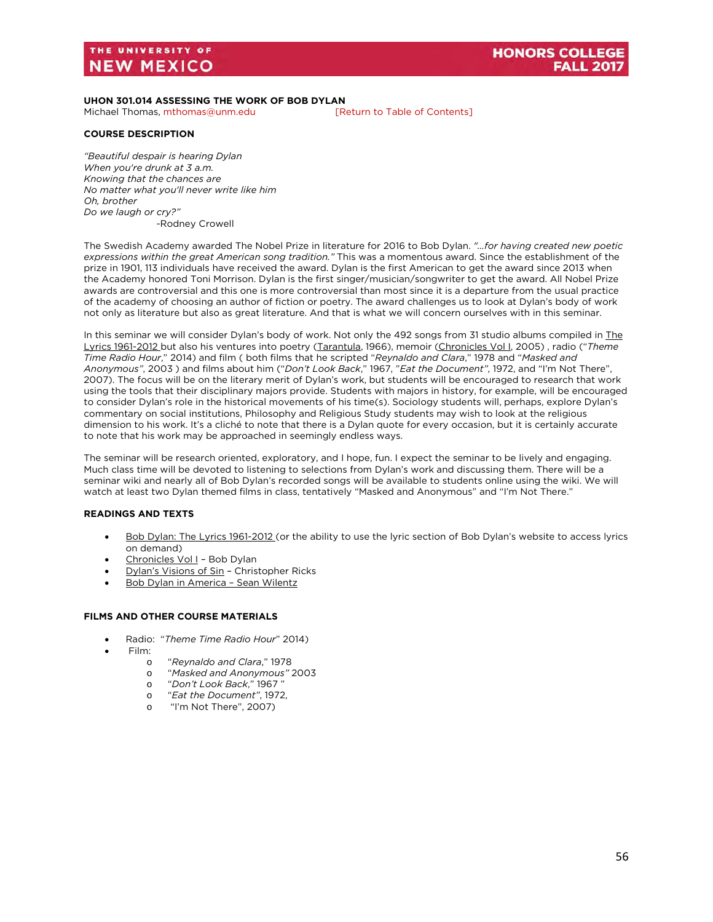## UHON 301.014 ASSESSING THE WORK OF BOB DYLAN

Michael Thomas, mthomas@unm.edu [Return to Table of Contents]

### COURSE DESCRIPTION

*"Beautiful despair is hearing Dylan*
*When you're drunk at 3 a.m.*
*Knowing that the chances are*
*No matter what you'll never write like him*
*Oh, brother*
*Do we laugh or cry?"*
-Rodney Crowell

The Swedish Academy awarded The Nobel Prize in literature for 2016 to Bob Dylan. *"...for having created new poetic expressions within the great American song tradition."* This was a momentous award. Since the establishment of the prize in 1901, 113 individuals have received the award. Dylan is the first American to get the award since 2013 when the Academy honored Toni Morrison. Dylan is the first singer/musician/songwriter to get the award. All Nobel Prize awards are controversial and this one is more controversial than most since it is a departure from the usual practice of the academy of choosing an author of fiction or poetry. The award challenges us to look at Dylan's body of work not only as literature but also as great literature. And that is what we will concern ourselves with in this seminar.

In this seminar we will consider Dylan's body of work. Not only the 492 songs from 31 studio albums compiled in The Lyrics 1961-2012 but also his ventures into poetry (Tarantula, 1966), memoir (Chronicles Vol I, 2005) , radio ("*Theme Time Radio Hour*," 2014) and film ( both films that he scripted "*Reynaldo and Clara*," 1978 and "*Masked and Anonymous"*, 2003 ) and films about him ("*Don't Look Back*," 1967, "*Eat the Document"*, 1972, and "I'm Not There", 2007). The focus will be on the literary merit of Dylan's work, but students will be encouraged to research that work using the tools that their disciplinary majors provide. Students with majors in history, for example, will be encouraged to consider Dylan's role in the historical movements of his time(s). Sociology students will, perhaps, explore Dylan's commentary on social institutions, Philosophy and Religious Study students may wish to look at the religious dimension to his work. It's a cliché to note that there is a Dylan quote for every occasion, but it is certainly accurate to note that his work may be approached in seemingly endless ways.

The seminar will be research oriented, exploratory, and I hope, fun. I expect the seminar to be lively and engaging. Much class time will be devoted to listening to selections from Dylan's work and discussing them. There will be a seminar wiki and nearly all of Bob Dylan's recorded songs will be available to students online using the wiki. We will watch at least two Dylan themed films in class, tentatively "Masked and Anonymous" and "I'm Not There."

### READINGS AND TEXTS

- Bob Dylan: The Lyrics 1961-2012 (or the ability to use the lyric section of Bob Dylan's website to access lyrics on demand)
- Chronicles Vol I – Bob Dylan
- Dylan's Visions of Sin – Christopher Ricks
- Bob Dylan in America – Sean Wilentz

### FILMS AND OTHER COURSE MATERIALS

- Radio: "*Theme Time Radio Hour*" 2014)
- Film:
    - "*Reynaldo and Clara*," 1978
    - "*Masked and Anonymous"* 2003
    - "*Don't Look Back*," 1967 "
    - "*Eat the Document"*, 1972,
    - "I'm Not There", 2007)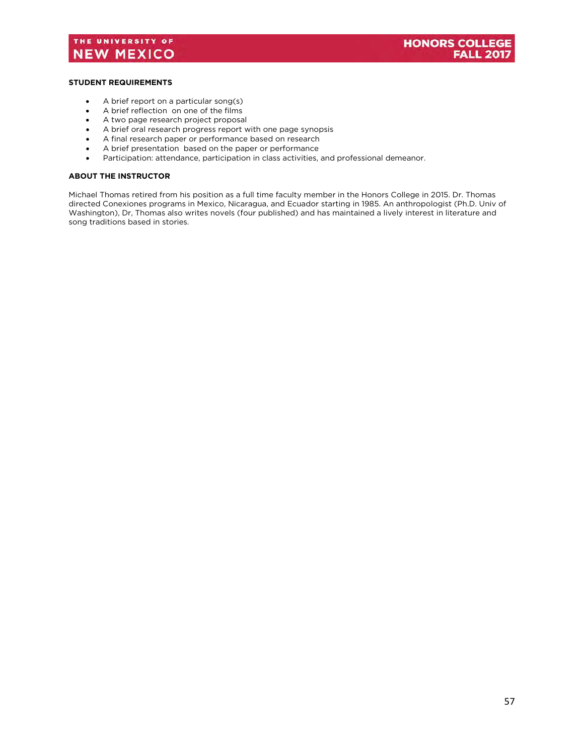**STUDENT REQUIREMENTS**

- A brief report on a particular song(s)
- A brief reflection on one of the films
- A two page research project proposal
- A brief oral research progress report with one page synopsis
- A final research paper or performance based on research
- A brief presentation based on the paper or performance
- Participation: attendance, participation in class activities, and professional demeanor.

**ABOUT THE INSTRUCTOR**

Michael Thomas retired from his position as a full time faculty member in the Honors College in 2015. Dr. Thomas directed Conexiones programs in Mexico, Nicaragua, and Ecuador starting in 1985. An anthropologist (Ph.D. Univ of Washington), Dr, Thomas also writes novels (four published) and has maintained a lively interest in literature and song traditions based in stories.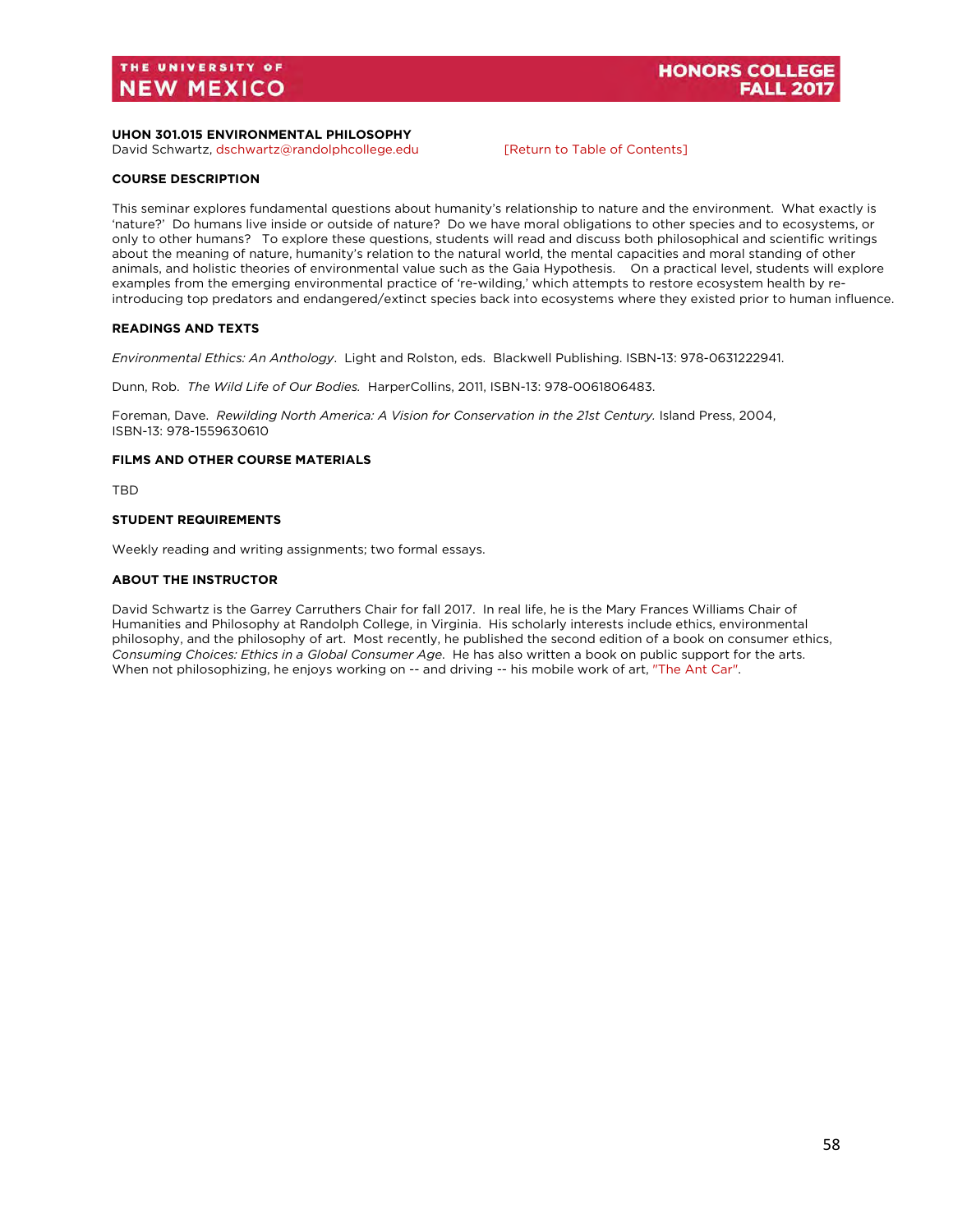## UHON 301.015 ENVIRONMENTAL PHILOSOPHY

David Schwartz, dschwartz@randolphcollege.edu [Return to Table of Contents]

### COURSE DESCRIPTION

This seminar explores fundamental questions about humanity's relationship to nature and the environment. What exactly is 'nature?' Do humans live inside or outside of nature? Do we have moral obligations to other species and to ecosystems, or only to other humans? To explore these questions, students will read and discuss both philosophical and scientific writings about the meaning of nature, humanity's relation to the natural world, the mental capacities and moral standing of other animals, and holistic theories of environmental value such as the Gaia Hypothesis. On a practical level, students will explore examples from the emerging environmental practice of 're-wilding,' which attempts to restore ecosystem health by re-introducing top predators and endangered/extinct species back into ecosystems where they existed prior to human influence.

### READINGS AND TEXTS

*Environmental Ethics: An Anthology*. Light and Rolston, eds. Blackwell Publishing. ISBN-13: 978-0631222941.

Dunn, Rob. *The Wild Life of Our Bodies.* HarperCollins, 2011, ISBN-13: 978-0061806483.

Foreman, Dave. *Rewilding North America: A Vision for Conservation in the 21st Century.* Island Press, 2004, ISBN-13: 978-1559630610

### FILMS AND OTHER COURSE MATERIALS

TBD

### STUDENT REQUIREMENTS

Weekly reading and writing assignments; two formal essays.

### ABOUT THE INSTRUCTOR

David Schwartz is the Garrey Carruthers Chair for fall 2017. In real life, he is the Mary Frances Williams Chair of Humanities and Philosophy at Randolph College, in Virginia. His scholarly interests include ethics, environmental philosophy, and the philosophy of art. Most recently, he published the second edition of a book on consumer ethics, *Consuming Choices: Ethics in a Global Consumer Age*. He has also written a book on public support for the arts. When not philosophizing, he enjoys working on -- and driving -- his mobile work of art, "The Ant Car".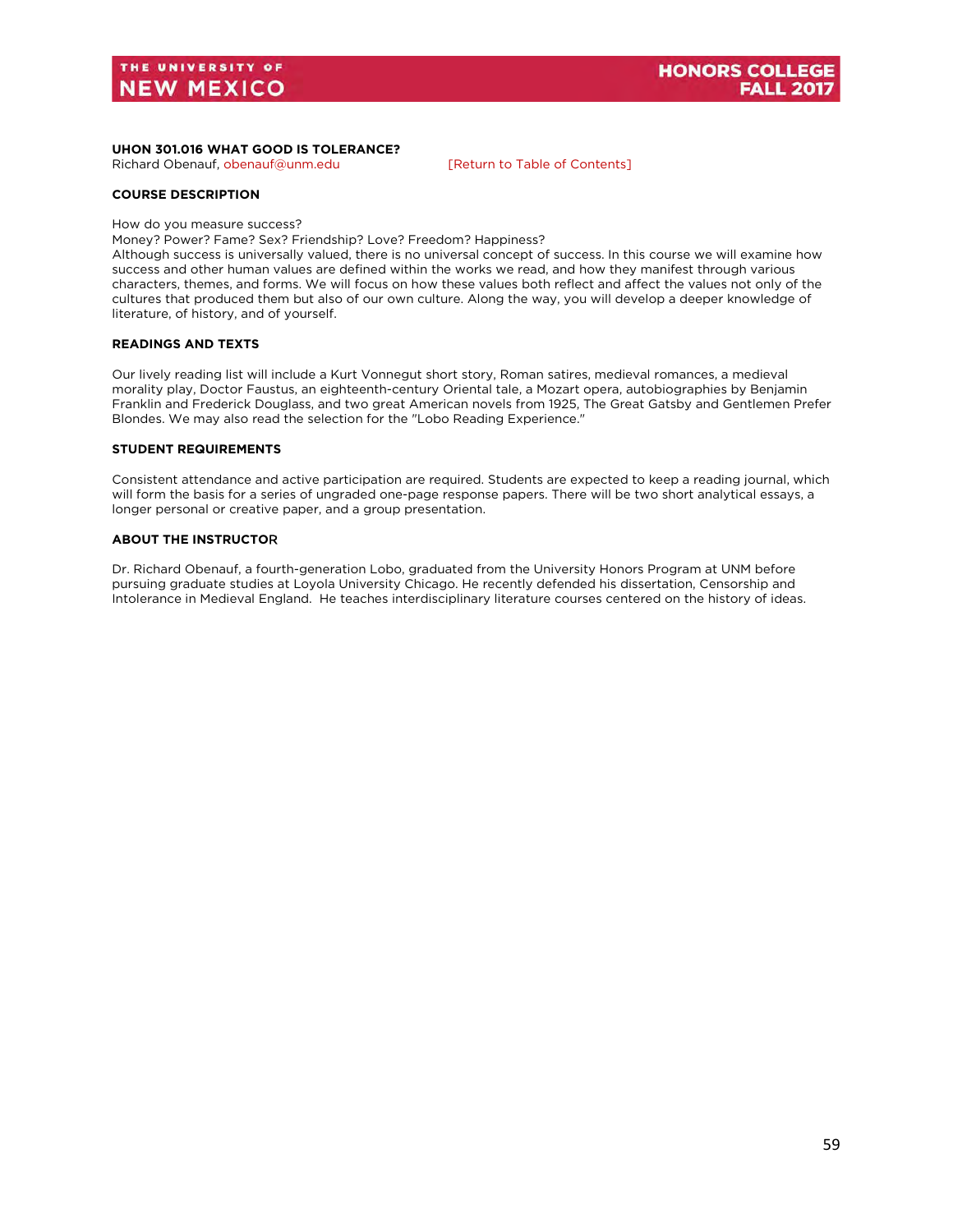**UHON 301.016 WHAT GOOD IS TOLERANCE?**
Richard Obenauf, obenauf@unm.edu [Return to Table of Contents]

**COURSE DESCRIPTION**

How do you measure success?
Money? Power? Fame? Sex? Friendship? Love? Freedom? Happiness?
Although success is universally valued, there is no universal concept of success. In this course we will examine how success and other human values are defined within the works we read, and how they manifest through various characters, themes, and forms. We will focus on how these values both reflect and affect the values not only of the cultures that produced them but also of our own culture. Along the way, you will develop a deeper knowledge of literature, of history, and of yourself.

**READINGS AND TEXTS**

Our lively reading list will include a Kurt Vonnegut short story, Roman satires, medieval romances, a medieval morality play, Doctor Faustus, an eighteenth-century Oriental tale, a Mozart opera, autobiographies by Benjamin Franklin and Frederick Douglass, and two great American novels from 1925, The Great Gatsby and Gentlemen Prefer Blondes. We may also read the selection for the "Lobo Reading Experience."

**STUDENT REQUIREMENTS**

Consistent attendance and active participation are required. Students are expected to keep a reading journal, which will form the basis for a series of ungraded one-page response papers. There will be two short analytical essays, a longer personal or creative paper, and a group presentation.

**ABOUT THE INSTRUCTOR**

Dr. Richard Obenauf, a fourth-generation Lobo, graduated from the University Honors Program at UNM before pursuing graduate studies at Loyola University Chicago. He recently defended his dissertation, Censorship and Intolerance in Medieval England. He teaches interdisciplinary literature courses centered on the history of ideas.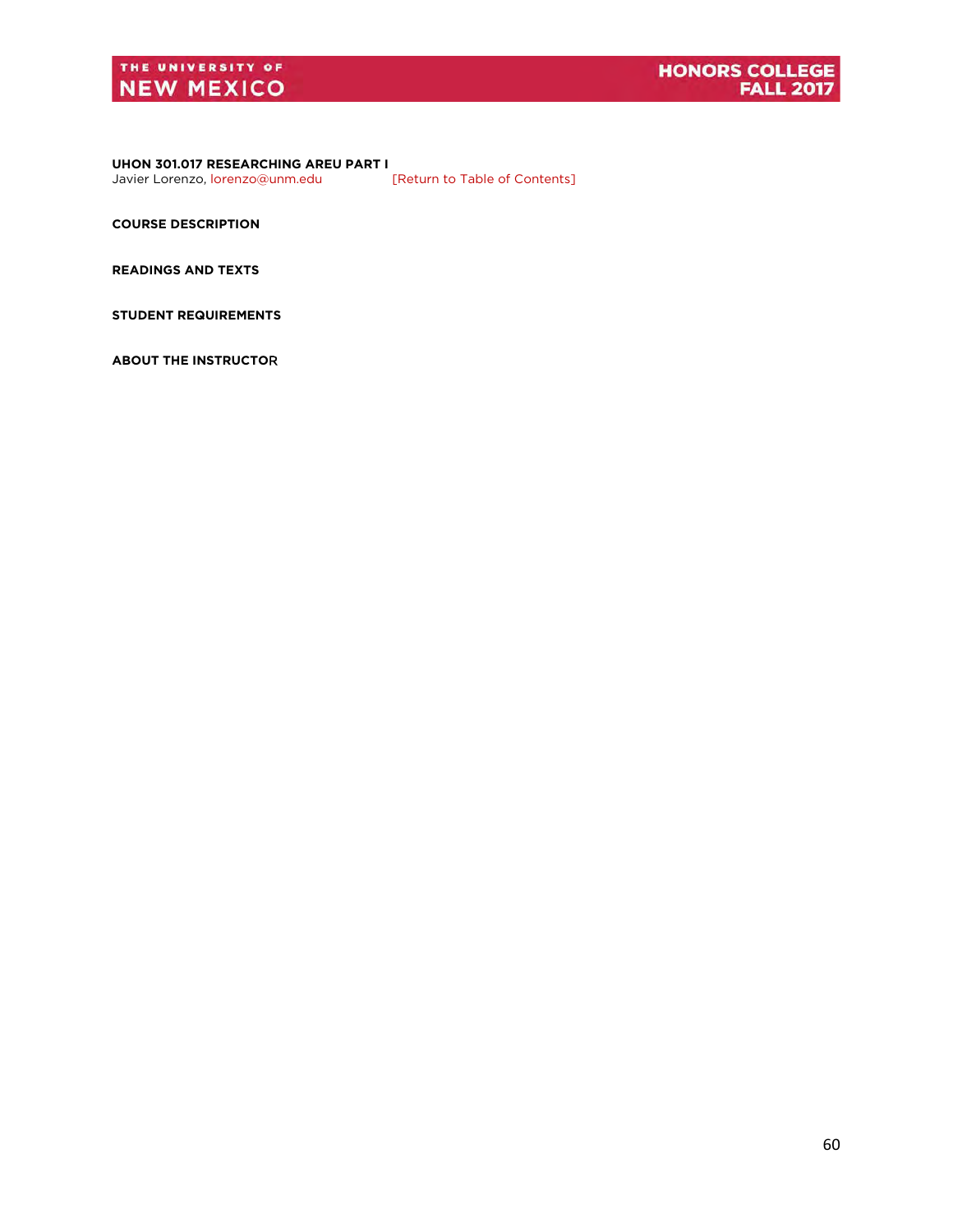**UHON 301.017 RESEARCHING AREU PART I**
Javier Lorenzo, lorenzo@unm.edu [Return to Table of Contents]

**COURSE DESCRIPTION**

**READINGS AND TEXTS**

**STUDENT REQUIREMENTS**

**ABOUT THE INSTRUCTOR**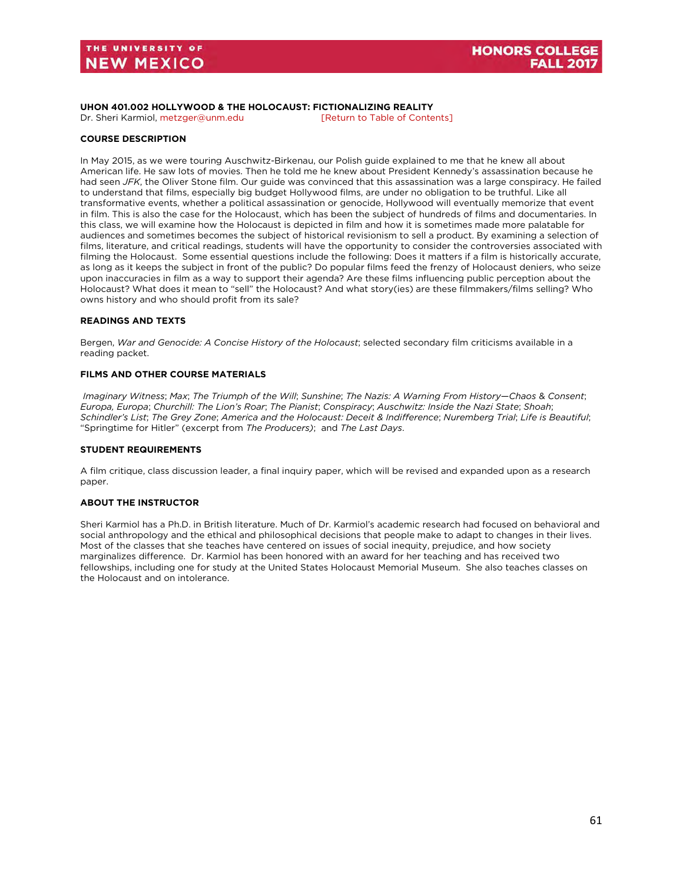### UHON 401.002 HOLLYWOOD & THE HOLOCAUST: FICTIONALIZING REALITY

Dr. Sheri Karmiol, metzger@unm.edu [Return to Table of Contents]

#### COURSE DESCRIPTION

In May 2015, as we were touring Auschwitz-Birkenau, our Polish guide explained to me that he knew all about American life. He saw lots of movies. Then he told me he knew about President Kennedy's assassination because he had seen *JFK*, the Oliver Stone film. Our guide was convinced that this assassination was a large conspiracy. He failed to understand that films, especially big budget Hollywood films, are under no obligation to be truthful. Like all transformative events, whether a political assassination or genocide, Hollywood will eventually memorize that event in film. This is also the case for the Holocaust, which has been the subject of hundreds of films and documentaries. In this class, we will examine how the Holocaust is depicted in film and how it is sometimes made more palatable for audiences and sometimes becomes the subject of historical revisionism to sell a product. By examining a selection of films, literature, and critical readings, students will have the opportunity to consider the controversies associated with filming the Holocaust. Some essential questions include the following: Does it matters if a film is historically accurate, as long as it keeps the subject in front of the public? Do popular films feed the frenzy of Holocaust deniers, who seize upon inaccuracies in film as a way to support their agenda? Are these films influencing public perception about the Holocaust? What does it mean to "sell" the Holocaust? And what story(ies) are these filmmakers/films selling? Who owns history and who should profit from its sale?

#### READINGS AND TEXTS

Bergen, *War and Genocide: A Concise History of the Holocaust*; selected secondary film criticisms available in a reading packet.

#### FILMS AND OTHER COURSE MATERIALS

*Imaginary Witness*; *Max*; *The Triumph of the Will*; *Sunshine*; *The Nazis: A Warning From History—Chaos & Consent*; *Europa, Europa*; *Churchill: The Lion's Roar*; *The Pianist*; *Conspiracy*; *Auschwitz: Inside the Nazi State*; *Shoah*; *Schindler's List*; *The Grey Zone*; *America and the Holocaust: Deceit & Indifference*; *Nuremberg Trial*; *Life is Beautiful*; "Springtime for Hitler" (excerpt from *The Producers)*; and *The Last Days*.

#### STUDENT REQUIREMENTS

A film critique, class discussion leader, a final inquiry paper, which will be revised and expanded upon as a research paper.

#### ABOUT THE INSTRUCTOR

Sheri Karmiol has a Ph.D. in British literature. Much of Dr. Karmiol's academic research had focused on behavioral and social anthropology and the ethical and philosophical decisions that people make to adapt to changes in their lives. Most of the classes that she teaches have centered on issues of social inequity, prejudice, and how society marginalizes difference. Dr. Karmiol has been honored with an award for her teaching and has received two fellowships, including one for study at the United States Holocaust Memorial Museum. She also teaches classes on the Holocaust and on intolerance.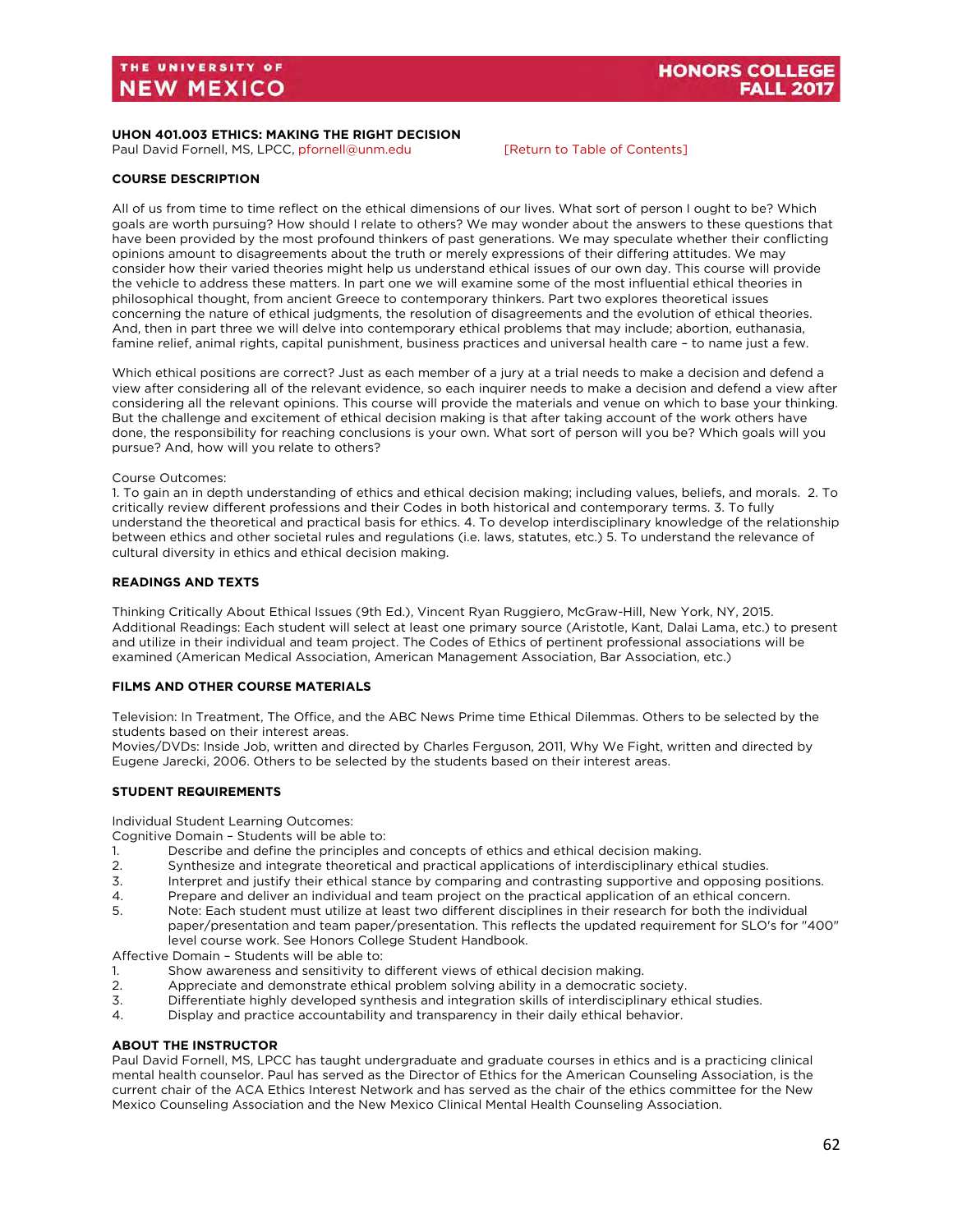### UHON 401.003 ETHICS: MAKING THE RIGHT DECISION

Paul David Fornell, MS, LPCC, pfornell@unm.edu [Return to Table of Contents]

#### COURSE DESCRIPTION

All of us from time to time reflect on the ethical dimensions of our lives. What sort of person I ought to be? Which goals are worth pursuing? How should I relate to others? We may wonder about the answers to these questions that have been provided by the most profound thinkers of past generations. We may speculate whether their conflicting opinions amount to disagreements about the truth or merely expressions of their differing attitudes. We may consider how their varied theories might help us understand ethical issues of our own day. This course will provide the vehicle to address these matters. In part one we will examine some of the most influential ethical theories in philosophical thought, from ancient Greece to contemporary thinkers. Part two explores theoretical issues concerning the nature of ethical judgments, the resolution of disagreements and the evolution of ethical theories. And, then in part three we will delve into contemporary ethical problems that may include; abortion, euthanasia, famine relief, animal rights, capital punishment, business practices and universal health care – to name just a few.

Which ethical positions are correct? Just as each member of a jury at a trial needs to make a decision and defend a view after considering all of the relevant evidence, so each inquirer needs to make a decision and defend a view after considering all the relevant opinions. This course will provide the materials and venue on which to base your thinking. But the challenge and excitement of ethical decision making is that after taking account of the work others have done, the responsibility for reaching conclusions is your own. What sort of person will you be? Which goals will you pursue? And, how will you relate to others?

Course Outcomes:
1. To gain an in depth understanding of ethics and ethical decision making; including values, beliefs, and morals. 2. To critically review different professions and their Codes in both historical and contemporary terms. 3. To fully understand the theoretical and practical basis for ethics. 4. To develop interdisciplinary knowledge of the relationship between ethics and other societal rules and regulations (i.e. laws, statutes, etc.) 5. To understand the relevance of cultural diversity in ethics and ethical decision making.

#### READINGS AND TEXTS

Thinking Critically About Ethical Issues (9th Ed.), Vincent Ryan Ruggiero, McGraw-Hill, New York, NY, 2015. Additional Readings: Each student will select at least one primary source (Aristotle, Kant, Dalai Lama, etc.) to present and utilize in their individual and team project. The Codes of Ethics of pertinent professional associations will be examined (American Medical Association, American Management Association, Bar Association, etc.)

#### FILMS AND OTHER COURSE MATERIALS

Television: In Treatment, The Office, and the ABC News Prime time Ethical Dilemmas. Others to be selected by the students based on their interest areas.
Movies/DVDs: Inside Job, written and directed by Charles Ferguson, 2011, Why We Fight, written and directed by Eugene Jarecki, 2006. Others to be selected by the students based on their interest areas.

#### STUDENT REQUIREMENTS

Individual Student Learning Outcomes:
Cognitive Domain – Students will be able to:

1. Describe and define the principles and concepts of ethics and ethical decision making.
2. Synthesize and integrate theoretical and practical applications of interdisciplinary ethical studies.
3. Interpret and justify their ethical stance by comparing and contrasting supportive and opposing positions.
4. Prepare and deliver an individual and team project on the practical application of an ethical concern.
5. Note: Each student must utilize at least two different disciplines in their research for both the individual paper/presentation and team paper/presentation. This reflects the updated requirement for SLO's for "400" level course work. See Honors College Student Handbook.

Affective Domain – Students will be able to:

1. Show awareness and sensitivity to different views of ethical decision making.
2. Appreciate and demonstrate ethical problem solving ability in a democratic society.
3. Differentiate highly developed synthesis and integration skills of interdisciplinary ethical studies.
4. Display and practice accountability and transparency in their daily ethical behavior.

#### ABOUT THE INSTRUCTOR

Paul David Fornell, MS, LPCC has taught undergraduate and graduate courses in ethics and is a practicing clinical mental health counselor. Paul has served as the Director of Ethics for the American Counseling Association, is the current chair of the ACA Ethics Interest Network and has served as the chair of the ethics committee for the New Mexico Counseling Association and the New Mexico Clinical Mental Health Counseling Association.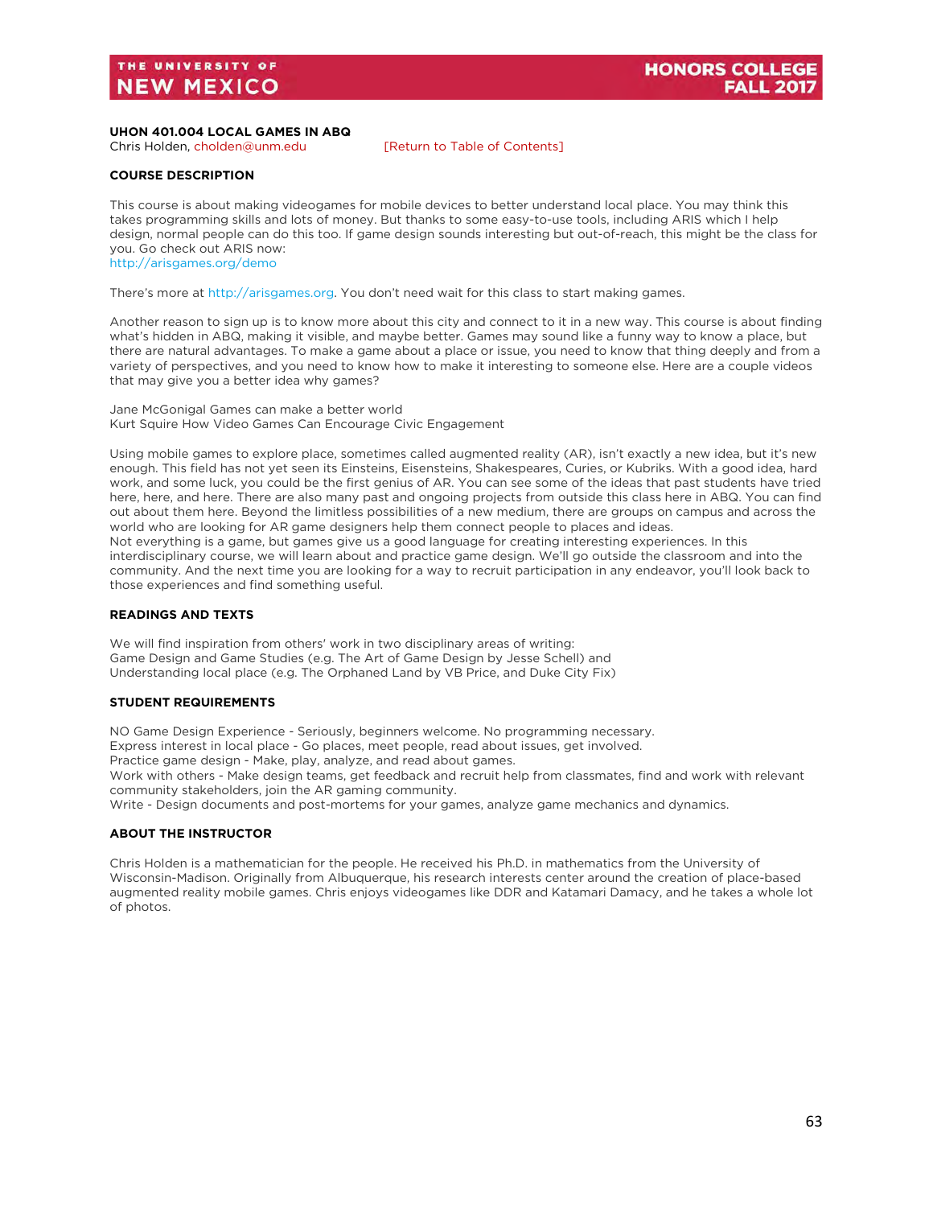**UHON 401.004 LOCAL GAMES IN ABQ**
Chris Holden, cholden@unm.edu [Return to Table of Contents]

**COURSE DESCRIPTION**

This course is about making videogames for mobile devices to better understand local place. You may think this takes programming skills and lots of money. But thanks to some easy-to-use tools, including ARIS which I help design, normal people can do this too. If game design sounds interesting but out-of-reach, this might be the class for you. Go check out ARIS now:
http://arisgames.org/demo

There's more at http://arisgames.org. You don't need wait for this class to start making games.

Another reason to sign up is to know more about this city and connect to it in a new way. This course is about finding what's hidden in ABQ, making it visible, and maybe better. Games may sound like a funny way to know a place, but there are natural advantages. To make a game about a place or issue, you need to know that thing deeply and from a variety of perspectives, and you need to know how to make it interesting to someone else. Here are a couple videos that may give you a better idea why games?

Jane McGonigal Games can make a better world
Kurt Squire How Video Games Can Encourage Civic Engagement

Using mobile games to explore place, sometimes called augmented reality (AR), isn't exactly a new idea, but it's new enough. This field has not yet seen its Einsteins, Eisensteins, Shakespeares, Curies, or Kubriks. With a good idea, hard work, and some luck, you could be the first genius of AR. You can see some of the ideas that past students have tried here, here, and here. There are also many past and ongoing projects from outside this class here in ABQ. You can find out about them here. Beyond the limitless possibilities of a new medium, there are groups on campus and across the world who are looking for AR game designers help them connect people to places and ideas.
Not everything is a game, but games give us a good language for creating interesting experiences. In this interdisciplinary course, we will learn about and practice game design. We'll go outside the classroom and into the community. And the next time you are looking for a way to recruit participation in any endeavor, you'll look back to those experiences and find something useful.

**READINGS AND TEXTS**

We will find inspiration from others' work in two disciplinary areas of writing:
Game Design and Game Studies (e.g. The Art of Game Design by Jesse Schell) and
Understanding local place (e.g. The Orphaned Land by VB Price, and Duke City Fix)

**STUDENT REQUIREMENTS**

NO Game Design Experience - Seriously, beginners welcome. No programming necessary.
Express interest in local place - Go places, meet people, read about issues, get involved.
Practice game design - Make, play, analyze, and read about games.
Work with others - Make design teams, get feedback and recruit help from classmates, find and work with relevant community stakeholders, join the AR gaming community.
Write - Design documents and post-mortems for your games, analyze game mechanics and dynamics.

**ABOUT THE INSTRUCTOR**

Chris Holden is a mathematician for the people. He received his Ph.D. in mathematics from the University of Wisconsin-Madison. Originally from Albuquerque, his research interests center around the creation of place-based augmented reality mobile games. Chris enjoys videogames like DDR and Katamari Damacy, and he takes a whole lot of photos.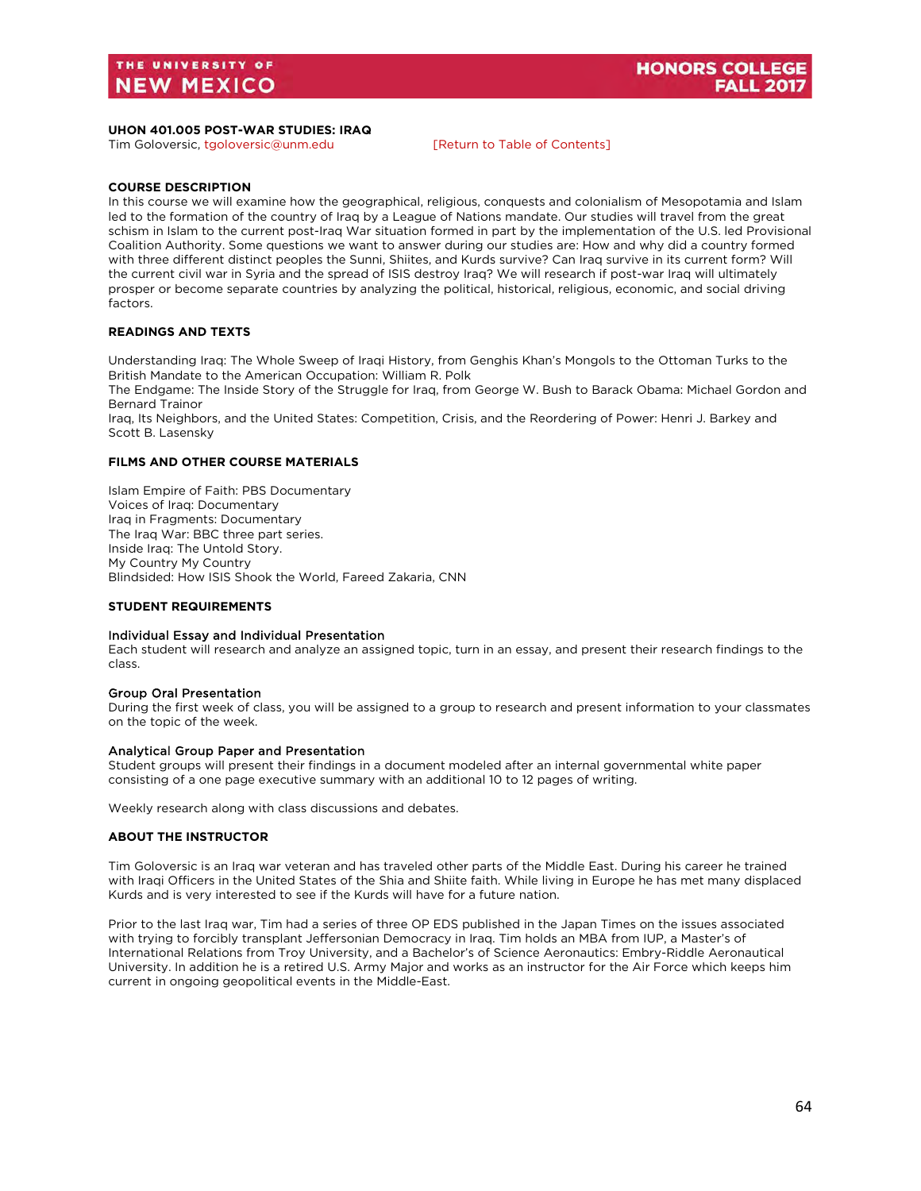**UHON 401.005 POST-WAR STUDIES: IRAQ**

Tim Goloversic, tgoloversic@unm.edu [Return to Table of Contents]

## COURSE DESCRIPTION

In this course we will examine how the geographical, religious, conquests and colonialism of Mesopotamia and Islam led to the formation of the country of Iraq by a League of Nations mandate. Our studies will travel from the great schism in Islam to the current post-Iraq War situation formed in part by the implementation of the U.S. led Provisional Coalition Authority. Some questions we want to answer during our studies are: How and why did a country formed with three different distinct peoples the Sunni, Shiites, and Kurds survive? Can Iraq survive in its current form? Will the current civil war in Syria and the spread of ISIS destroy Iraq? We will research if post-war Iraq will ultimately prosper or become separate countries by analyzing the political, historical, religious, economic, and social driving factors.

## READINGS AND TEXTS

Understanding Iraq: The Whole Sweep of Iraqi History, from Genghis Khan's Mongols to the Ottoman Turks to the British Mandate to the American Occupation: William R. Polk

The Endgame: The Inside Story of the Struggle for Iraq, from George W. Bush to Barack Obama: Michael Gordon and Bernard Trainor

Iraq, Its Neighbors, and the United States: Competition, Crisis, and the Reordering of Power: Henri J. Barkey and Scott B. Lasensky

## FILMS AND OTHER COURSE MATERIALS

Islam Empire of Faith: PBS Documentary
Voices of Iraq: Documentary
Iraq in Fragments: Documentary
The Iraq War: BBC three part series.
Inside Iraq: The Untold Story.
My Country My Country
Blindsided: How ISIS Shook the World, Fareed Zakaria, CNN

## STUDENT REQUIREMENTS

### Individual Essay and Individual Presentation

Each student will research and analyze an assigned topic, turn in an essay, and present their research findings to the class.

### Group Oral Presentation

During the first week of class, you will be assigned to a group to research and present information to your classmates on the topic of the week.

### Analytical Group Paper and Presentation

Student groups will present their findings in a document modeled after an internal governmental white paper consisting of a one page executive summary with an additional 10 to 12 pages of writing.

Weekly research along with class discussions and debates.

## ABOUT THE INSTRUCTOR

Tim Goloversic is an Iraq war veteran and has traveled other parts of the Middle East. During his career he trained with Iraqi Officers in the United States of the Shia and Shiite faith. While living in Europe he has met many displaced Kurds and is very interested to see if the Kurds will have for a future nation.

Prior to the last Iraq war, Tim had a series of three OP EDS published in the Japan Times on the issues associated with trying to forcibly transplant Jeffersonian Democracy in Iraq. Tim holds an MBA from IUP, a Master's of International Relations from Troy University, and a Bachelor's of Science Aeronautics: Embry-Riddle Aeronautical University. In addition he is a retired U.S. Army Major and works as an instructor for the Air Force which keeps him current in ongoing geopolitical events in the Middle-East.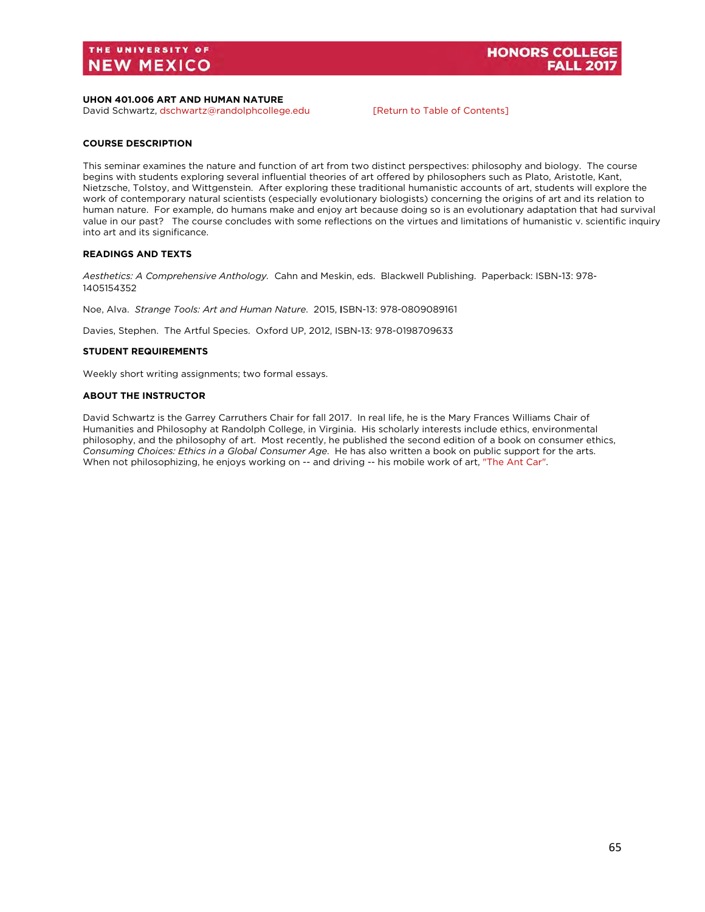**UHON 401.006 ART AND HUMAN NATURE**

David Schwartz, dschwartz@randolphcollege.edu [Return to Table of Contents]

**COURSE DESCRIPTION**

This seminar examines the nature and function of art from two distinct perspectives: philosophy and biology. The course begins with students exploring several influential theories of art offered by philosophers such as Plato, Aristotle, Kant, Nietzsche, Tolstoy, and Wittgenstein. After exploring these traditional humanistic accounts of art, students will explore the work of contemporary natural scientists (especially evolutionary biologists) concerning the origins of art and its relation to human nature. For example, do humans make and enjoy art because doing so is an evolutionary adaptation that had survival value in our past? The course concludes with some reflections on the virtues and limitations of humanistic v. scientific inquiry into art and its significance.

**READINGS AND TEXTS**

*Aesthetics: A Comprehensive Anthology.* Cahn and Meskin, eds. Blackwell Publishing. Paperback: ISBN-13: 978-1405154352

Noe, Alva. *Strange Tools: Art and Human Nature.* 2015, ISBN-13: 978-0809089161

Davies, Stephen. The Artful Species. Oxford UP, 2012, ISBN-13: 978-0198709633

**STUDENT REQUIREMENTS**

Weekly short writing assignments; two formal essays.

**ABOUT THE INSTRUCTOR**

David Schwartz is the Garrey Carruthers Chair for fall 2017. In real life, he is the Mary Frances Williams Chair of Humanities and Philosophy at Randolph College, in Virginia. His scholarly interests include ethics, environmental philosophy, and the philosophy of art. Most recently, he published the second edition of a book on consumer ethics, *Consuming Choices: Ethics in a Global Consumer Age*. He has also written a book on public support for the arts. When not philosophizing, he enjoys working on -- and driving -- his mobile work of art, "The Ant Car".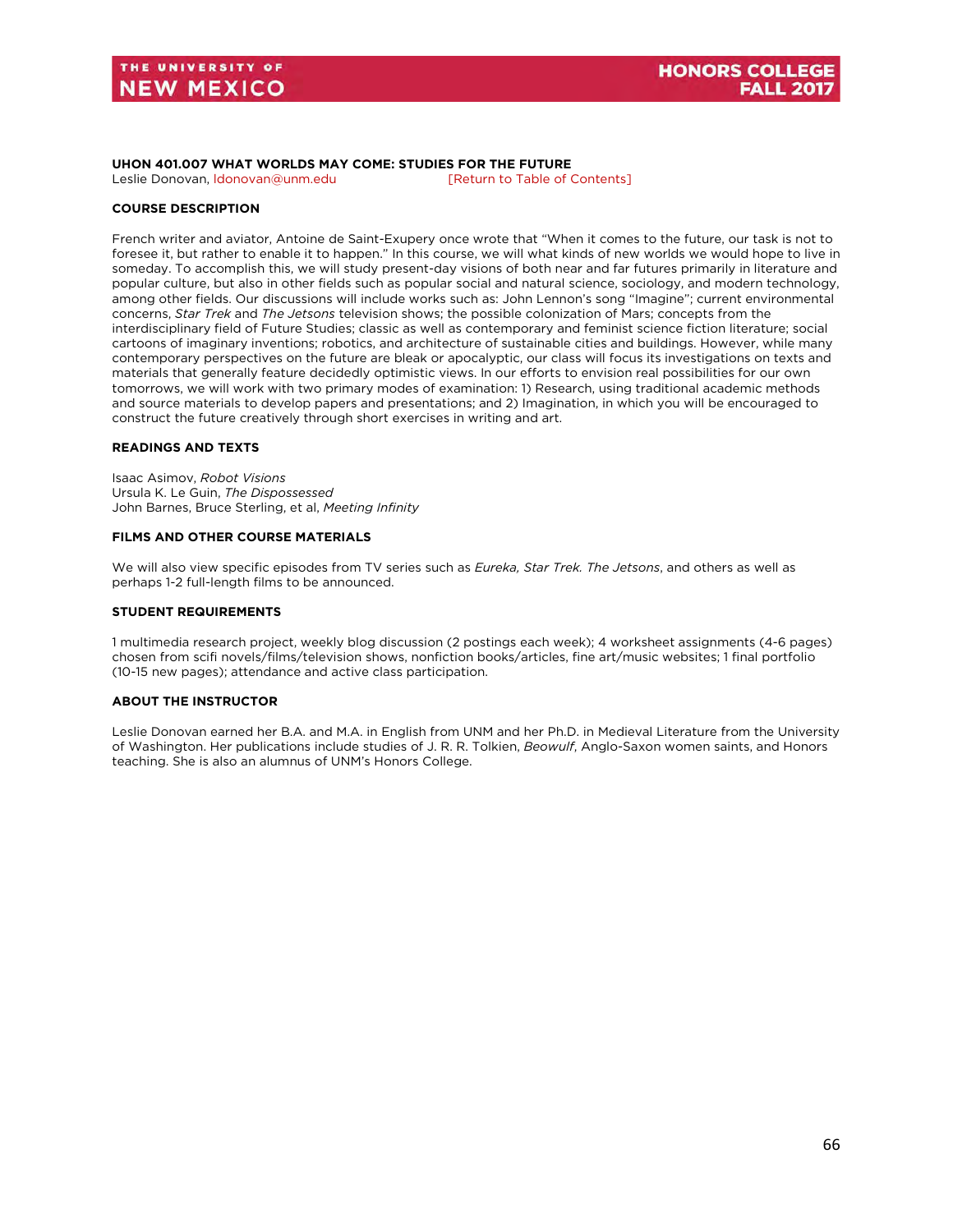## UHON 401.007 WHAT WORLDS MAY COME: STUDIES FOR THE FUTURE

Leslie Donovan, ldonovan@unm.edu [Return to Table of Contents]

### COURSE DESCRIPTION

French writer and aviator, Antoine de Saint-Exupery once wrote that "When it comes to the future, our task is not to foresee it, but rather to enable it to happen." In this course, we will what kinds of new worlds we would hope to live in someday. To accomplish this, we will study present-day visions of both near and far futures primarily in literature and popular culture, but also in other fields such as popular social and natural science, sociology, and modern technology, among other fields. Our discussions will include works such as: John Lennon's song "Imagine"; current environmental concerns, *Star Trek* and *The Jetsons* television shows; the possible colonization of Mars; concepts from the interdisciplinary field of Future Studies; classic as well as contemporary and feminist science fiction literature; social cartoons of imaginary inventions; robotics, and architecture of sustainable cities and buildings. However, while many contemporary perspectives on the future are bleak or apocalyptic, our class will focus its investigations on texts and materials that generally feature decidedly optimistic views. In our efforts to envision real possibilities for our own tomorrows, we will work with two primary modes of examination: 1) Research, using traditional academic methods and source materials to develop papers and presentations; and 2) Imagination, in which you will be encouraged to construct the future creatively through short exercises in writing and art.

### READINGS AND TEXTS

Isaac Asimov, *Robot Visions*
Ursula K. Le Guin, *The Dispossessed*
John Barnes, Bruce Sterling, et al, *Meeting Infinity*

### FILMS AND OTHER COURSE MATERIALS

We will also view specific episodes from TV series such as *Eureka, Star Trek. The Jetsons*, and others as well as perhaps 1-2 full-length films to be announced.

### STUDENT REQUIREMENTS

1 multimedia research project, weekly blog discussion (2 postings each week); 4 worksheet assignments (4-6 pages) chosen from scifi novels/films/television shows, nonfiction books/articles, fine art/music websites; 1 final portfolio (10-15 new pages); attendance and active class participation.

### ABOUT THE INSTRUCTOR

Leslie Donovan earned her B.A. and M.A. in English from UNM and her Ph.D. in Medieval Literature from the University of Washington. Her publications include studies of J. R. R. Tolkien, *Beowulf*, Anglo-Saxon women saints, and Honors teaching. She is also an alumnus of UNM's Honors College.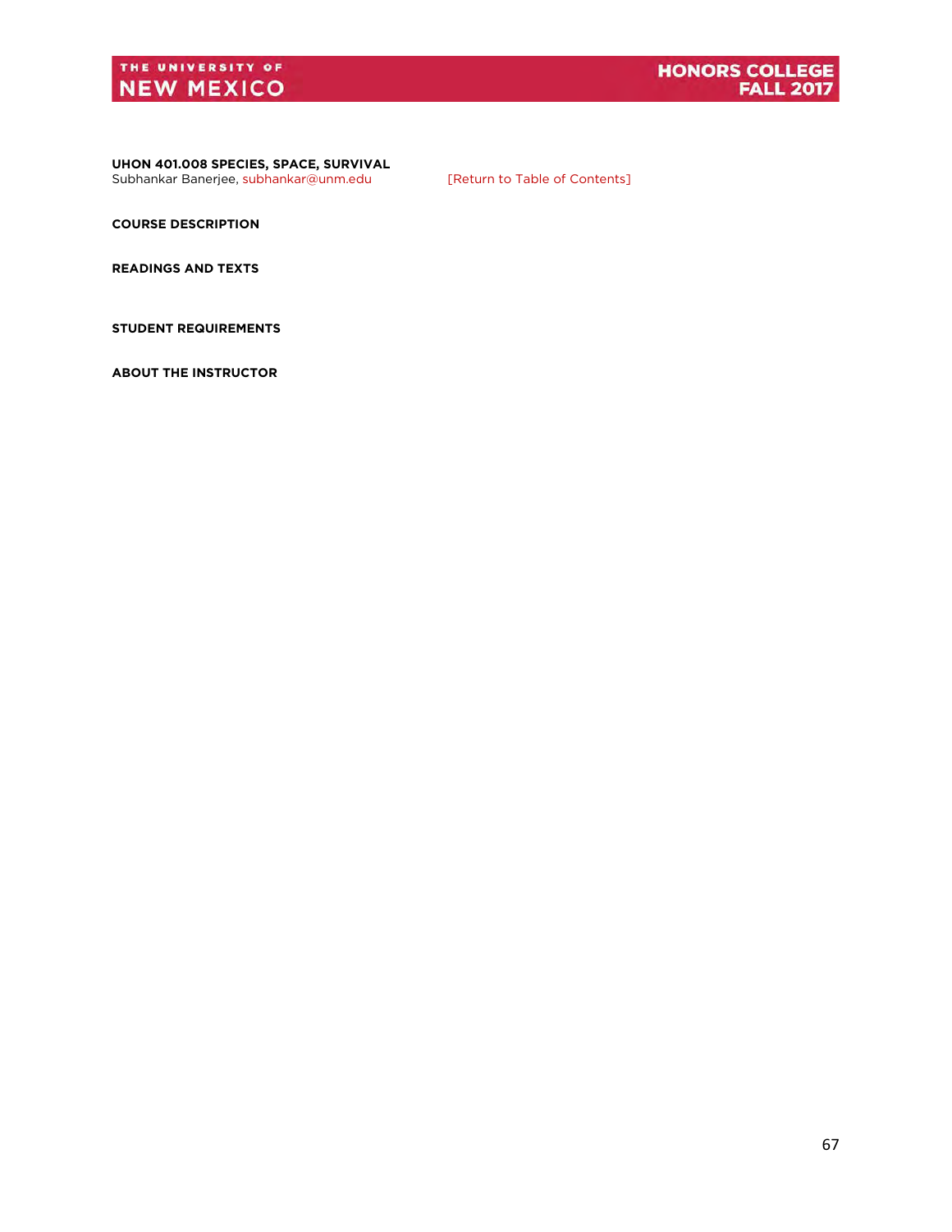**UHON 401.008 SPECIES, SPACE, SURVIVAL**
Subhankar Banerjee, subhankar@unm.edu [Return to Table of Contents]

**COURSE DESCRIPTION**

**READINGS AND TEXTS**

**STUDENT REQUIREMENTS**

**ABOUT THE INSTRUCTOR**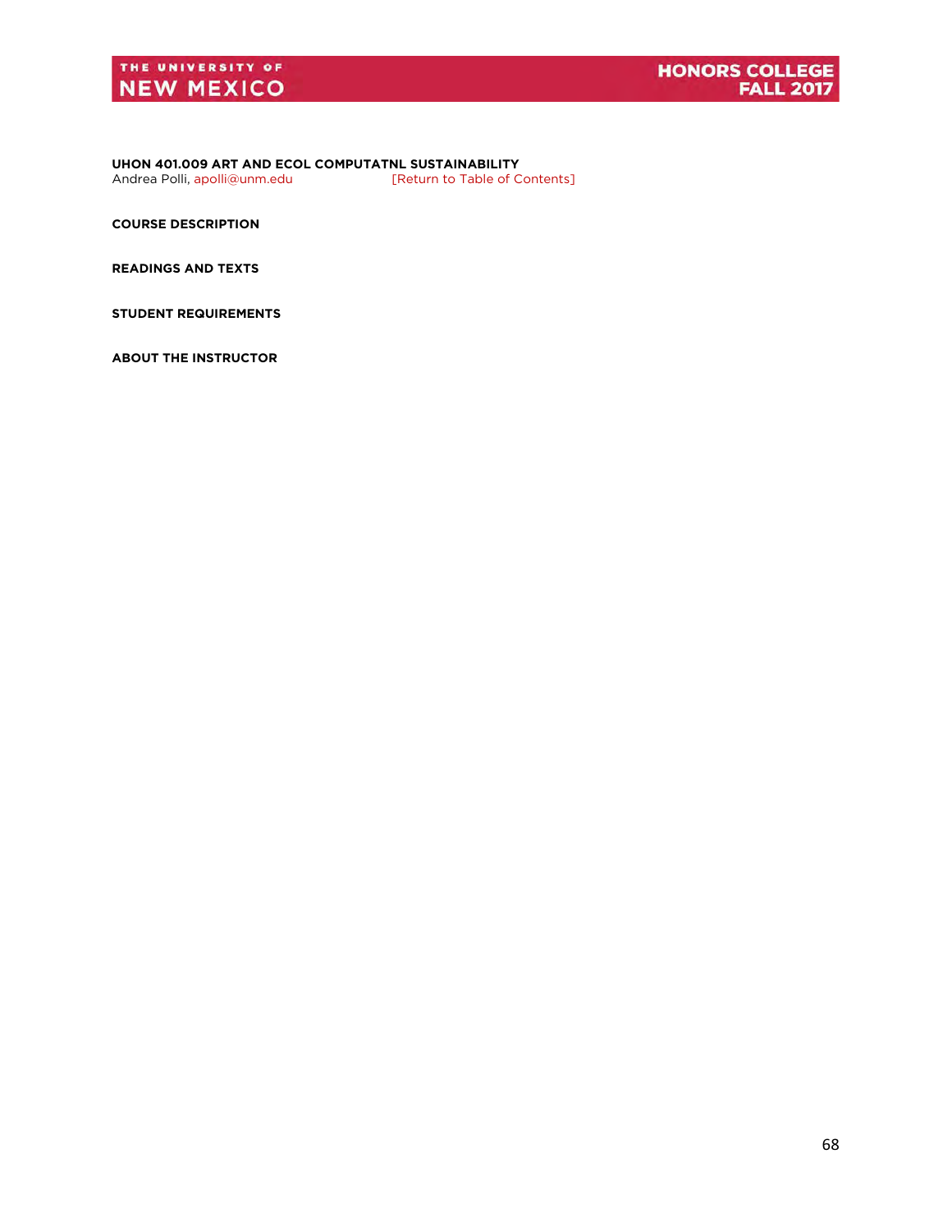**UHON 401.009 ART AND ECOL COMPUTATNL SUSTAINABILITY**
Andrea Polli, apolli@unm.edu [Return to Table of Contents]

**COURSE DESCRIPTION**

**READINGS AND TEXTS**

**STUDENT REQUIREMENTS**

**ABOUT THE INSTRUCTOR**